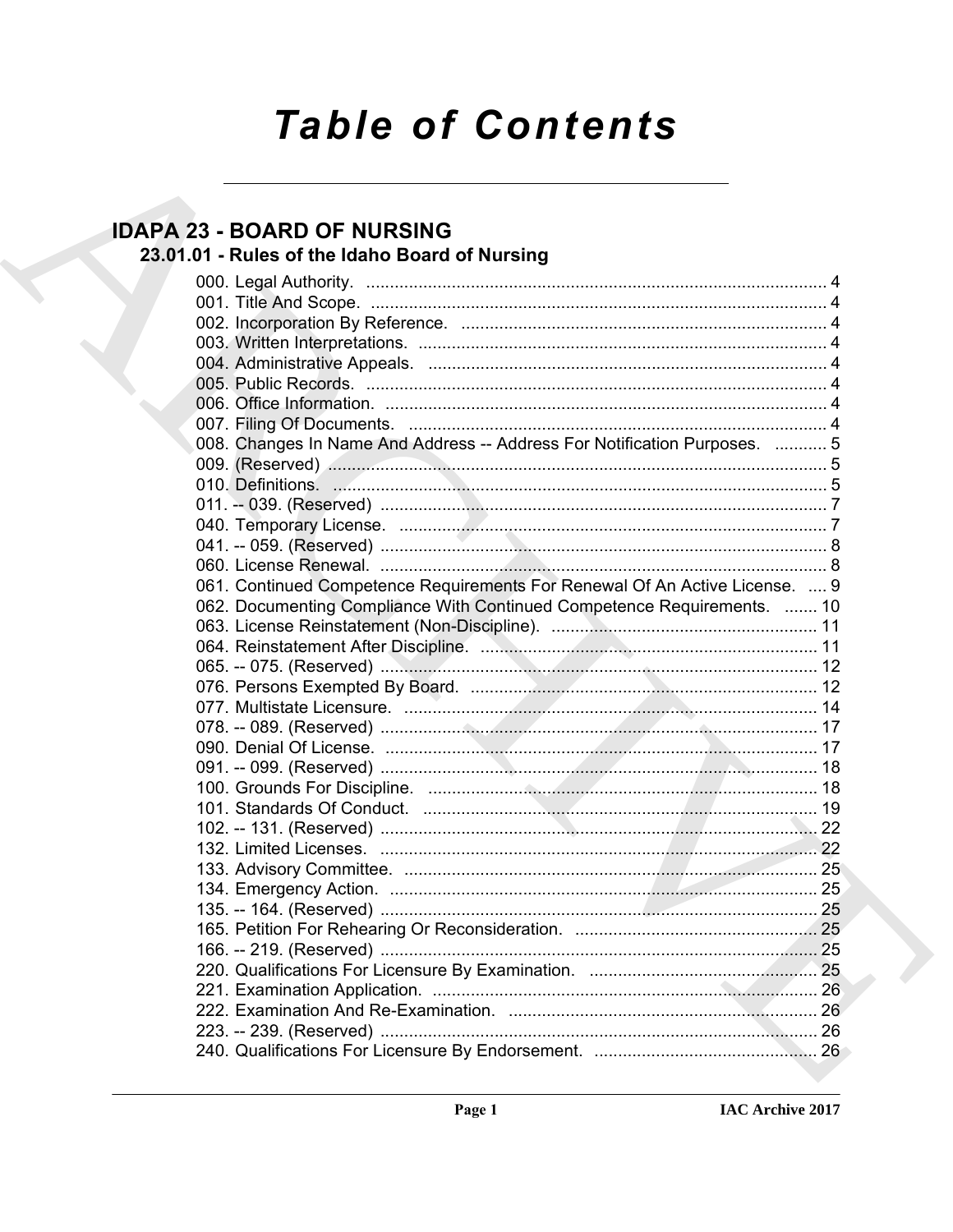# Table of Contents

## IDAPA 23 - BOARD OF NURSING

### 23.01.01 - Rules of the Idaho Board of Nursing

000. Legal Authority. ................................................................................................. 4
001. Title And Scope. ................................................................................................ 4
002. Incorporation By Reference. ............................................................................. 4
003. Written Interpretations. ...................................................................................... 4
004. Administrative Appeals. .................................................................................... 4
005. Public Records. ................................................................................................. 4
006. Office Information. ............................................................................................. 4
007. Filing Of Documents. ........................................................................................ 4
008. Changes In Name And Address -- Address For Notification Purposes. ........... 5
009. (Reserved) ......................................................................................................... 5
010. Definitions. ........................................................................................................ 5
011. -- 039. (Reserved) .............................................................................................. 7
040. Temporary License. .......................................................................................... 7
041. -- 059. (Reserved) .............................................................................................. 8
060. License Renewal. .............................................................................................. 8
061. Continued Competence Requirements For Renewal Of An Active License. .... 9
062. Documenting Compliance With Continued Competence Requirements. ....... 10
063. License Reinstatement (Non-Discipline). ........................................................ 11
064. Reinstatement After Discipline. ....................................................................... 11
065. -- 075. (Reserved) ............................................................................................ 12
076. Persons Exempted By Board. ......................................................................... 12
077. Multistate Licensure. ....................................................................................... 14
078. -- 089. (Reserved) ............................................................................................ 17
090. Denial Of License. ........................................................................................... 17
091. -- 099. (Reserved) ............................................................................................ 18
100. Grounds For Discipline. .................................................................................. 18
101. Standards Of Conduct. ................................................................................... 19
102. -- 131. (Reserved) ............................................................................................ 22
132. Limited Licenses. ............................................................................................ 22
133. Advisory Committee. ....................................................................................... 25
134. Emergency Action. .......................................................................................... 25
135. -- 164. (Reserved) ............................................................................................ 25
165. Petition For Rehearing Or Reconsideration. .................................................. 25
166. -- 219. (Reserved) ............................................................................................ 25
220. Qualifications For Licensure By Examination. ................................................ 25
221. Examination Application. ................................................................................. 26
222. Examination And Re-Examination. ................................................................. 26
223. -- 239. (Reserved) ............................................................................................ 26
240. Qualifications For Licensure By Endorsement. ............................................... 26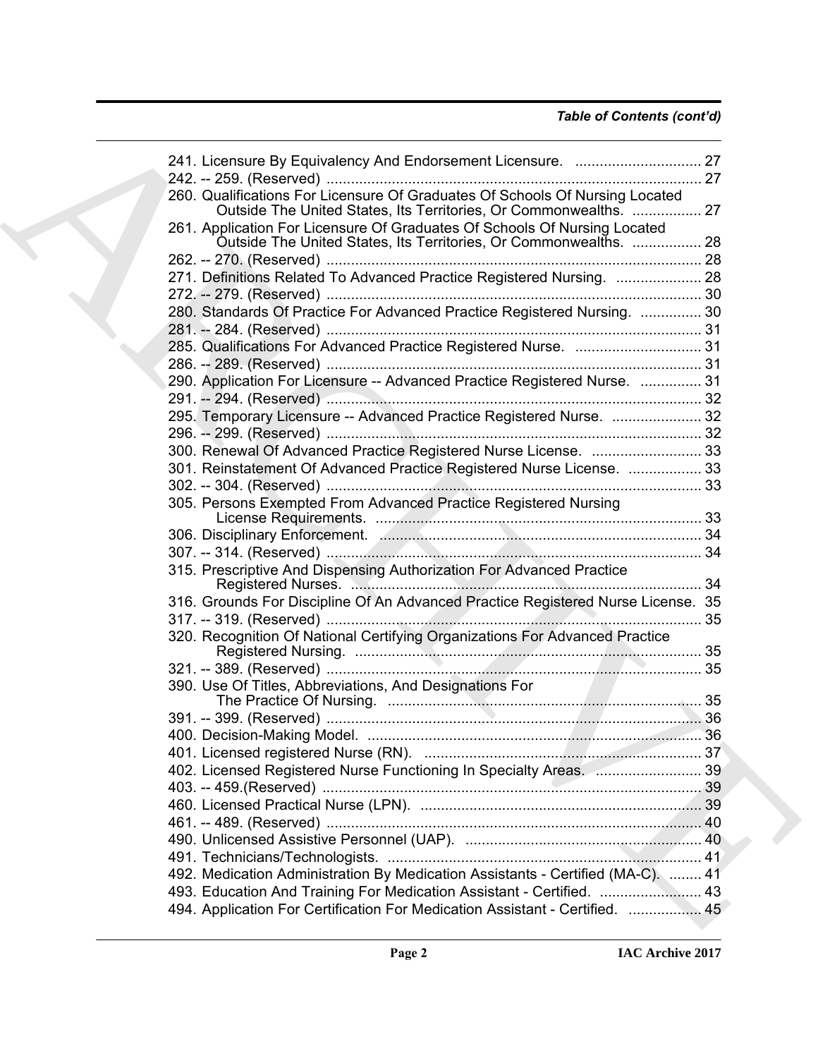*Table of Contents (cont'd)*

241. Licensure By Equivalency And Endorsement Licensure. ............................... 27
242. -- 259. (Reserved) ............................................................................................ 27
260. Qualifications For Licensure Of Graduates Of Schools Of Nursing Located Outside The United States, Its Territories, Or Commonwealths. ................. 27
261. Application For Licensure Of Graduates Of Schools Of Nursing Located Outside The United States, Its Territories, Or Commonwealths. ................. 28
262. -- 270. (Reserved) ............................................................................................ 28
271. Definitions Related To Advanced Practice Registered Nursing. ..................... 28
272. -- 279. (Reserved) ............................................................................................ 30
280. Standards Of Practice For Advanced Practice Registered Nursing. ............... 30
281. -- 284. (Reserved) ............................................................................................ 31
285. Qualifications For Advanced Practice Registered Nurse. ............................... 31
286. -- 289. (Reserved) ............................................................................................ 31
290. Application For Licensure -- Advanced Practice Registered Nurse. ............... 31
291. -- 294. (Reserved) ............................................................................................ 32
295. Temporary Licensure -- Advanced Practice Registered Nurse. ...................... 32
296. -- 299. (Reserved) ............................................................................................ 32
300. Renewal Of Advanced Practice Registered Nurse License. ........................... 33
301. Reinstatement Of Advanced Practice Registered Nurse License. .................. 33
302. -- 304. (Reserved) ............................................................................................ 33
305. Persons Exempted From Advanced Practice Registered Nursing License Requirements. ................................................................................ 33
306. Disciplinary Enforcement. ............................................................................... 34
307. -- 314. (Reserved) ............................................................................................ 34
315. Prescriptive And Dispensing Authorization For Advanced Practice Registered Nurses. ...................................................................................... 34
316. Grounds For Discipline Of An Advanced Practice Registered Nurse License. 35
317. -- 319. (Reserved) ............................................................................................ 35
320. Recognition Of National Certifying Organizations For Advanced Practice Registered Nursing. ..................................................................................... 35
321. -- 389. (Reserved) ............................................................................................ 35
390. Use Of Titles, Abbreviations, And Designations For The Practice Of Nursing. ............................................................................ 35
391. -- 399. (Reserved) ............................................................................................ 36
400. Decision-Making Model. .................................................................................. 36
401. Licensed registered Nurse (RN). .................................................................... 37
402. Licensed Registered Nurse Functioning In Specialty Areas. .......................... 39
403. -- 459.(Reserved) ............................................................................................. 39
460. Licensed Practical Nurse (LPN). ..................................................................... 39
461. -- 489. (Reserved) ............................................................................................ 40
490. Unlicensed Assistive Personnel (UAP). .......................................................... 40
491. Technicians/Technologists. ............................................................................. 41
492. Medication Administration By Medication Assistants - Certified (MA-C). ........ 41
493. Education And Training For Medication Assistant - Certified. ......................... 43
494. Application For Certification For Medication Assistant - Certified. .................. 45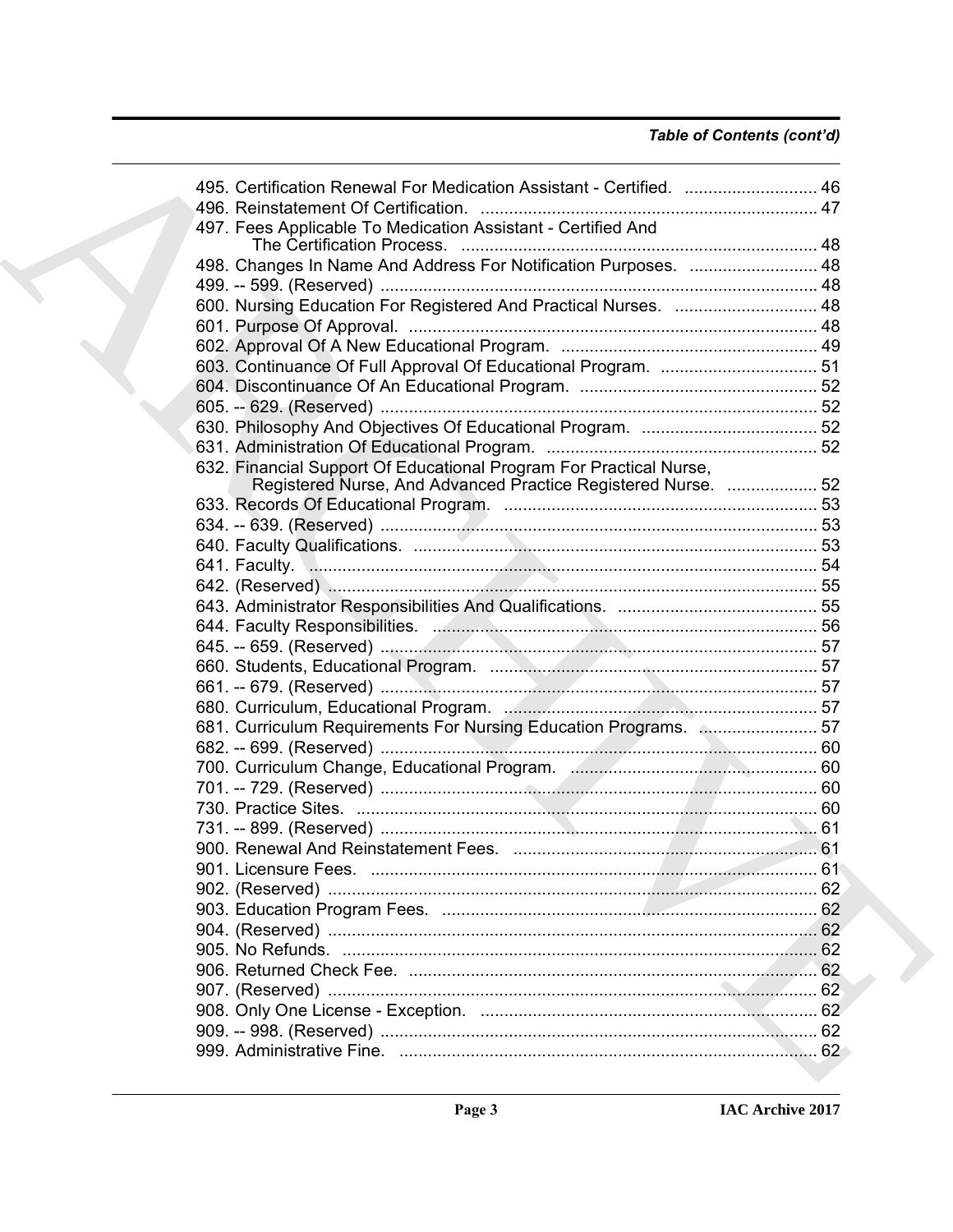*Table of Contents (cont'd)*

495. Certification Renewal For Medication Assistant - Certified. ............................ 46
496. Reinstatement Of Certification. ....................................................................... 47
497. Fees Applicable To Medication Assistant - Certified And The Certification Process. ........................................................................... 48
498. Changes In Name And Address For Notification Purposes. ........................... 48
499. -- 599. (Reserved) ............................................................................................ 48
600. Nursing Education For Registered And Practical Nurses. .............................. 48
601. Purpose Of Approval. ...................................................................................... 48
602. Approval Of A New Educational Program. ...................................................... 49
603. Continuance Of Full Approval Of Educational Program. ................................. 51
604. Discontinuance Of An Educational Program. .................................................. 52
605. -- 629. (Reserved) ............................................................................................ 52
630. Philosophy And Objectives Of Educational Program. ..................................... 52
631. Administration Of Educational Program. ......................................................... 52
632. Financial Support Of Educational Program For Practical Nurse, Registered Nurse, And Advanced Practice Registered Nurse. ................... 52
633. Records Of Educational Program. .................................................................. 53
634. -- 639. (Reserved) ............................................................................................ 53
640. Faculty Qualifications. ..................................................................................... 53
641. Faculty. ........................................................................................................... 54
642. (Reserved) ...................................................................................................... 55
643. Administrator Responsibilities And Qualifications. .......................................... 55
644. Faculty Responsibilities. ................................................................................. 56
645. -- 659. (Reserved) ............................................................................................ 57
660. Students, Educational Program. ..................................................................... 57
661. -- 679. (Reserved) ............................................................................................ 57
680. Curriculum, Educational Program. .................................................................. 57
681. Curriculum Requirements For Nursing Education Programs. ......................... 57
682. -- 699. (Reserved) ............................................................................................ 60
700. Curriculum Change, Educational Program. .................................................... 60
701. -- 729. (Reserved) ............................................................................................ 60
730. Practice Sites. ................................................................................................. 60
731. -- 899. (Reserved) ............................................................................................ 61
900. Renewal And Reinstatement Fees. ................................................................ 61
901. Licensure Fees. .............................................................................................. 61
902. (Reserved) ...................................................................................................... 62
903. Education Program Fees. ............................................................................... 62
904. (Reserved) ...................................................................................................... 62
905. No Refunds. .................................................................................................... 62
906. Returned Check Fee. ...................................................................................... 62
907. (Reserved) ...................................................................................................... 62
908. Only One License - Exception. ....................................................................... 62
909. -- 998. (Reserved) ............................................................................................ 62
999. Administrative Fine. ........................................................................................ 62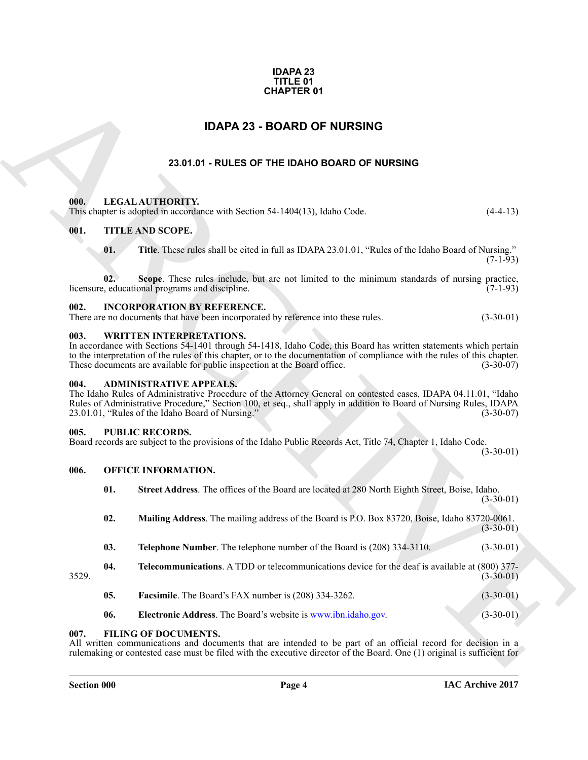**IDAPA 23**
**TITLE 01**
**CHAPTER 01**

# IDAPA 23 - BOARD OF NURSING

## 23.01.01 - RULES OF THE IDAHO BOARD OF NURSING

### 000. LEGAL AUTHORITY.

This chapter is adopted in accordance with Section 54-1404(13), Idaho Code. (4-4-13)

### 001. TITLE AND SCOPE.

**01. Title**. These rules shall be cited in full as IDAPA 23.01.01, "Rules of the Idaho Board of Nursing." (7-1-93)

**02. Scope**. These rules include, but are not limited to the minimum standards of nursing practice, licensure, educational programs and discipline. (7-1-93)

### 002. INCORPORATION BY REFERENCE.

There are no documents that have been incorporated by reference into these rules. (3-30-01)

### 003. WRITTEN INTERPRETATIONS.

In accordance with Sections 54-1401 through 54-1418, Idaho Code, this Board has written statements which pertain to the interpretation of the rules of this chapter, or to the documentation of compliance with the rules of this chapter. These documents are available for public inspection at the Board office. (3-30-07)

### 004. ADMINISTRATIVE APPEALS.

The Idaho Rules of Administrative Procedure of the Attorney General on contested cases, IDAPA 04.11.01, "Idaho Rules of Administrative Procedure," Section 100, et seq., shall apply in addition to Board of Nursing Rules, IDAPA 23.01.01, "Rules of the Idaho Board of Nursing." (3-30-07)

### 005. PUBLIC RECORDS.

Board records are subject to the provisions of the Idaho Public Records Act, Title 74, Chapter 1, Idaho Code. (3-30-01)

### 006. OFFICE INFORMATION.

**01. Street Address**. The offices of the Board are located at 280 North Eighth Street, Boise, Idaho. (3-30-01)

**02. Mailing Address**. The mailing address of the Board is P.O. Box 83720, Boise, Idaho 83720-0061. (3-30-01)

**03. Telephone Number**. The telephone number of the Board is (208) 334-3110. (3-30-01)

**04. Telecommunications**. A TDD or telecommunications device for the deaf is available at (800) 377-3529. (3-30-01)

**05. Facsimile**. The Board's FAX number is (208) 334-3262. (3-30-01)

**06. Electronic Address**. The Board's website is www.ibn.idaho.gov. (3-30-01)

### 007. FILING OF DOCUMENTS.

All written communications and documents that are intended to be part of an official record for decision in a rulemaking or contested case must be filed with the executive director of the Board. One (1) original is sufficient for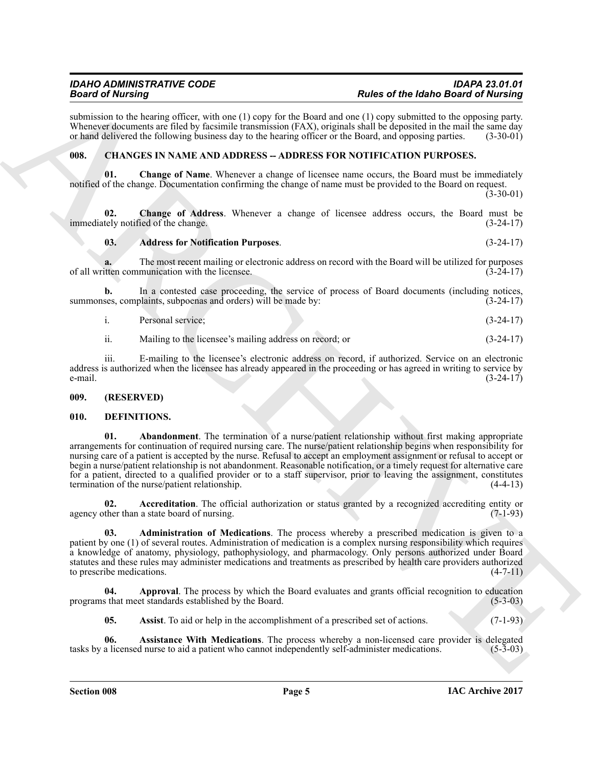submission to the hearing officer, with one (1) copy for the Board and one (1) copy submitted to the opposing party. Whenever documents are filed by facsimile transmission (FAX), originals shall be deposited in the mail the same day or hand delivered the following business day to the hearing officer or the Board, and opposing parties. (3-30-01)

## 008. CHANGES IN NAME AND ADDRESS -- ADDRESS FOR NOTIFICATION PURPOSES.

**01. Change of Name**. Whenever a change of licensee name occurs, the Board must be immediately notified of the change. Documentation confirming the change of name must be provided to the Board on request. (3-30-01)

**02. Change of Address**. Whenever a change of licensee address occurs, the Board must be immediately notified of the change. (3-24-17)

**03. Address for Notification Purposes**. (3-24-17)

**a.** The most recent mailing or electronic address on record with the Board will be utilized for purposes of all written communication with the licensee. (3-24-17)

**b.** In a contested case proceeding, the service of process of Board documents (including notices, summonses, complaints, subpoenas and orders) will be made by: (3-24-17)

i. Personal service; (3-24-17)

ii. Mailing to the licensee's mailing address on record; or (3-24-17)

iii. E-mailing to the licensee's electronic address on record, if authorized. Service on an electronic address is authorized when the licensee has already appeared in the proceeding or has agreed in writing to service by e-mail. (3-24-17)

## 009. (RESERVED)

## 010. DEFINITIONS.

**01. Abandonment**. The termination of a nurse/patient relationship without first making appropriate arrangements for continuation of required nursing care. The nurse/patient relationship begins when responsibility for nursing care of a patient is accepted by the nurse. Refusal to accept an employment assignment or refusal to accept or begin a nurse/patient relationship is not abandonment. Reasonable notification, or a timely request for alternative care for a patient, directed to a qualified provider or to a staff supervisor, prior to leaving the assignment, constitutes termination of the nurse/patient relationship. (4-4-13)

**02. Accreditation**. The official authorization or status granted by a recognized accrediting entity or agency other than a state board of nursing. (7-1-93)

**03. Administration of Medications**. The process whereby a prescribed medication is given to a patient by one (1) of several routes. Administration of medication is a complex nursing responsibility which requires a knowledge of anatomy, physiology, pathophysiology, and pharmacology. Only persons authorized under Board statutes and these rules may administer medications and treatments as prescribed by health care providers authorized to prescribe medications. (4-7-11)

**04. Approval**. The process by which the Board evaluates and grants official recognition to education programs that meet standards established by the Board. (5-3-03)

**05. Assist**. To aid or help in the accomplishment of a prescribed set of actions. (7-1-93)

**06. Assistance With Medications**. The process whereby a non-licensed care provider is delegated tasks by a licensed nurse to aid a patient who cannot independently self-administer medications. (5-3-03)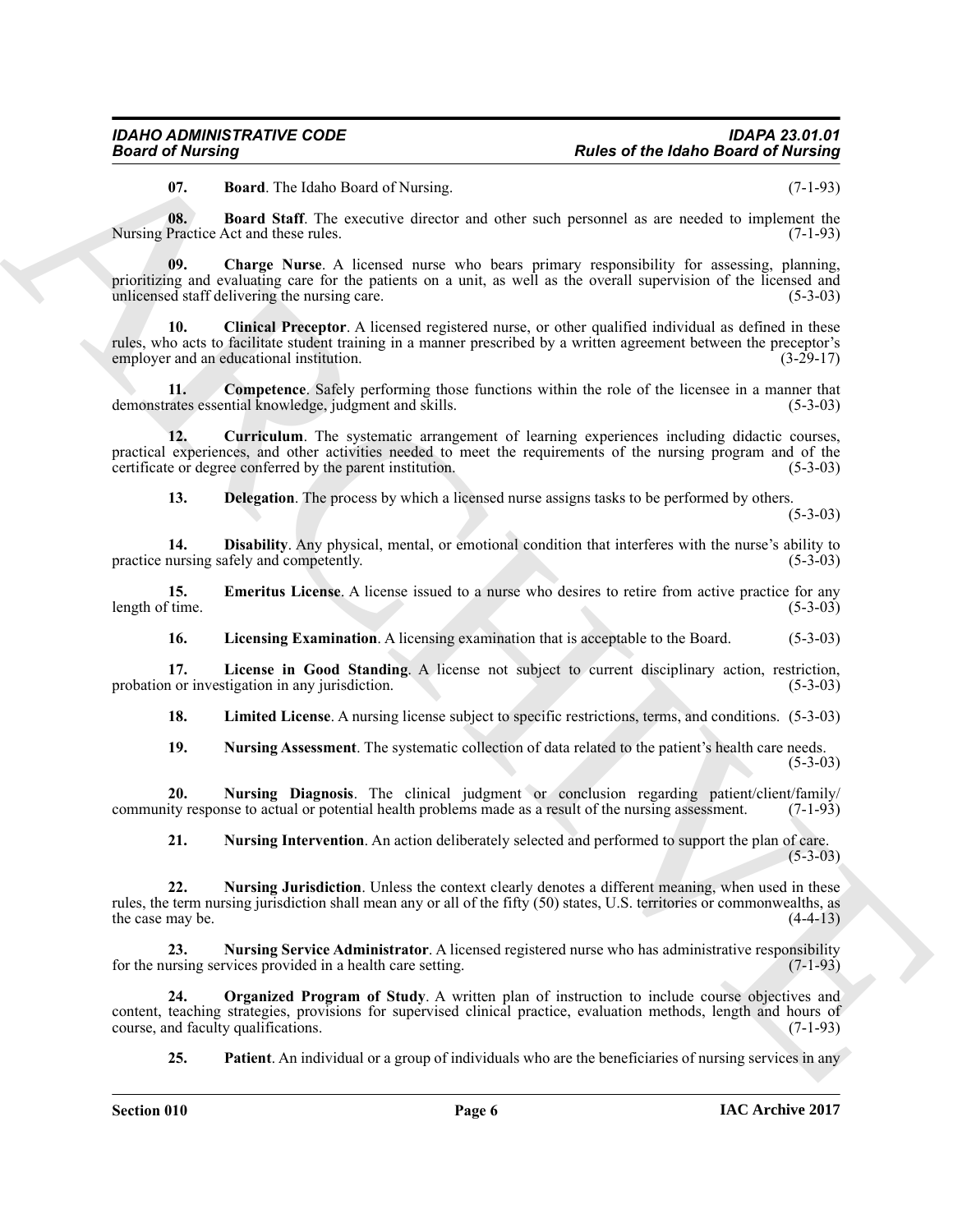**07. Board**. The Idaho Board of Nursing. (7-1-93)

**08. Board Staff**. The executive director and other such personnel as are needed to implement the Nursing Practice Act and these rules. (7-1-93)

**09. Charge Nurse**. A licensed nurse who bears primary responsibility for assessing, planning, prioritizing and evaluating care for the patients on a unit, as well as the overall supervision of the licensed and unlicensed staff delivering the nursing care. (5-3-03)

**10. Clinical Preceptor**. A licensed registered nurse, or other qualified individual as defined in these rules, who acts to facilitate student training in a manner prescribed by a written agreement between the preceptor's employer and an educational institution. (3-29-17)

**11. Competence**. Safely performing those functions within the role of the licensee in a manner that demonstrates essential knowledge, judgment and skills. (5-3-03)

**12. Curriculum**. The systematic arrangement of learning experiences including didactic courses, practical experiences, and other activities needed to meet the requirements of the nursing program and of the certificate or degree conferred by the parent institution. (5-3-03)

**13. Delegation**. The process by which a licensed nurse assigns tasks to be performed by others. (5-3-03)

**14. Disability**. Any physical, mental, or emotional condition that interferes with the nurse's ability to practice nursing safely and competently. (5-3-03)

**15. Emeritus License**. A license issued to a nurse who desires to retire from active practice for any length of time. (5-3-03)

**16. Licensing Examination**. A licensing examination that is acceptable to the Board. (5-3-03)

**17. License in Good Standing**. A license not subject to current disciplinary action, restriction, probation or investigation in any jurisdiction. (5-3-03)

**18. Limited License**. A nursing license subject to specific restrictions, terms, and conditions. (5-3-03)

**19. Nursing Assessment**. The systematic collection of data related to the patient's health care needs. (5-3-03)

**20. Nursing Diagnosis**. The clinical judgment or conclusion regarding patient/client/family/community response to actual or potential health problems made as a result of the nursing assessment. (7-1-93)

**21. Nursing Intervention**. An action deliberately selected and performed to support the plan of care. (5-3-03)

**22. Nursing Jurisdiction**. Unless the context clearly denotes a different meaning, when used in these rules, the term nursing jurisdiction shall mean any or all of the fifty (50) states, U.S. territories or commonwealths, as the case may be. (4-4-13)

**23. Nursing Service Administrator**. A licensed registered nurse who has administrative responsibility for the nursing services provided in a health care setting. (7-1-93)

**24. Organized Program of Study**. A written plan of instruction to include course objectives and content, teaching strategies, provisions for supervised clinical practice, evaluation methods, length and hours of course, and faculty qualifications. (7-1-93)

**25. Patient**. An individual or a group of individuals who are the beneficiaries of nursing services in any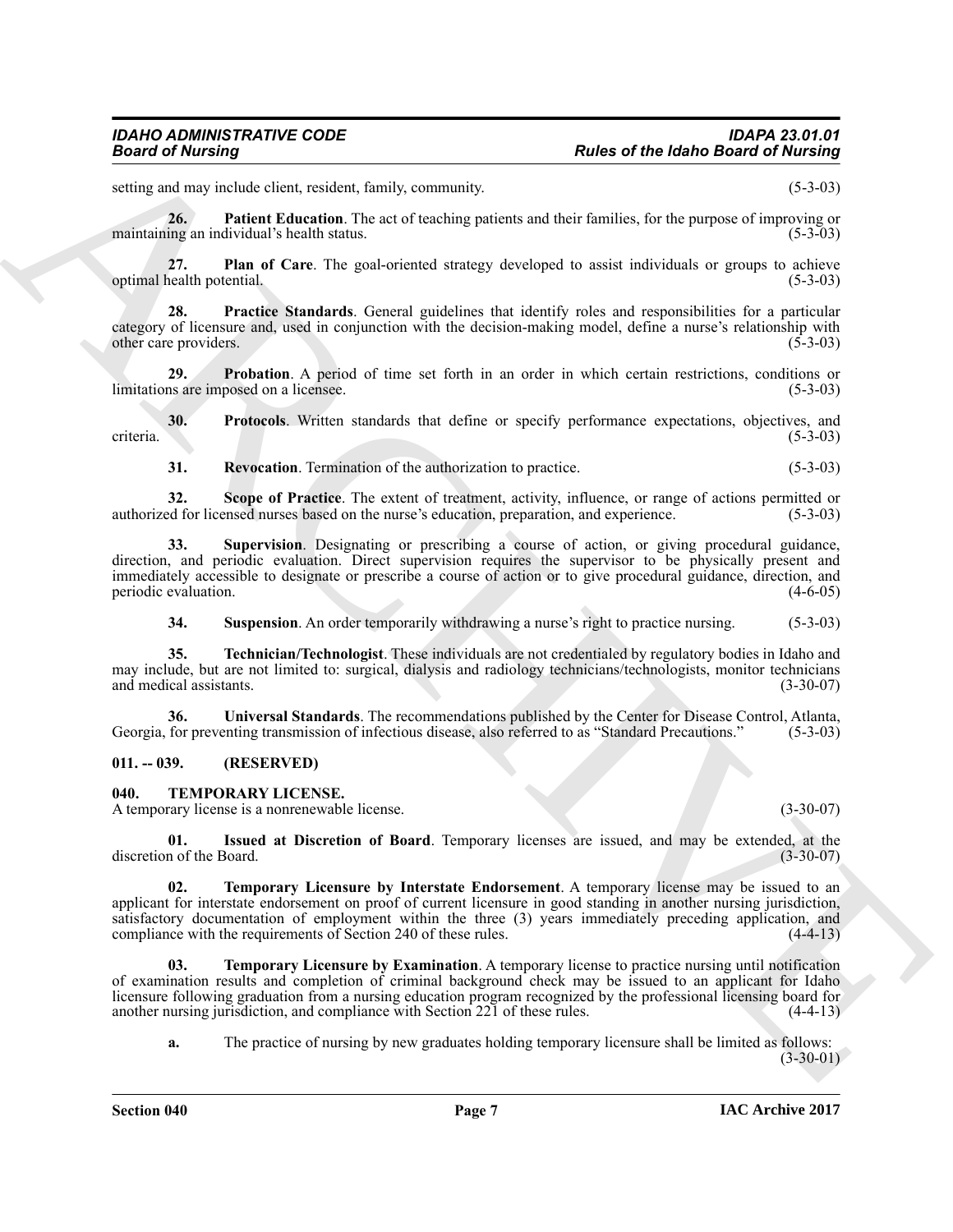setting and may include client, resident, family, community. (5-3-03)

**26. Patient Education**. The act of teaching patients and their families, for the purpose of improving or maintaining an individual's health status. (5-3-03)

**27. Plan of Care**. The goal-oriented strategy developed to assist individuals or groups to achieve optimal health potential. (5-3-03)

**28. Practice Standards**. General guidelines that identify roles and responsibilities for a particular category of licensure and, used in conjunction with the decision-making model, define a nurse's relationship with other care providers. (5-3-03)

**29. Probation**. A period of time set forth in an order in which certain restrictions, conditions or limitations are imposed on a licensee. (5-3-03)

**30. Protocols**. Written standards that define or specify performance expectations, objectives, and criteria. (5-3-03)

**31. Revocation**. Termination of the authorization to practice. (5-3-03)

**32. Scope of Practice**. The extent of treatment, activity, influence, or range of actions permitted or authorized for licensed nurses based on the nurse's education, preparation, and experience. (5-3-03)

**33. Supervision**. Designating or prescribing a course of action, or giving procedural guidance, direction, and periodic evaluation. Direct supervision requires the supervisor to be physically present and immediately accessible to designate or prescribe a course of action or to give procedural guidance, direction, and periodic evaluation. (4-6-05)

**34. Suspension**. An order temporarily withdrawing a nurse's right to practice nursing. (5-3-03)

**35. Technician/Technologist**. These individuals are not credentialed by regulatory bodies in Idaho and may include, but are not limited to: surgical, dialysis and radiology technicians/technologists, monitor technicians and medical assistants. (3-30-07)

**36. Universal Standards**. The recommendations published by the Center for Disease Control, Atlanta, Georgia, for preventing transmission of infectious disease, also referred to as "Standard Precautions." (5-3-03)

## 011. -- 039. (RESERVED)

## 040. TEMPORARY LICENSE.

A temporary license is a nonrenewable license. (3-30-07)

**01. Issued at Discretion of Board**. Temporary licenses are issued, and may be extended, at the discretion of the Board. (3-30-07)

**02. Temporary Licensure by Interstate Endorsement**. A temporary license may be issued to an applicant for interstate endorsement on proof of current licensure in good standing in another nursing jurisdiction, satisfactory documentation of employment within the three (3) years immediately preceding application, and compliance with the requirements of Section 240 of these rules. (4-4-13)

**03. Temporary Licensure by Examination**. A temporary license to practice nursing until notification of examination results and completion of criminal background check may be issued to an applicant for Idaho licensure following graduation from a nursing education program recognized by the professional licensing board for another nursing jurisdiction, and compliance with Section 221 of these rules. (4-4-13)

**a.** The practice of nursing by new graduates holding temporary licensure shall be limited as follows: (3-30-01)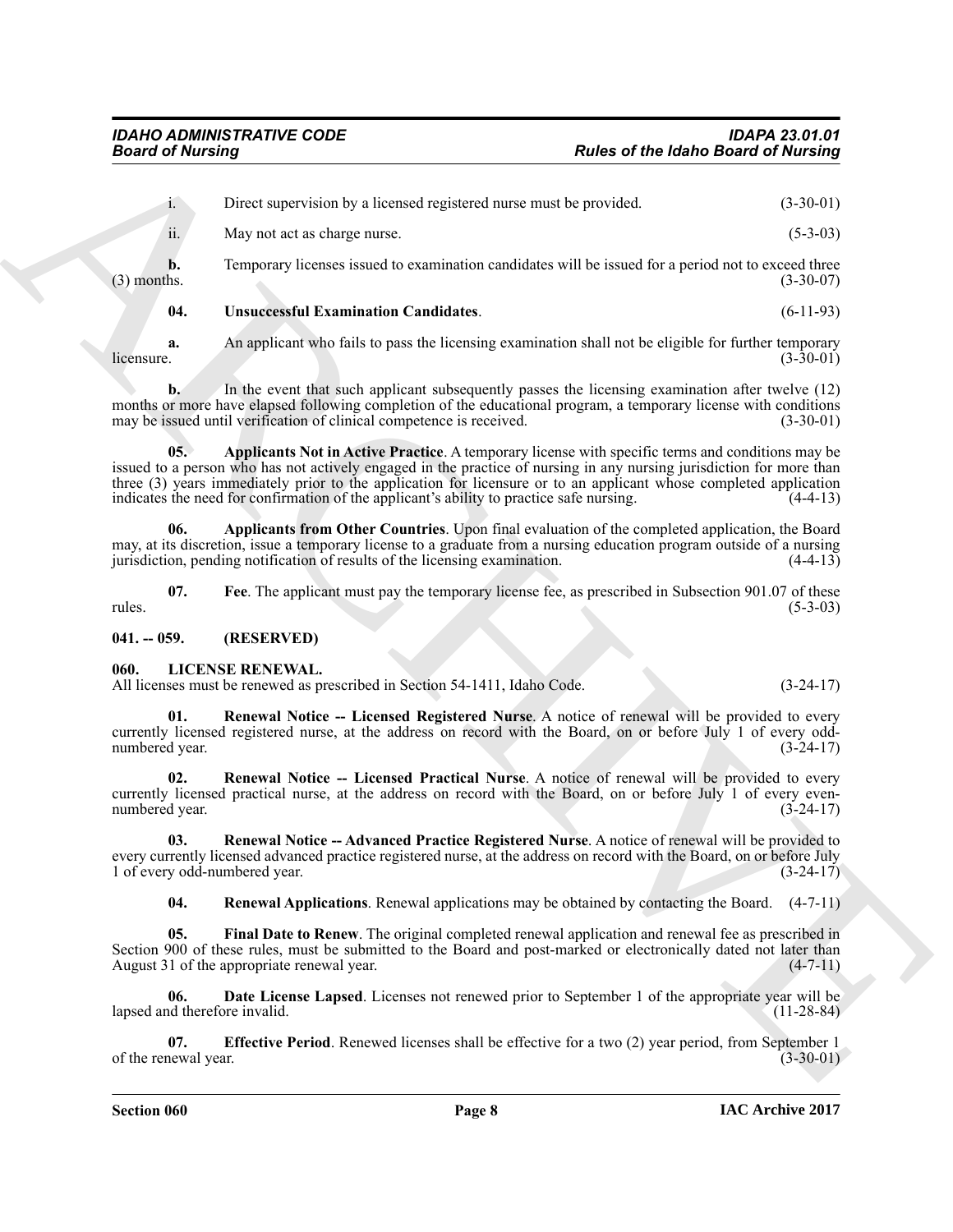i. Direct supervision by a licensed registered nurse must be provided. (3-30-01)

ii. May not act as charge nurse. (5-3-03)

**b.** Temporary licenses issued to examination candidates will be issued for a period not to exceed three (3) months. (3-30-07)

**04. Unsuccessful Examination Candidates**. (6-11-93)

**a.** An applicant who fails to pass the licensing examination shall not be eligible for further temporary licensure. (3-30-01)

**b.** In the event that such applicant subsequently passes the licensing examination after twelve (12) months or more have elapsed following completion of the educational program, a temporary license with conditions may be issued until verification of clinical competence is received. (3-30-01)

**05. Applicants Not in Active Practice**. A temporary license with specific terms and conditions may be issued to a person who has not actively engaged in the practice of nursing in any nursing jurisdiction for more than three (3) years immediately prior to the application for licensure or to an applicant whose completed application indicates the need for confirmation of the applicant's ability to practice safe nursing. (4-4-13)

**06. Applicants from Other Countries**. Upon final evaluation of the completed application, the Board may, at its discretion, issue a temporary license to a graduate from a nursing education program outside of a nursing jurisdiction, pending notification of results of the licensing examination. (4-4-13)

**07. Fee**. The applicant must pay the temporary license fee, as prescribed in Subsection 901.07 of these rules. (5-3-03)

## 041. -- 059. (RESERVED)

## 060. LICENSE RENEWAL.

All licenses must be renewed as prescribed in Section 54-1411, Idaho Code. (3-24-17)

**01. Renewal Notice -- Licensed Registered Nurse**. A notice of renewal will be provided to every currently licensed registered nurse, at the address on record with the Board, on or before July 1 of every odd-numbered year. (3-24-17)

**02. Renewal Notice -- Licensed Practical Nurse**. A notice of renewal will be provided to every currently licensed practical nurse, at the address on record with the Board, on or before July 1 of every even-numbered year. (3-24-17)

**03. Renewal Notice -- Advanced Practice Registered Nurse**. A notice of renewal will be provided to every currently licensed advanced practice registered nurse, at the address on record with the Board, on or before July 1 of every odd-numbered year. (3-24-17)

**04. Renewal Applications**. Renewal applications may be obtained by contacting the Board. (4-7-11)

**05. Final Date to Renew**. The original completed renewal application and renewal fee as prescribed in Section 900 of these rules, must be submitted to the Board and post-marked or electronically dated not later than August 31 of the appropriate renewal year. (4-7-11)

**06. Date License Lapsed**. Licenses not renewed prior to September 1 of the appropriate year will be lapsed and therefore invalid. (11-28-84)

**07. Effective Period**. Renewed licenses shall be effective for a two (2) year period, from September 1 of the renewal year. (3-30-01)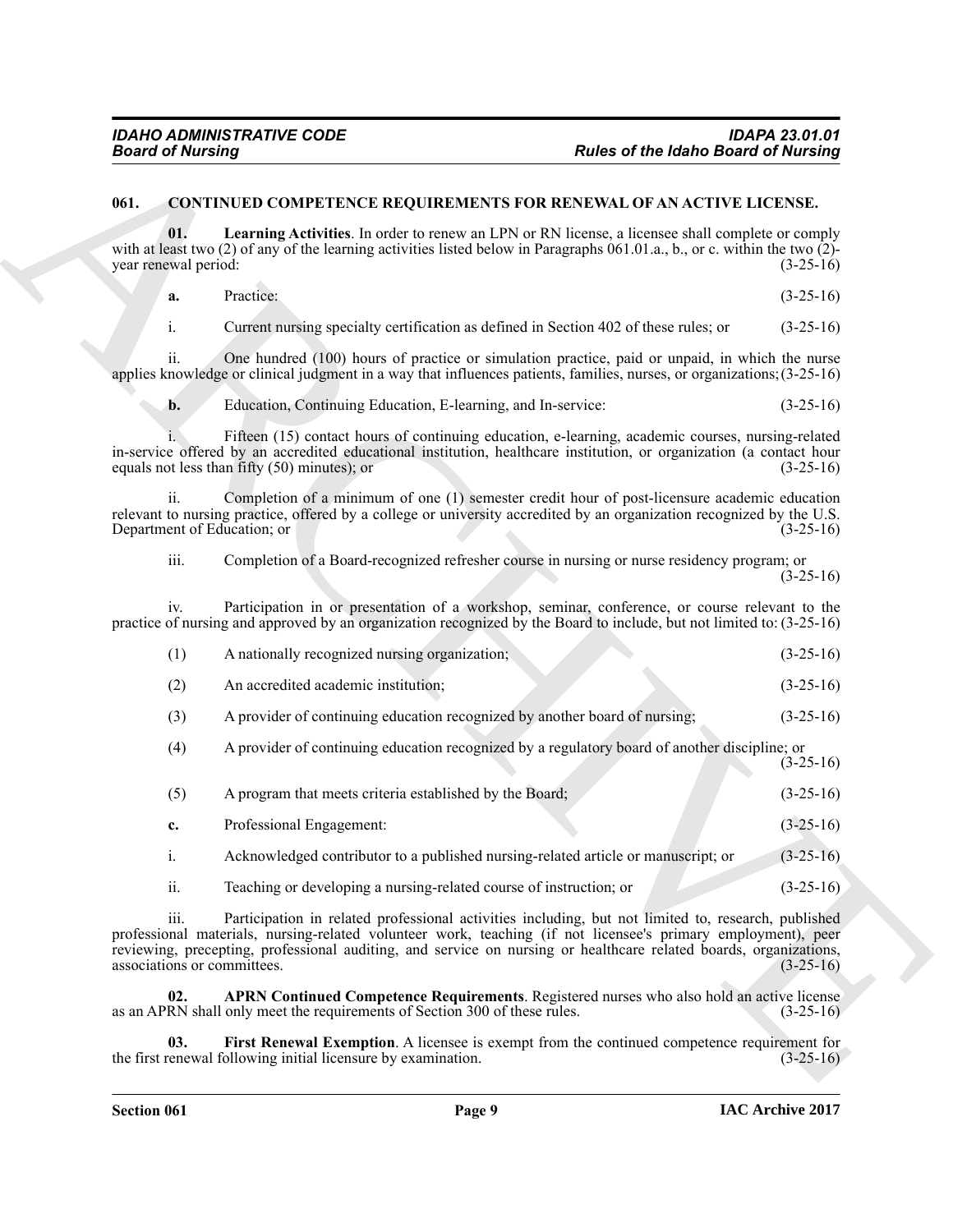## 061. CONTINUED COMPETENCE REQUIREMENTS FOR RENEWAL OF AN ACTIVE LICENSE.

**01. Learning Activities**. In order to renew an LPN or RN license, a licensee shall complete or comply with at least two (2) of any of the learning activities listed below in Paragraphs 061.01.a., b., or c. within the two (2)-year renewal period: (3-25-16)

**a.** Practice: (3-25-16)

i. Current nursing specialty certification as defined in Section 402 of these rules; or (3-25-16)

ii. One hundred (100) hours of practice or simulation practice, paid or unpaid, in which the nurse applies knowledge or clinical judgment in a way that influences patients, families, nurses, or organizations; (3-25-16)

**b.** Education, Continuing Education, E-learning, and In-service: (3-25-16)

i. Fifteen (15) contact hours of continuing education, e-learning, academic courses, nursing-related in-service offered by an accredited educational institution, healthcare institution, or organization (a contact hour equals not less than fifty (50) minutes); or (3-25-16)

ii. Completion of a minimum of one (1) semester credit hour of post-licensure academic education relevant to nursing practice, offered by a college or university accredited by an organization recognized by the U.S. Department of Education; or (3-25-16)

iii. Completion of a Board-recognized refresher course in nursing or nurse residency program; or (3-25-16)

iv. Participation in or presentation of a workshop, seminar, conference, or course relevant to the practice of nursing and approved by an organization recognized by the Board to include, but not limited to: (3-25-16)

(1) A nationally recognized nursing organization; (3-25-16)

(2) An accredited academic institution; (3-25-16)

(3) A provider of continuing education recognized by another board of nursing; (3-25-16)

(4) A provider of continuing education recognized by a regulatory board of another discipline; or (3-25-16)

(5) A program that meets criteria established by the Board; (3-25-16)

**c.** Professional Engagement: (3-25-16)

i. Acknowledged contributor to a published nursing-related article or manuscript; or (3-25-16)

ii. Teaching or developing a nursing-related course of instruction; or (3-25-16)

iii. Participation in related professional activities including, but not limited to, research, published professional materials, nursing-related volunteer work, teaching (if not licensee's primary employment), peer reviewing, precepting, professional auditing, and service on nursing or healthcare related boards, organizations, associations or committees. (3-25-16)

**02. APRN Continued Competence Requirements**. Registered nurses who also hold an active license as an APRN shall only meet the requirements of Section 300 of these rules. (3-25-16)

**03. First Renewal Exemption**. A licensee is exempt from the continued competence requirement for the first renewal following initial licensure by examination. (3-25-16)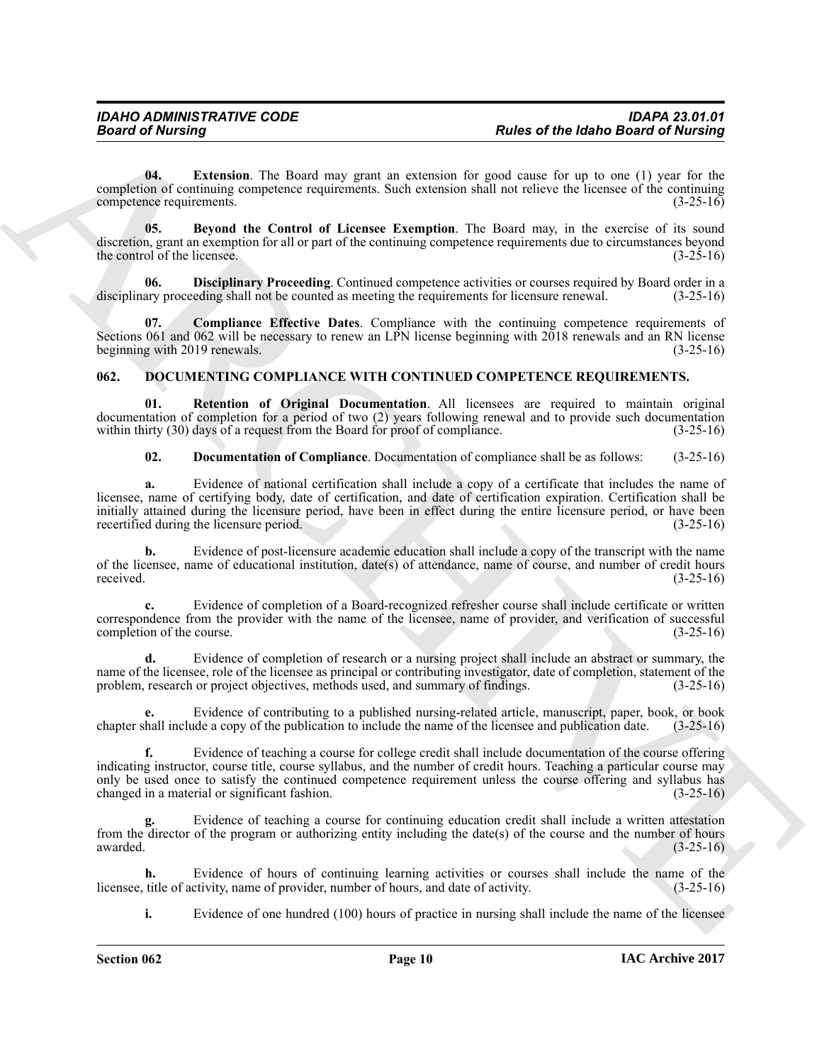**04. Extension**. The Board may grant an extension for good cause for up to one (1) year for the completion of continuing competence requirements. Such extension shall not relieve the licensee of the continuing competence requirements. (3-25-16)

**05. Beyond the Control of Licensee Exemption**. The Board may, in the exercise of its sound discretion, grant an exemption for all or part of the continuing competence requirements due to circumstances beyond the control of the licensee. (3-25-16)

**06. Disciplinary Proceeding**. Continued competence activities or courses required by Board order in a disciplinary proceeding shall not be counted as meeting the requirements for licensure renewal. (3-25-16)

**07. Compliance Effective Dates**. Compliance with the continuing competence requirements of Sections 061 and 062 will be necessary to renew an LPN license beginning with 2018 renewals and an RN license beginning with 2019 renewals. (3-25-16)

## 062. DOCUMENTING COMPLIANCE WITH CONTINUED COMPETENCE REQUIREMENTS.

**01. Retention of Original Documentation**. All licensees are required to maintain original documentation of completion for a period of two (2) years following renewal and to provide such documentation within thirty (30) days of a request from the Board for proof of compliance. (3-25-16)

**02. Documentation of Compliance**. Documentation of compliance shall be as follows: (3-25-16)

**a.** Evidence of national certification shall include a copy of a certificate that includes the name of licensee, name of certifying body, date of certification, and date of certification expiration. Certification shall be initially attained during the licensure period, have been in effect during the entire licensure period, or have been recertified during the licensure period. (3-25-16)

**b.** Evidence of post-licensure academic education shall include a copy of the transcript with the name of the licensee, name of educational institution, date(s) of attendance, name of course, and number of credit hours received. (3-25-16)

**c.** Evidence of completion of a Board-recognized refresher course shall include certificate or written correspondence from the provider with the name of the licensee, name of provider, and verification of successful completion of the course. (3-25-16)

**d.** Evidence of completion of research or a nursing project shall include an abstract or summary, the name of the licensee, role of the licensee as principal or contributing investigator, date of completion, statement of the problem, research or project objectives, methods used, and summary of findings. (3-25-16)

**e.** Evidence of contributing to a published nursing-related article, manuscript, paper, book, or book chapter shall include a copy of the publication to include the name of the licensee and publication date. (3-25-16)

**f.** Evidence of teaching a course for college credit shall include documentation of the course offering indicating instructor, course title, course syllabus, and the number of credit hours. Teaching a particular course may only be used once to satisfy the continued competence requirement unless the course offering and syllabus has changed in a material or significant fashion. (3-25-16)

**g.** Evidence of teaching a course for continuing education credit shall include a written attestation from the director of the program or authorizing entity including the date(s) of the course and the number of hours awarded. (3-25-16)

**h.** Evidence of hours of continuing learning activities or courses shall include the name of the licensee, title of activity, name of provider, number of hours, and date of activity. (3-25-16)

**i.** Evidence of one hundred (100) hours of practice in nursing shall include the name of the licensee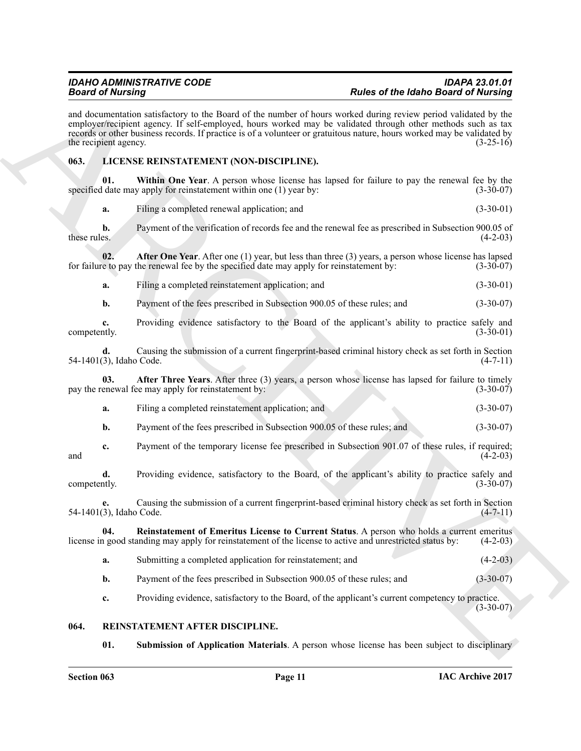and documentation satisfactory to the Board of the number of hours worked during review period validated by the employer/recipient agency. If self-employed, hours worked may be validated through other methods such as tax records or other business records. If practice is of a volunteer or gratuitous nature, hours worked may be validated by the recipient agency. (3-25-16)

### 063. LICENSE REINSTATEMENT (NON-DISCIPLINE).

**01. Within One Year**. A person whose license has lapsed for failure to pay the renewal fee by the specified date may apply for reinstatement within one (1) year by: (3-30-07)

**a.** Filing a completed renewal application; and (3-30-01)

**b.** Payment of the verification of records fee and the renewal fee as prescribed in Subsection 900.05 of these rules. (4-2-03)

**02. After One Year**. After one (1) year, but less than three (3) years, a person whose license has lapsed for failure to pay the renewal fee by the specified date may apply for reinstatement by: (3-30-07)

**a.** Filing a completed reinstatement application; and (3-30-01)

**b.** Payment of the fees prescribed in Subsection 900.05 of these rules; and (3-30-07)

**c.** Providing evidence satisfactory to the Board of the applicant's ability to practice safely and competently. (3-30-01)

**d.** Causing the submission of a current fingerprint-based criminal history check as set forth in Section 54-1401(3), Idaho Code. (4-7-11)

**03. After Three Years**. After three (3) years, a person whose license has lapsed for failure to timely pay the renewal fee may apply for reinstatement by: (3-30-07)

**a.** Filing a completed reinstatement application; and (3-30-07)

**b.** Payment of the fees prescribed in Subsection 900.05 of these rules; and (3-30-07)

**c.** Payment of the temporary license fee prescribed in Subsection 901.07 of these rules, if required; and (4-2-03)

**d.** Providing evidence, satisfactory to the Board, of the applicant's ability to practice safely and competently. (3-30-07)

**e.** Causing the submission of a current fingerprint-based criminal history check as set forth in Section 54-1401(3), Idaho Code. (4-7-11)

**04. Reinstatement of Emeritus License to Current Status**. A person who holds a current emeritus license in good standing may apply for reinstatement of the license to active and unrestricted status by: (4-2-03)

**a.** Submitting a completed application for reinstatement; and (4-2-03)

**b.** Payment of the fees prescribed in Subsection 900.05 of these rules; and (3-30-07)

**c.** Providing evidence, satisfactory to the Board, of the applicant's current competency to practice. (3-30-07)

### 064. REINSTATEMENT AFTER DISCIPLINE.

**01. Submission of Application Materials**. A person whose license has been subject to disciplinary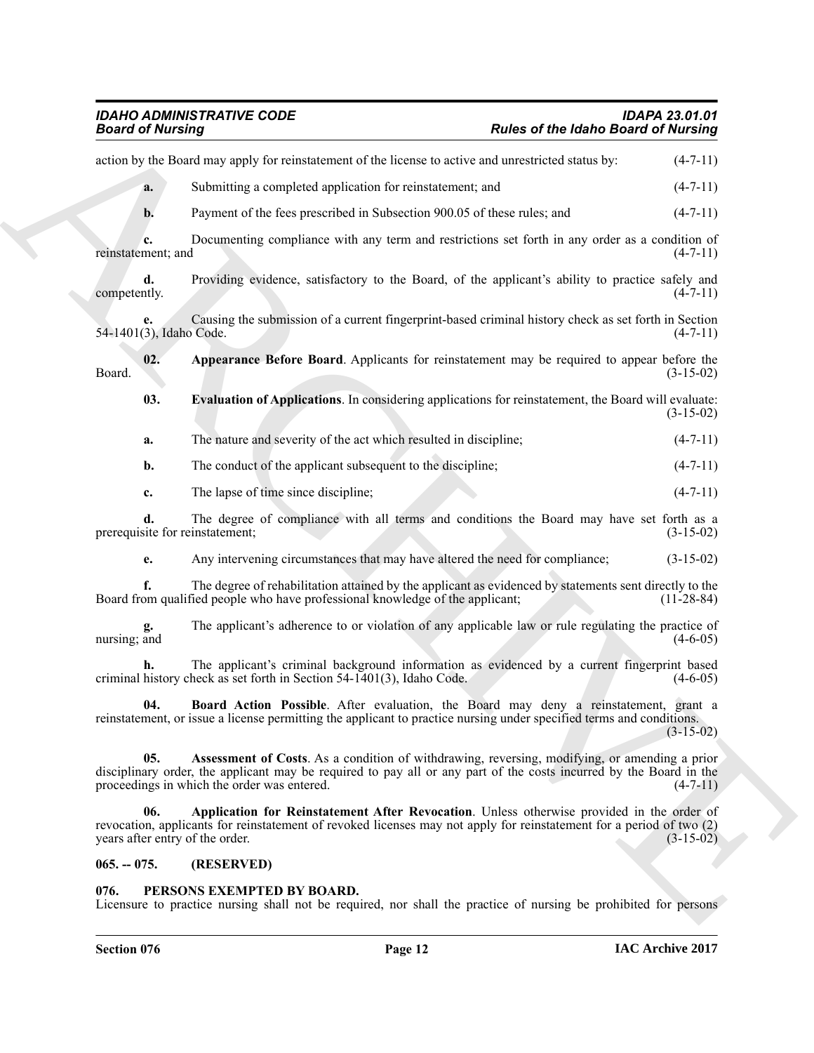action by the Board may apply for reinstatement of the license to active and unrestricted status by: (4-7-11)

**a.** Submitting a completed application for reinstatement; and (4-7-11)

**b.** Payment of the fees prescribed in Subsection 900.05 of these rules; and (4-7-11)

**c.** Documenting compliance with any term and restrictions set forth in any order as a condition of reinstatement; and (4-7-11)

**d.** Providing evidence, satisfactory to the Board, of the applicant's ability to practice safely and competently. (4-7-11)

**e.** Causing the submission of a current fingerprint-based criminal history check as set forth in Section 54-1401(3), Idaho Code. (4-7-11)

**02. Appearance Before Board**. Applicants for reinstatement may be required to appear before the Board. (3-15-02)

**03. Evaluation of Applications**. In considering applications for reinstatement, the Board will evaluate: (3-15-02)

**a.** The nature and severity of the act which resulted in discipline; (4-7-11)

**b.** The conduct of the applicant subsequent to the discipline; (4-7-11)

**c.** The lapse of time since discipline; (4-7-11)

**d.** The degree of compliance with all terms and conditions the Board may have set forth as a prerequisite for reinstatement; (3-15-02)

**e.** Any intervening circumstances that may have altered the need for compliance; (3-15-02)

**f.** The degree of rehabilitation attained by the applicant as evidenced by statements sent directly to the Board from qualified people who have professional knowledge of the applicant; (11-28-84)

**g.** The applicant's adherence to or violation of any applicable law or rule regulating the practice of nursing; and (4-6-05)

**h.** The applicant's criminal background information as evidenced by a current fingerprint based criminal history check as set forth in Section 54-1401(3), Idaho Code. (4-6-05)

**04. Board Action Possible**. After evaluation, the Board may deny a reinstatement, grant a reinstatement, or issue a license permitting the applicant to practice nursing under specified terms and conditions. (3-15-02)

**05. Assessment of Costs**. As a condition of withdrawing, reversing, modifying, or amending a prior disciplinary order, the applicant may be required to pay all or any part of the costs incurred by the Board in the proceedings in which the order was entered. (4-7-11)

**06. Application for Reinstatement After Revocation**. Unless otherwise provided in the order of revocation, applicants for reinstatement of revoked licenses may not apply for reinstatement for a period of two (2) years after entry of the order. (3-15-02)

### 065. -- 075. (RESERVED)

### 076. PERSONS EXEMPTED BY BOARD.

Licensure to practice nursing shall not be required, nor shall the practice of nursing be prohibited for persons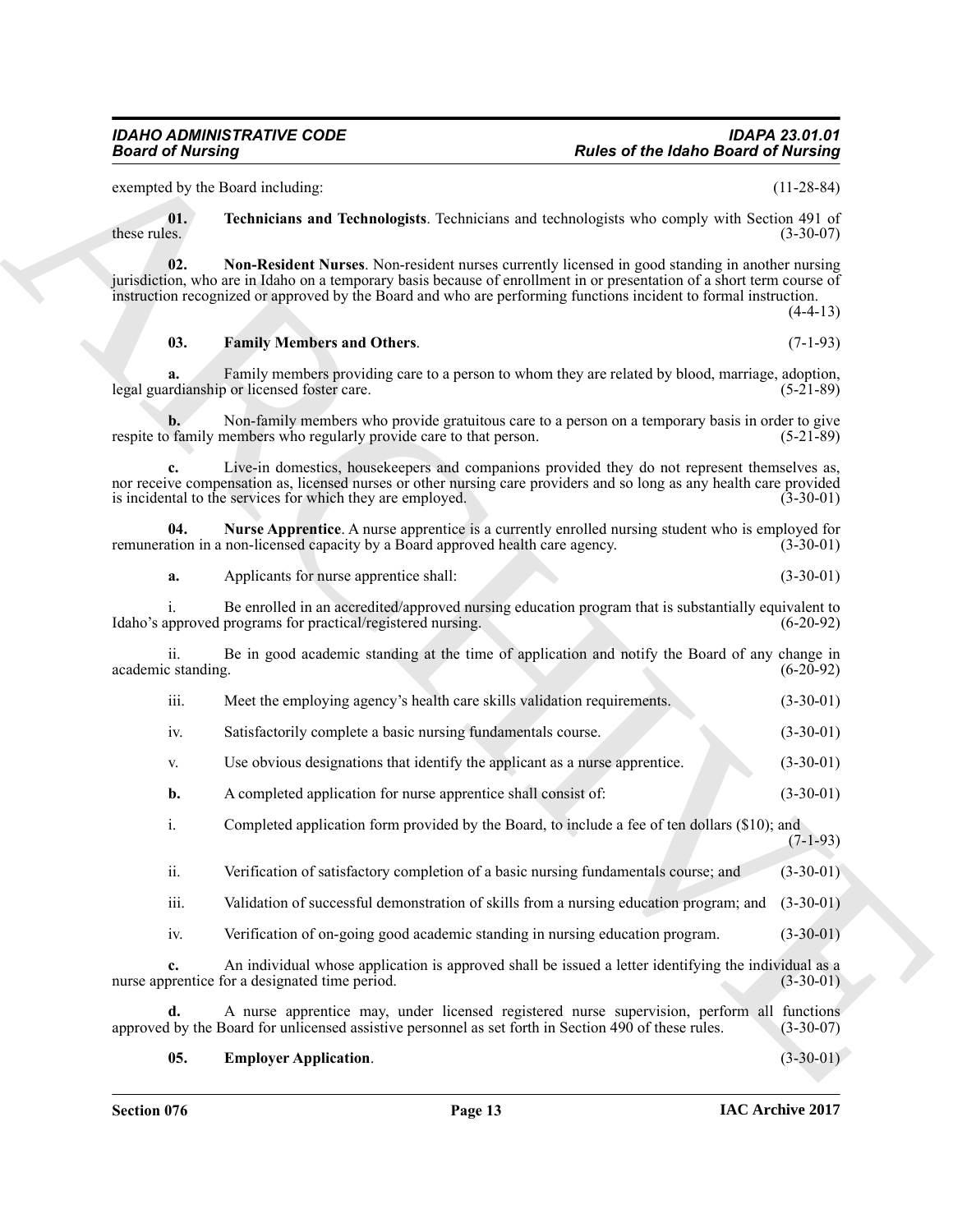exempted by the Board including: (11-28-84)

**01. Technicians and Technologists**. Technicians and technologists who comply with Section 491 of these rules. (3-30-07)

**02. Non-Resident Nurses**. Non-resident nurses currently licensed in good standing in another nursing jurisdiction, who are in Idaho on a temporary basis because of enrollment in or presentation of a short term course of instruction recognized or approved by the Board and who are performing functions incident to formal instruction. (4-4-13)

**03. Family Members and Others**. (7-1-93)

**a.** Family members providing care to a person to whom they are related by blood, marriage, adoption, legal guardianship or licensed foster care. (5-21-89)

**b.** Non-family members who provide gratuitous care to a person on a temporary basis in order to give respite to family members who regularly provide care to that person. (5-21-89)

**c.** Live-in domestics, housekeepers and companions provided they do not represent themselves as, nor receive compensation as, licensed nurses or other nursing care providers and so long as any health care provided is incidental to the services for which they are employed. (3-30-01)

**04. Nurse Apprentice**. A nurse apprentice is a currently enrolled nursing student who is employed for remuneration in a non-licensed capacity by a Board approved health care agency. (3-30-01)

**a.** Applicants for nurse apprentice shall: (3-30-01)

i. Be enrolled in an accredited/approved nursing education program that is substantially equivalent to Idaho's approved programs for practical/registered nursing. (6-20-92)

ii. Be in good academic standing at the time of application and notify the Board of any change in academic standing. (6-20-92)

iii. Meet the employing agency's health care skills validation requirements. (3-30-01)

iv. Satisfactorily complete a basic nursing fundamentals course. (3-30-01)

v. Use obvious designations that identify the applicant as a nurse apprentice. (3-30-01)

**b.** A completed application for nurse apprentice shall consist of: (3-30-01)

i. Completed application form provided by the Board, to include a fee of ten dollars ($10); and (7-1-93)

ii. Verification of satisfactory completion of a basic nursing fundamentals course; and (3-30-01)

iii. Validation of successful demonstration of skills from a nursing education program; and (3-30-01)

iv. Verification of on-going good academic standing in nursing education program. (3-30-01)

**c.** An individual whose application is approved shall be issued a letter identifying the individual as a nurse apprentice for a designated time period. (3-30-01)

**d.** A nurse apprentice may, under licensed registered nurse supervision, perform all functions approved by the Board for unlicensed assistive personnel as set forth in Section 490 of these rules. (3-30-07)

**05. Employer Application**. (3-30-01)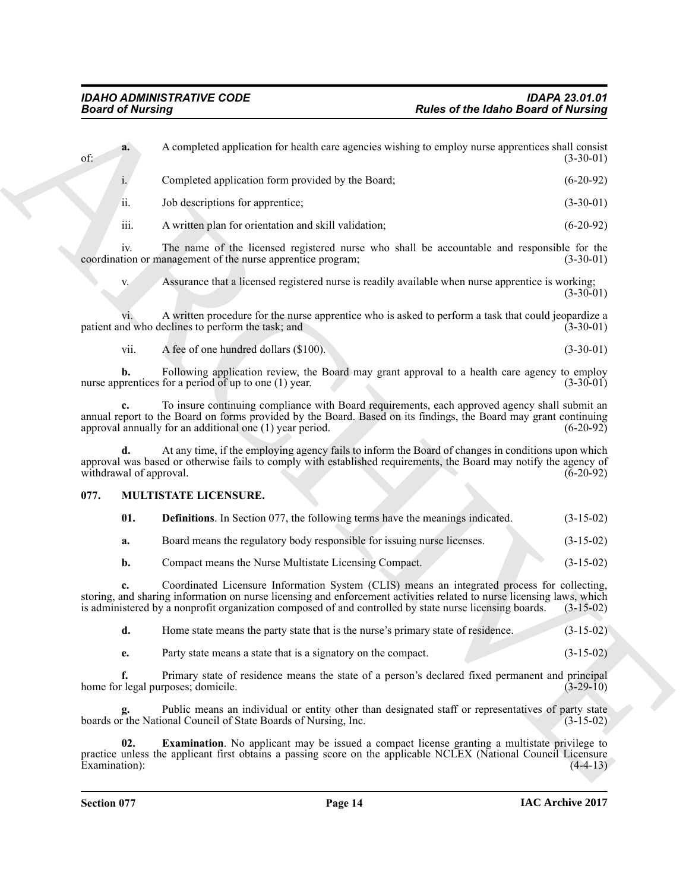**a.** A completed application for health care agencies wishing to employ nurse apprentices shall consist of: (3-30-01)

i. Completed application form provided by the Board; (6-20-92)

ii. Job descriptions for apprentice; (3-30-01)

iii. A written plan for orientation and skill validation; (6-20-92)

iv. The name of the licensed registered nurse who shall be accountable and responsible for the coordination or management of the nurse apprentice program; (3-30-01)

v. Assurance that a licensed registered nurse is readily available when nurse apprentice is working; (3-30-01)

vi. A written procedure for the nurse apprentice who is asked to perform a task that could jeopardize a patient and who declines to perform the task; and (3-30-01)

vii. A fee of one hundred dollars ($100). (3-30-01)

**b.** Following application review, the Board may grant approval to a health care agency to employ nurse apprentices for a period of up to one (1) year. (3-30-01)

**c.** To insure continuing compliance with Board requirements, each approved agency shall submit an annual report to the Board on forms provided by the Board. Based on its findings, the Board may grant continuing approval annually for an additional one (1) year period. (6-20-92)

**d.** At any time, if the employing agency fails to inform the Board of changes in conditions upon which approval was based or otherwise fails to comply with established requirements, the Board may notify the agency of withdrawal of approval. (6-20-92)

## 077. MULTISTATE LICENSURE.

**01. Definitions**. In Section 077, the following terms have the meanings indicated. (3-15-02)

**a.** Board means the regulatory body responsible for issuing nurse licenses. (3-15-02)

**b.** Compact means the Nurse Multistate Licensing Compact. (3-15-02)

**c.** Coordinated Licensure Information System (CLIS) means an integrated process for collecting, storing, and sharing information on nurse licensing and enforcement activities related to nurse licensing laws, which is administered by a nonprofit organization composed of and controlled by state nurse licensing boards. (3-15-02)

**d.** Home state means the party state that is the nurse's primary state of residence. (3-15-02)

**e.** Party state means a state that is a signatory on the compact. (3-15-02)

**f.** Primary state of residence means the state of a person's declared fixed permanent and principal home for legal purposes; domicile. (3-29-10)

**g.** Public means an individual or entity other than designated staff or representatives of party state boards or the National Council of State Boards of Nursing, Inc. (3-15-02)

**02. Examination**. No applicant may be issued a compact license granting a multistate privilege to practice unless the applicant first obtains a passing score on the applicable NCLEX (National Council Licensure Examination): (4-4-13)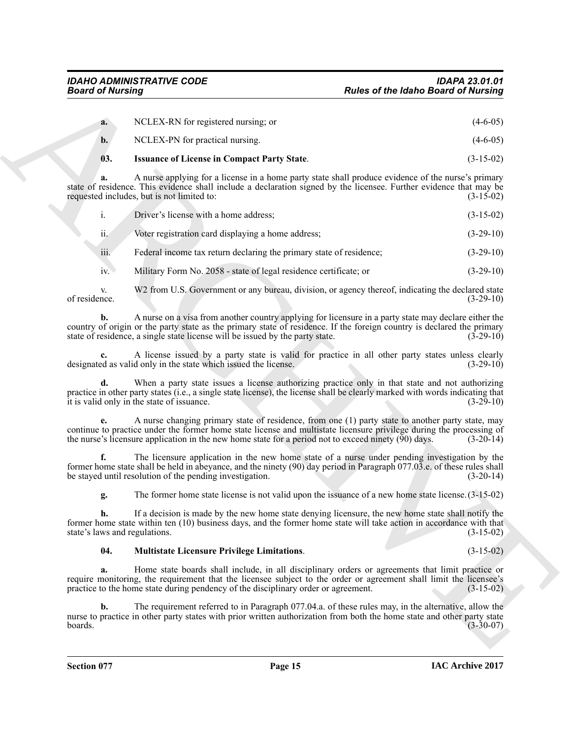**a.** NCLEX-RN for registered nursing; or (4-6-05)

**b.** NCLEX-PN for practical nursing. (4-6-05)

**03. Issuance of License in Compact Party State**. (3-15-02)

**a.** A nurse applying for a license in a home party state shall produce evidence of the nurse's primary state of residence. This evidence shall include a declaration signed by the licensee. Further evidence that may be requested includes, but is not limited to: (3-15-02)

i. Driver's license with a home address; (3-15-02)

ii. Voter registration card displaying a home address; (3-29-10)

iii. Federal income tax return declaring the primary state of residence; (3-29-10)

iv. Military Form No. 2058 - state of legal residence certificate; or (3-29-10)

v. W2 from U.S. Government or any bureau, division, or agency thereof, indicating the declared state of residence. (3-29-10)

**b.** A nurse on a visa from another country applying for licensure in a party state may declare either the country of origin or the party state as the primary state of residence. If the foreign country is declared the primary state of residence, a single state license will be issued by the party state. (3-29-10)

**c.** A license issued by a party state is valid for practice in all other party states unless clearly designated as valid only in the state which issued the license. (3-29-10)

**d.** When a party state issues a license authorizing practice only in that state and not authorizing practice in other party states (i.e., a single state license), the license shall be clearly marked with words indicating that it is valid only in the state of issuance. (3-29-10)

**e.** A nurse changing primary state of residence, from one (1) party state to another party state, may continue to practice under the former home state license and multistate licensure privilege during the processing of the nurse's licensure application in the new home state for a period not to exceed ninety (90) days. (3-20-14)

**f.** The licensure application in the new home state of a nurse under pending investigation by the former home state shall be held in abeyance, and the ninety (90) day period in Paragraph 077.03.e. of these rules shall be stayed until resolution of the pending investigation. (3-20-14)

**g.** The former home state license is not valid upon the issuance of a new home state license. (3-15-02)

**h.** If a decision is made by the new home state denying licensure, the new home state shall notify the former home state within ten (10) business days, and the former home state will take action in accordance with that state's laws and regulations. (3-15-02)

**04. Multistate Licensure Privilege Limitations**. (3-15-02)

**a.** Home state boards shall include, in all disciplinary orders or agreements that limit practice or require monitoring, the requirement that the licensee subject to the order or agreement shall limit the licensee's practice to the home state during pendency of the disciplinary order or agreement. (3-15-02)

**b.** The requirement referred to in Paragraph 077.04.a. of these rules may, in the alternative, allow the nurse to practice in other party states with prior written authorization from both the home state and other party state boards. (3-30-07)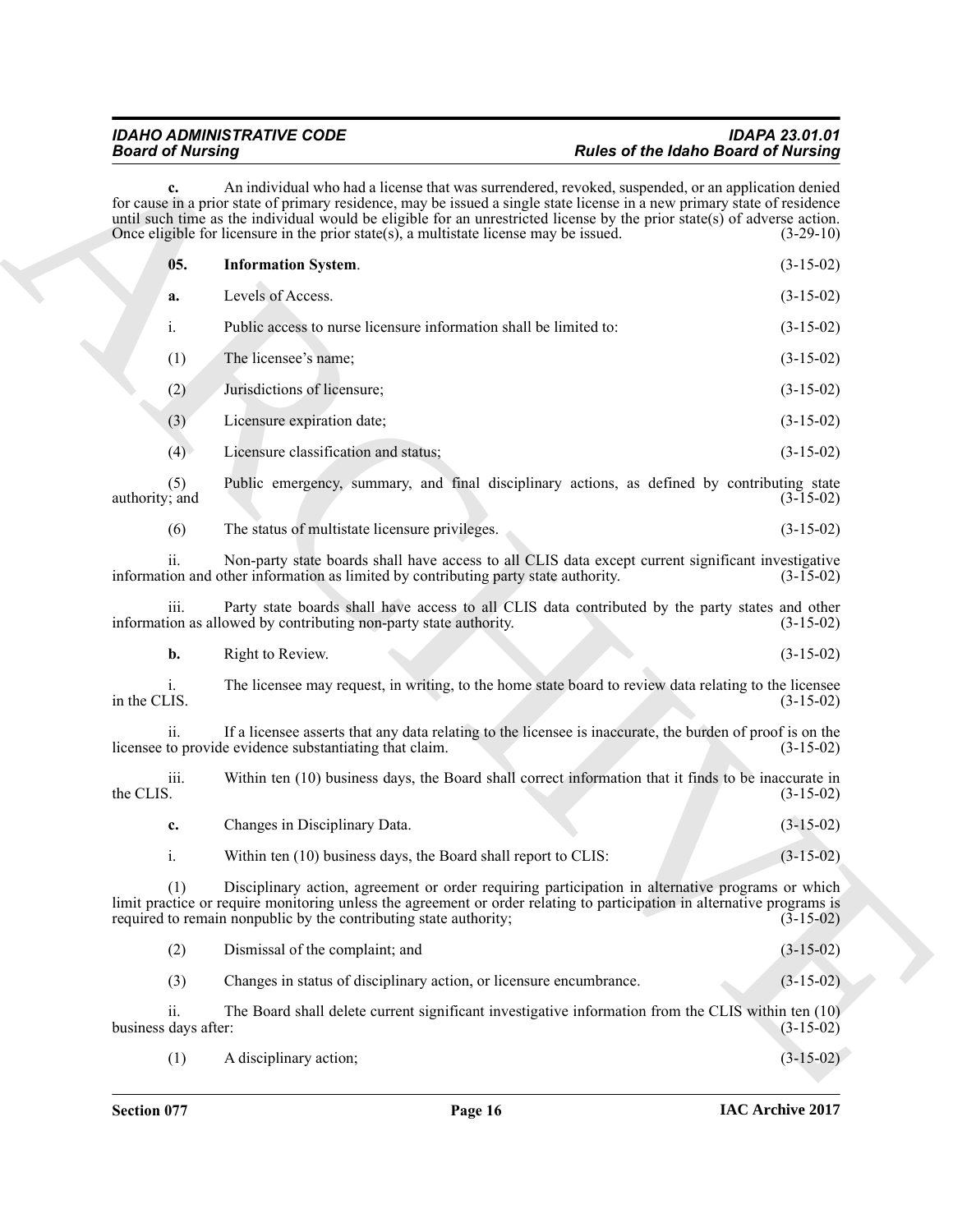**c.** An individual who had a license that was surrendered, revoked, suspended, or an application denied for cause in a prior state of primary residence, may be issued a single state license in a new primary state of residence until such time as the individual would be eligible for an unrestricted license by the prior state(s) of adverse action. Once eligible for licensure in the prior state(s), a multistate license may be issued. (3-29-10)

**05. Information System.** (3-15-02)

**a.** Levels of Access. (3-15-02)

i. Public access to nurse licensure information shall be limited to: (3-15-02)

(1) The licensee's name; (3-15-02)

(2) Jurisdictions of licensure; (3-15-02)

(3) Licensure expiration date; (3-15-02)

(4) Licensure classification and status; (3-15-02)

(5) Public emergency, summary, and final disciplinary actions, as defined by contributing state authority; and (3-15-02)

(6) The status of multistate licensure privileges. (3-15-02)

ii. Non-party state boards shall have access to all CLIS data except current significant investigative information and other information as limited by contributing party state authority. (3-15-02)

iii. Party state boards shall have access to all CLIS data contributed by the party states and other information as allowed by contributing non-party state authority. (3-15-02)

**b.** Right to Review. (3-15-02)

i. The licensee may request, in writing, to the home state board to review data relating to the licensee in the CLIS. (3-15-02)

ii. If a licensee asserts that any data relating to the licensee is inaccurate, the burden of proof is on the licensee to provide evidence substantiating that claim. (3-15-02)

iii. Within ten (10) business days, the Board shall correct information that it finds to be inaccurate in the CLIS. (3-15-02)

**c.** Changes in Disciplinary Data. (3-15-02)

i. Within ten (10) business days, the Board shall report to CLIS: (3-15-02)

(1) Disciplinary action, agreement or order requiring participation in alternative programs or which limit practice or require monitoring unless the agreement or order relating to participation in alternative programs is required to remain nonpublic by the contributing state authority; (3-15-02)

(2) Dismissal of the complaint; and (3-15-02)

(3) Changes in status of disciplinary action, or licensure encumbrance. (3-15-02)

ii. The Board shall delete current significant investigative information from the CLIS within ten (10) business days after: (3-15-02)

(1) A disciplinary action; (3-15-02)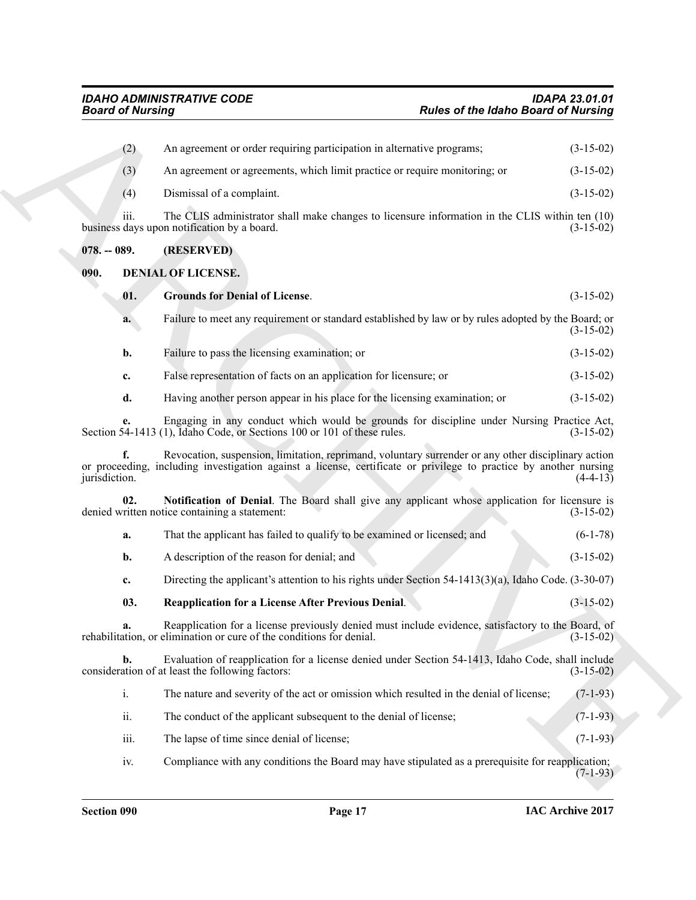(2) An agreement or order requiring participation in alternative programs; (3-15-02)

(3) An agreement or agreements, which limit practice or require monitoring; or (3-15-02)

(4) Dismissal of a complaint. (3-15-02)

iii. The CLIS administrator shall make changes to licensure information in the CLIS within ten (10) business days upon notification by a board. (3-15-02)

## 078. -- 089. (RESERVED)

## 090. DENIAL OF LICENSE.

**01. Grounds for Denial of License**. (3-15-02)

**a.** Failure to meet any requirement or standard established by law or by rules adopted by the Board; or (3-15-02)

**b.** Failure to pass the licensing examination; or (3-15-02)

**c.** False representation of facts on an application for licensure; or (3-15-02)

**d.** Having another person appear in his place for the licensing examination; or (3-15-02)

**e.** Engaging in any conduct which would be grounds for discipline under Nursing Practice Act, Section 54-1413 (1), Idaho Code, or Sections 100 or 101 of these rules. (3-15-02)

**f.** Revocation, suspension, limitation, reprimand, voluntary surrender or any other disciplinary action or proceeding, including investigation against a license, certificate or privilege to practice by another nursing jurisdiction. (4-4-13)

**02. Notification of Denial**. The Board shall give any applicant whose application for licensure is denied written notice containing a statement: (3-15-02)

**a.** That the applicant has failed to qualify to be examined or licensed; and (6-1-78)

**b.** A description of the reason for denial; and (3-15-02)

**c.** Directing the applicant's attention to his rights under Section 54-1413(3)(a), Idaho Code. (3-30-07)

**03. Reapplication for a License After Previous Denial**. (3-15-02)

**a.** Reapplication for a license previously denied must include evidence, satisfactory to the Board, of rehabilitation, or elimination or cure of the conditions for denial. (3-15-02)

**b.** Evaluation of reapplication for a license denied under Section 54-1413, Idaho Code, shall include consideration of at least the following factors: (3-15-02)

i. The nature and severity of the act or omission which resulted in the denial of license; (7-1-93)

ii. The conduct of the applicant subsequent to the denial of license; (7-1-93)

iii. The lapse of time since denial of license; (7-1-93)

iv. Compliance with any conditions the Board may have stipulated as a prerequisite for reapplication; (7-1-93)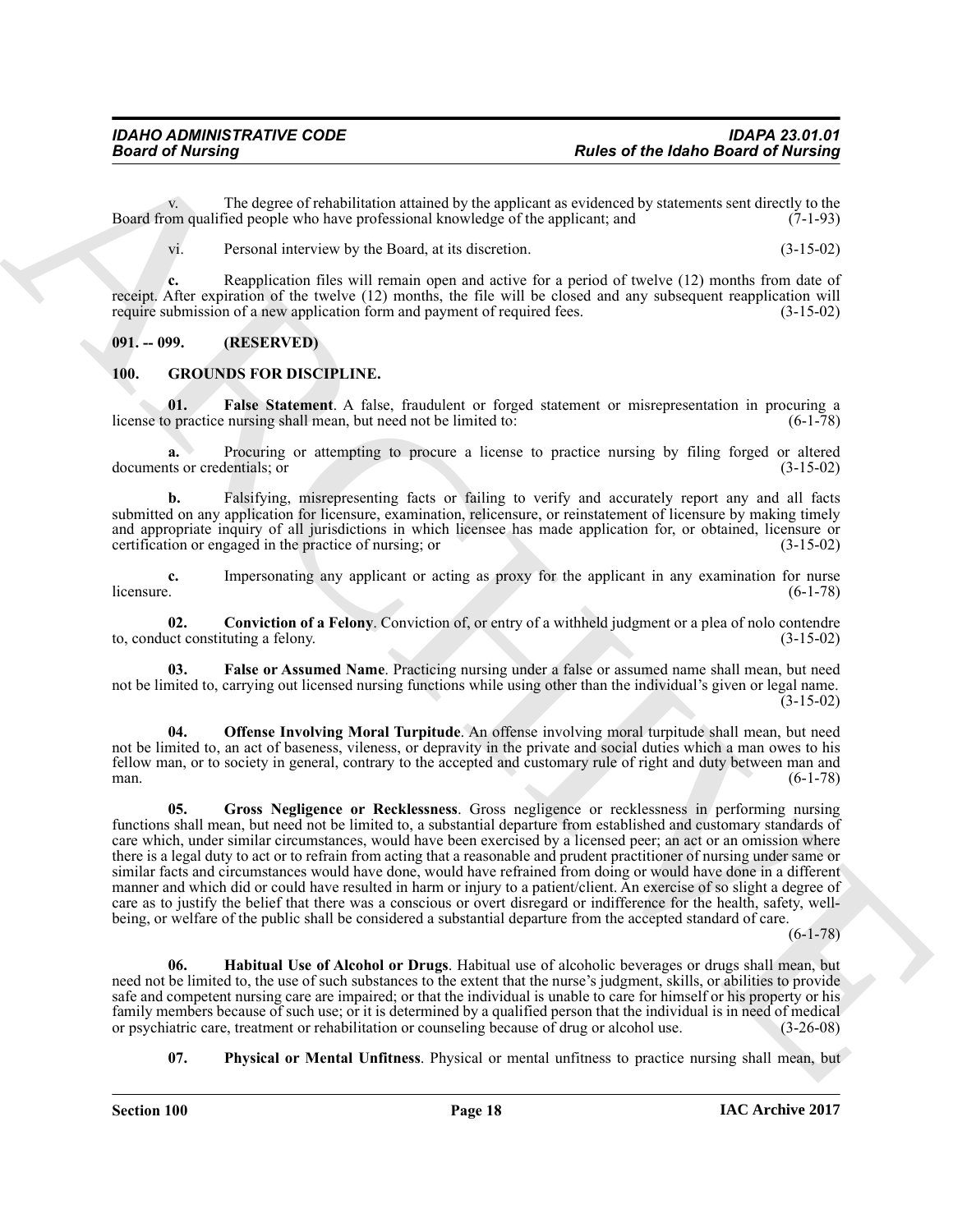v. The degree of rehabilitation attained by the applicant as evidenced by statements sent directly to the Board from qualified people who have professional knowledge of the applicant; and (7-1-93)

vi. Personal interview by the Board, at its discretion. (3-15-02)

**c.** Reapplication files will remain open and active for a period of twelve (12) months from date of receipt. After expiration of the twelve (12) months, the file will be closed and any subsequent reapplication will require submission of a new application form and payment of required fees. (3-15-02)

## 091. -- 099. (RESERVED)

## 100. GROUNDS FOR DISCIPLINE.

**01. False Statement**. A false, fraudulent or forged statement or misrepresentation in procuring a license to practice nursing shall mean, but need not be limited to: (6-1-78)

**a.** Procuring or attempting to procure a license to practice nursing by filing forged or altered documents or credentials; or (3-15-02)

**b.** Falsifying, misrepresenting facts or failing to verify and accurately report any and all facts submitted on any application for licensure, examination, relicensure, or reinstatement of licensure by making timely and appropriate inquiry of all jurisdictions in which licensee has made application for, or obtained, licensure or certification or engaged in the practice of nursing; or (3-15-02)

**c.** Impersonating any applicant or acting as proxy for the applicant in any examination for nurse licensure. (6-1-78)

**02. Conviction of a Felony**. Conviction of, or entry of a withheld judgment or a plea of nolo contendre to, conduct constituting a felony. (3-15-02)

**03. False or Assumed Name**. Practicing nursing under a false or assumed name shall mean, but need not be limited to, carrying out licensed nursing functions while using other than the individual's given or legal name. (3-15-02)

**04. Offense Involving Moral Turpitude**. An offense involving moral turpitude shall mean, but need not be limited to, an act of baseness, vileness, or depravity in the private and social duties which a man owes to his fellow man, or to society in general, contrary to the accepted and customary rule of right and duty between man and man. (6-1-78)

**05. Gross Negligence or Recklessness**. Gross negligence or recklessness in performing nursing functions shall mean, but need not be limited to, a substantial departure from established and customary standards of care which, under similar circumstances, would have been exercised by a licensed peer; an act or an omission where there is a legal duty to act or to refrain from acting that a reasonable and prudent practitioner of nursing under same or similar facts and circumstances would have done, would have refrained from doing or would have done in a different manner and which did or could have resulted in harm or injury to a patient/client. An exercise of so slight a degree of care as to justify the belief that there was a conscious or overt disregard or indifference for the health, safety, well-being, or welfare of the public shall be considered a substantial departure from the accepted standard of care. (6-1-78)

**06. Habitual Use of Alcohol or Drugs**. Habitual use of alcoholic beverages or drugs shall mean, but need not be limited to, the use of such substances to the extent that the nurse's judgment, skills, or abilities to provide safe and competent nursing care are impaired; or that the individual is unable to care for himself or his property or his family members because of such use; or it is determined by a qualified person that the individual is in need of medical or psychiatric care, treatment or rehabilitation or counseling because of drug or alcohol use. (3-26-08)

**07. Physical or Mental Unfitness**. Physical or mental unfitness to practice nursing shall mean, but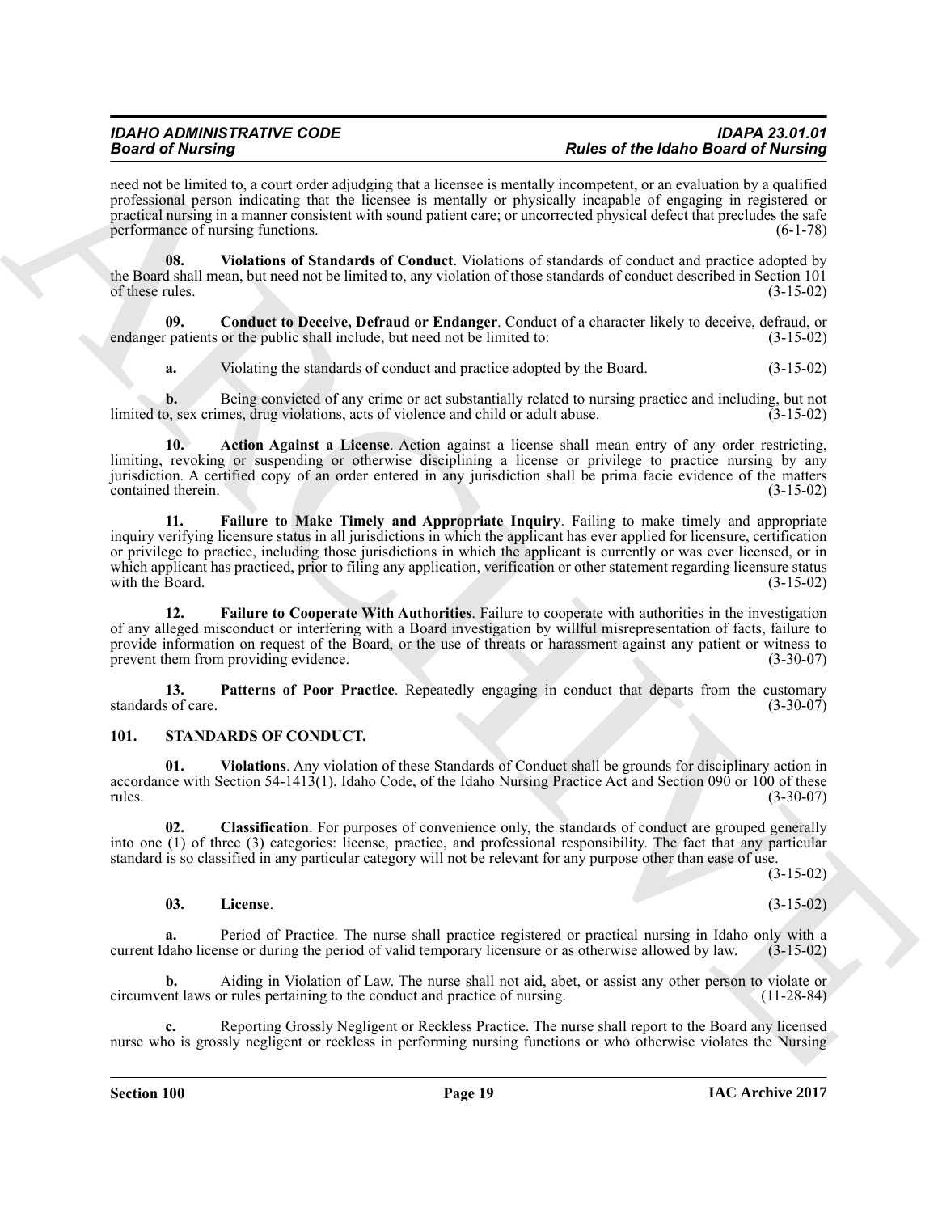need not be limited to, a court order adjudging that a licensee is mentally incompetent, or an evaluation by a qualified professional person indicating that the licensee is mentally or physically incapable of engaging in registered or practical nursing in a manner consistent with sound patient care; or uncorrected physical defect that precludes the safe performance of nursing functions. (6-1-78)

**08. Violations of Standards of Conduct**. Violations of standards of conduct and practice adopted by the Board shall mean, but need not be limited to, any violation of those standards of conduct described in Section 101 of these rules. (3-15-02)

**09. Conduct to Deceive, Defraud or Endanger**. Conduct of a character likely to deceive, defraud, or endanger patients or the public shall include, but need not be limited to: (3-15-02)

**a.** Violating the standards of conduct and practice adopted by the Board. (3-15-02)

**b.** Being convicted of any crime or act substantially related to nursing practice and including, but not limited to, sex crimes, drug violations, acts of violence and child or adult abuse. (3-15-02)

**10. Action Against a License**. Action against a license shall mean entry of any order restricting, limiting, revoking or suspending or otherwise disciplining a license or privilege to practice nursing by any jurisdiction. A certified copy of an order entered in any jurisdiction shall be prima facie evidence of the matters contained therein. (3-15-02)

**11. Failure to Make Timely and Appropriate Inquiry**. Failing to make timely and appropriate inquiry verifying licensure status in all jurisdictions in which the applicant has ever applied for licensure, certification or privilege to practice, including those jurisdictions in which the applicant is currently or was ever licensed, or in which applicant has practiced, prior to filing any application, verification or other statement regarding licensure status with the Board. (3-15-02)

**12. Failure to Cooperate With Authorities**. Failure to cooperate with authorities in the investigation of any alleged misconduct or interfering with a Board investigation by willful misrepresentation of facts, failure to provide information on request of the Board, or the use of threats or harassment against any patient or witness to prevent them from providing evidence. (3-30-07)

**13. Patterns of Poor Practice**. Repeatedly engaging in conduct that departs from the customary standards of care. (3-30-07)

## 101. STANDARDS OF CONDUCT.

**01. Violations**. Any violation of these Standards of Conduct shall be grounds for disciplinary action in accordance with Section 54-1413(1), Idaho Code, of the Idaho Nursing Practice Act and Section 090 or 100 of these rules. (3-30-07)

**02. Classification**. For purposes of convenience only, the standards of conduct are grouped generally into one (1) of three (3) categories: license, practice, and professional responsibility. The fact that any particular standard is so classified in any particular category will not be relevant for any purpose other than ease of use. (3-15-02)

**03. License**. (3-15-02)

**a.** Period of Practice. The nurse shall practice registered or practical nursing in Idaho only with a current Idaho license or during the period of valid temporary licensure or as otherwise allowed by law. (3-15-02)

**b.** Aiding in Violation of Law. The nurse shall not aid, abet, or assist any other person to violate or circumvent laws or rules pertaining to the conduct and practice of nursing. (11-28-84)

**c.** Reporting Grossly Negligent or Reckless Practice. The nurse shall report to the Board any licensed nurse who is grossly negligent or reckless in performing nursing functions or who otherwise violates the Nursing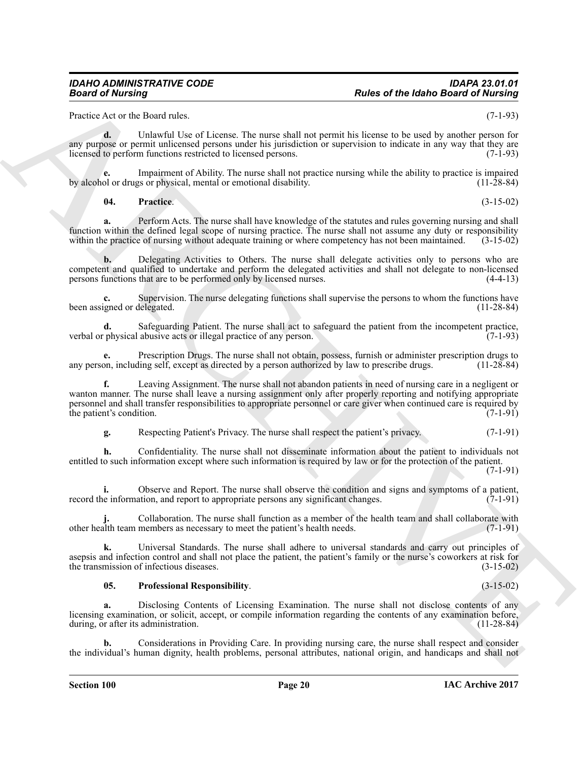Practice Act or the Board rules. (7-1-93)

**d.** Unlawful Use of License. The nurse shall not permit his license to be used by another person for any purpose or permit unlicensed persons under his jurisdiction or supervision to indicate in any way that they are licensed to perform functions restricted to licensed persons. (7-1-93)

**e.** Impairment of Ability. The nurse shall not practice nursing while the ability to practice is impaired by alcohol or drugs or physical, mental or emotional disability. (11-28-84)

**04. Practice**. (3-15-02)

**a.** Perform Acts. The nurse shall have knowledge of the statutes and rules governing nursing and shall function within the defined legal scope of nursing practice. The nurse shall not assume any duty or responsibility within the practice of nursing without adequate training or where competency has not been maintained. (3-15-02)

**b.** Delegating Activities to Others. The nurse shall delegate activities only to persons who are competent and qualified to undertake and perform the delegated activities and shall not delegate to non-licensed persons functions that are to be performed only by licensed nurses. (4-4-13)

**c.** Supervision. The nurse delegating functions shall supervise the persons to whom the functions have been assigned or delegated. (11-28-84)

**d.** Safeguarding Patient. The nurse shall act to safeguard the patient from the incompetent practice, verbal or physical abusive acts or illegal practice of any person. (7-1-93)

**e.** Prescription Drugs. The nurse shall not obtain, possess, furnish or administer prescription drugs to any person, including self, except as directed by a person authorized by law to prescribe drugs. (11-28-84)

**f.** Leaving Assignment. The nurse shall not abandon patients in need of nursing care in a negligent or wanton manner. The nurse shall leave a nursing assignment only after properly reporting and notifying appropriate personnel and shall transfer responsibilities to appropriate personnel or care giver when continued care is required by the patient's condition. (7-1-91)

**g.** Respecting Patient's Privacy. The nurse shall respect the patient's privacy. (7-1-91)

**h.** Confidentiality. The nurse shall not disseminate information about the patient to individuals not entitled to such information except where such information is required by law or for the protection of the patient. (7-1-91)

**i.** Observe and Report. The nurse shall observe the condition and signs and symptoms of a patient, record the information, and report to appropriate persons any significant changes. (7-1-91)

**j.** Collaboration. The nurse shall function as a member of the health team and shall collaborate with other health team members as necessary to meet the patient's health needs. (7-1-91)

**k.** Universal Standards. The nurse shall adhere to universal standards and carry out principles of asepsis and infection control and shall not place the patient, the patient's family or the nurse's coworkers at risk for the transmission of infectious diseases. (3-15-02)

**05. Professional Responsibility**. (3-15-02)

**a.** Disclosing Contents of Licensing Examination. The nurse shall not disclose contents of any licensing examination, or solicit, accept, or compile information regarding the contents of any examination before, during, or after its administration. (11-28-84)

**b.** Considerations in Providing Care. In providing nursing care, the nurse shall respect and consider the individual's human dignity, health problems, personal attributes, national origin, and handicaps and shall not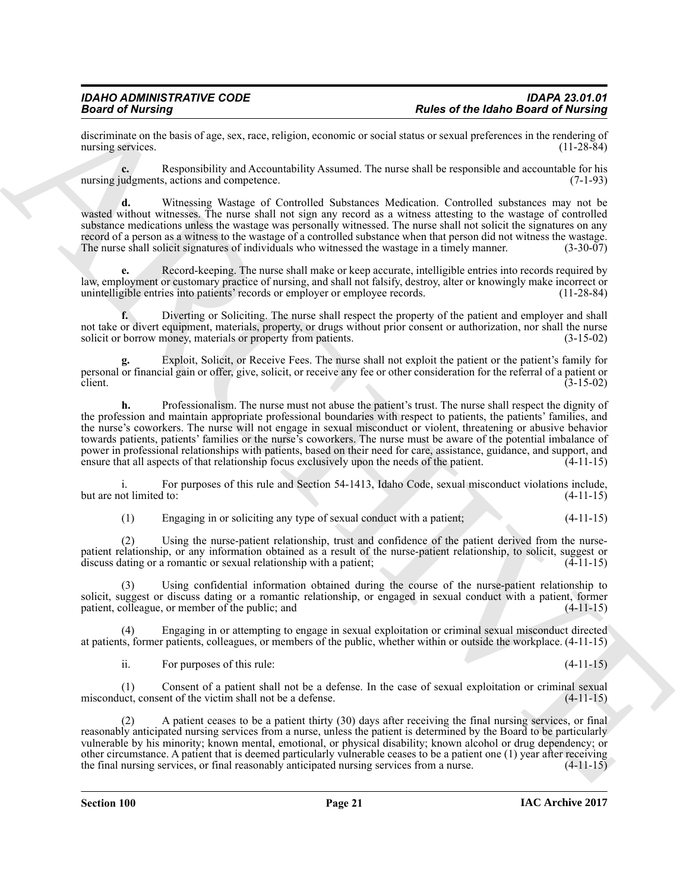discriminate on the basis of age, sex, race, religion, economic or social status or sexual preferences in the rendering of nursing services. (11-28-84)

**c.** Responsibility and Accountability Assumed. The nurse shall be responsible and accountable for his nursing judgments, actions and competence. (7-1-93)

**d.** Witnessing Wastage of Controlled Substances Medication. Controlled substances may not be wasted without witnesses. The nurse shall not sign any record as a witness attesting to the wastage of controlled substance medications unless the wastage was personally witnessed. The nurse shall not solicit the signatures on any record of a person as a witness to the wastage of a controlled substance when that person did not witness the wastage. The nurse shall solicit signatures of individuals who witnessed the wastage in a timely manner. (3-30-07)

**e.** Record-keeping. The nurse shall make or keep accurate, intelligible entries into records required by law, employment or customary practice of nursing, and shall not falsify, destroy, alter or knowingly make incorrect or unintelligible entries into patients' records or employer or employee records. (11-28-84)

**f.** Diverting or Soliciting. The nurse shall respect the property of the patient and employer and shall not take or divert equipment, materials, property, or drugs without prior consent or authorization, nor shall the nurse solicit or borrow money, materials or property from patients. (3-15-02)

**g.** Exploit, Solicit, or Receive Fees. The nurse shall not exploit the patient or the patient's family for personal or financial gain or offer, give, solicit, or receive any fee or other consideration for the referral of a patient or client. (3-15-02)

**h.** Professionalism. The nurse must not abuse the patient's trust. The nurse shall respect the dignity of the profession and maintain appropriate professional boundaries with respect to patients, the patients' families, and the nurse's coworkers. The nurse will not engage in sexual misconduct or violent, threatening or abusive behavior towards patients, patients' families or the nurse's coworkers. The nurse must be aware of the potential imbalance of power in professional relationships with patients, based on their need for care, assistance, guidance, and support, and ensure that all aspects of that relationship focus exclusively upon the needs of the patient. (4-11-15)

i. For purposes of this rule and Section 54-1413, Idaho Code, sexual misconduct violations include, but are not limited to: (4-11-15)

(1) Engaging in or soliciting any type of sexual conduct with a patient; (4-11-15)

(2) Using the nurse-patient relationship, trust and confidence of the patient derived from the nurse-patient relationship, or any information obtained as a result of the nurse-patient relationship, to solicit, suggest or discuss dating or a romantic or sexual relationship with a patient; (4-11-15)

(3) Using confidential information obtained during the course of the nurse-patient relationship to solicit, suggest or discuss dating or a romantic relationship, or engaged in sexual conduct with a patient, former patient, colleague, or member of the public; and (4-11-15)

(4) Engaging in or attempting to engage in sexual exploitation or criminal sexual misconduct directed at patients, former patients, colleagues, or members of the public, whether within or outside the workplace. (4-11-15)

ii. For purposes of this rule: (4-11-15)

(1) Consent of a patient shall not be a defense. In the case of sexual exploitation or criminal sexual misconduct, consent of the victim shall not be a defense. (4-11-15)

(2) A patient ceases to be a patient thirty (30) days after receiving the final nursing services, or final reasonably anticipated nursing services from a nurse, unless the patient is determined by the Board to be particularly vulnerable by his minority; known mental, emotional, or physical disability; known alcohol or drug dependency; or other circumstance. A patient that is deemed particularly vulnerable ceases to be a patient one (1) year after receiving the final nursing services, or final reasonably anticipated nursing services from a nurse. (4-11-15)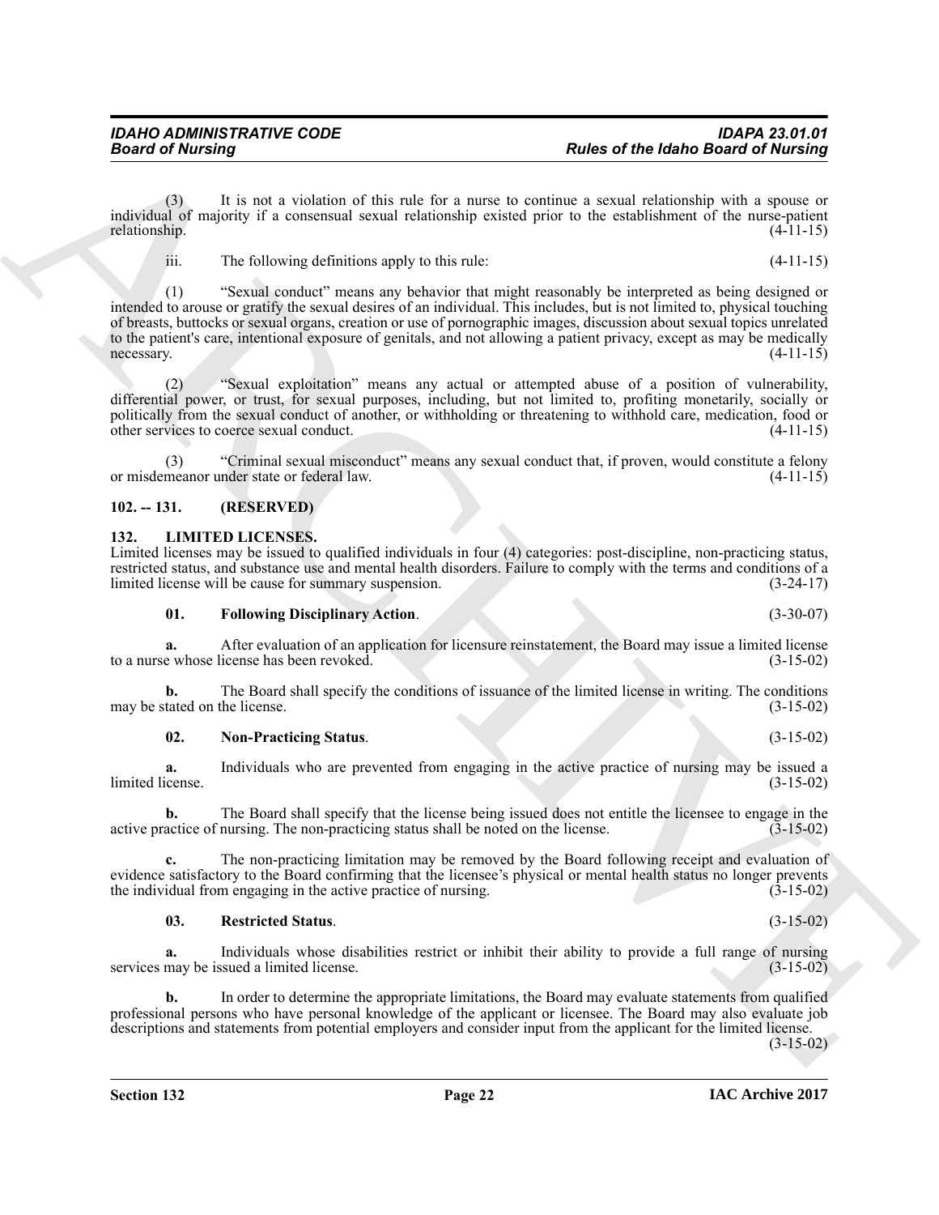(3) It is not a violation of this rule for a nurse to continue a sexual relationship with a spouse or individual of majority if a consensual sexual relationship existed prior to the establishment of the nurse-patient relationship. (4-11-15)

iii. The following definitions apply to this rule: (4-11-15)

(1) "Sexual conduct" means any behavior that might reasonably be interpreted as being designed or intended to arouse or gratify the sexual desires of an individual. This includes, but is not limited to, physical touching of breasts, buttocks or sexual organs, creation or use of pornographic images, discussion about sexual topics unrelated to the patient's care, intentional exposure of genitals, and not allowing a patient privacy, except as may be medically necessary. (4-11-15)

(2) "Sexual exploitation" means any actual or attempted abuse of a position of vulnerability, differential power, or trust, for sexual purposes, including, but not limited to, profiting monetarily, socially or politically from the sexual conduct of another, or withholding or threatening to withhold care, medication, food or other services to coerce sexual conduct. (4-11-15)

(3) "Criminal sexual misconduct" means any sexual conduct that, if proven, would constitute a felony or misdemeanor under state or federal law. (4-11-15)

## 102. -- 131. (RESERVED)

## 132. LIMITED LICENSES.

Limited licenses may be issued to qualified individuals in four (4) categories: post-discipline, non-practicing status, restricted status, and substance use and mental health disorders. Failure to comply with the terms and conditions of a limited license will be cause for summary suspension. (3-24-17)

**01. Following Disciplinary Action**. (3-30-07)

**a.** After evaluation of an application for licensure reinstatement, the Board may issue a limited license to a nurse whose license has been revoked. (3-15-02)

**b.** The Board shall specify the conditions of issuance of the limited license in writing. The conditions may be stated on the license. (3-15-02)

**02. Non-Practicing Status**. (3-15-02)

**a.** Individuals who are prevented from engaging in the active practice of nursing may be issued a limited license. (3-15-02)

**b.** The Board shall specify that the license being issued does not entitle the licensee to engage in the active practice of nursing. The non-practicing status shall be noted on the license. (3-15-02)

**c.** The non-practicing limitation may be removed by the Board following receipt and evaluation of evidence satisfactory to the Board confirming that the licensee's physical or mental health status no longer prevents the individual from engaging in the active practice of nursing. (3-15-02)

**03. Restricted Status**. (3-15-02)

**a.** Individuals whose disabilities restrict or inhibit their ability to provide a full range of nursing services may be issued a limited license. (3-15-02)

**b.** In order to determine the appropriate limitations, the Board may evaluate statements from qualified professional persons who have personal knowledge of the applicant or licensee. The Board may also evaluate job descriptions and statements from potential employers and consider input from the applicant for the limited license. (3-15-02)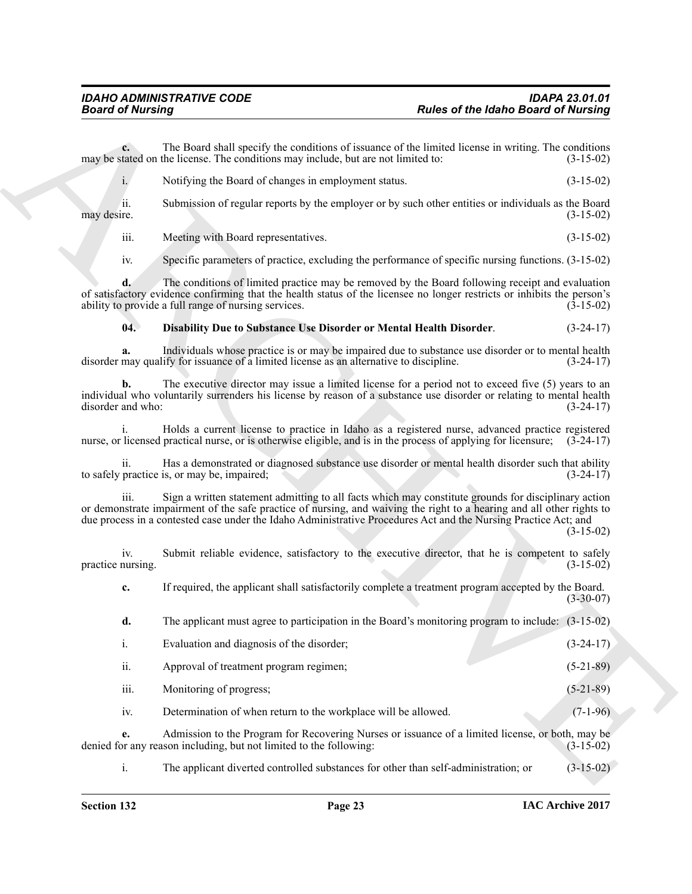**c.** The Board shall specify the conditions of issuance of the limited license in writing. The conditions may be stated on the license. The conditions may include, but are not limited to: (3-15-02)

i. Notifying the Board of changes in employment status. (3-15-02)

ii. Submission of regular reports by the employer or by such other entities or individuals as the Board may desire. (3-15-02)

iii. Meeting with Board representatives. (3-15-02)

iv. Specific parameters of practice, excluding the performance of specific nursing functions. (3-15-02)

**d.** The conditions of limited practice may be removed by the Board following receipt and evaluation of satisfactory evidence confirming that the health status of the licensee no longer restricts or inhibits the person's ability to provide a full range of nursing services. (3-15-02)

**04. Disability Due to Substance Use Disorder or Mental Health Disorder**. (3-24-17)

**a.** Individuals whose practice is or may be impaired due to substance use disorder or to mental health disorder may qualify for issuance of a limited license as an alternative to discipline. (3-24-17)

**b.** The executive director may issue a limited license for a period not to exceed five (5) years to an individual who voluntarily surrenders his license by reason of a substance use disorder or relating to mental health disorder and who: (3-24-17)

i. Holds a current license to practice in Idaho as a registered nurse, advanced practice registered nurse, or licensed practical nurse, or is otherwise eligible, and is in the process of applying for licensure; (3-24-17)

ii. Has a demonstrated or diagnosed substance use disorder or mental health disorder such that ability to safely practice is, or may be, impaired; (3-24-17)

iii. Sign a written statement admitting to all facts which may constitute grounds for disciplinary action or demonstrate impairment of the safe practice of nursing, and waiving the right to a hearing and all other rights to due process in a contested case under the Idaho Administrative Procedures Act and the Nursing Practice Act; and (3-15-02)

iv. Submit reliable evidence, satisfactory to the executive director, that he is competent to safely practice nursing. (3-15-02)

**c.** If required, the applicant shall satisfactorily complete a treatment program accepted by the Board. (3-30-07)

**d.** The applicant must agree to participation in the Board's monitoring program to include: (3-15-02)

i. Evaluation and diagnosis of the disorder; (3-24-17)

ii. Approval of treatment program regimen; (5-21-89)

iii. Monitoring of progress; (5-21-89)

iv. Determination of when return to the workplace will be allowed. (7-1-96)

**e.** Admission to the Program for Recovering Nurses or issuance of a limited license, or both, may be denied for any reason including, but not limited to the following: (3-15-02)

i. The applicant diverted controlled substances for other than self-administration; or (3-15-02)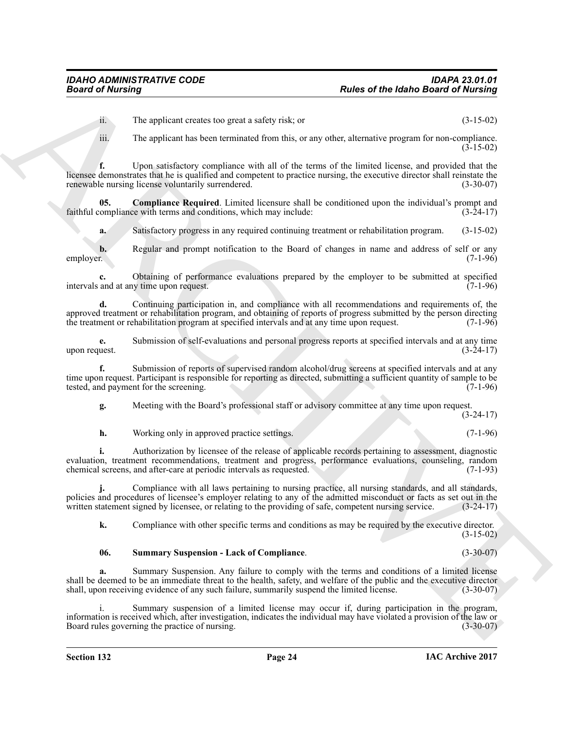ii. The applicant creates too great a safety risk; or (3-15-02)

iii. The applicant has been terminated from this, or any other, alternative program for non-compliance. (3-15-02)

**f.** Upon satisfactory compliance with all of the terms of the limited license, and provided that the licensee demonstrates that he is qualified and competent to practice nursing, the executive director shall reinstate the renewable nursing license voluntarily surrendered. (3-30-07)

**05. Compliance Required**. Limited licensure shall be conditioned upon the individual's prompt and faithful compliance with terms and conditions, which may include: (3-24-17)

**a.** Satisfactory progress in any required continuing treatment or rehabilitation program. (3-15-02)

**b.** Regular and prompt notification to the Board of changes in name and address of self or any employer. (7-1-96)

**c.** Obtaining of performance evaluations prepared by the employer to be submitted at specified intervals and at any time upon request. (7-1-96)

**d.** Continuing participation in, and compliance with all recommendations and requirements of, the approved treatment or rehabilitation program, and obtaining of reports of progress submitted by the person directing the treatment or rehabilitation program at specified intervals and at any time upon request. (7-1-96)

**e.** Submission of self-evaluations and personal progress reports at specified intervals and at any time upon request. (3-24-17)

**f.** Submission of reports of supervised random alcohol/drug screens at specified intervals and at any time upon request. Participant is responsible for reporting as directed, submitting a sufficient quantity of sample to be tested, and payment for the screening. (7-1-96)

**g.** Meeting with the Board's professional staff or advisory committee at any time upon request. (3-24-17)

**h.** Working only in approved practice settings. (7-1-96)

**i.** Authorization by licensee of the release of applicable records pertaining to assessment, diagnostic evaluation, treatment recommendations, treatment and progress, performance evaluations, counseling, random chemical screens, and after-care at periodic intervals as requested. (7-1-93)

**j.** Compliance with all laws pertaining to nursing practice, all nursing standards, and all standards, policies and procedures of licensee's employer relating to any of the admitted misconduct or facts as set out in the written statement signed by licensee, or relating to the providing of safe, competent nursing service. (3-24-17)

**k.** Compliance with other specific terms and conditions as may be required by the executive director. (3-15-02)

**06. Summary Suspension - Lack of Compliance**. (3-30-07)

**a.** Summary Suspension. Any failure to comply with the terms and conditions of a limited license shall be deemed to be an immediate threat to the health, safety, and welfare of the public and the executive director shall, upon receiving evidence of any such failure, summarily suspend the limited license. (3-30-07)

i. Summary suspension of a limited license may occur if, during participation in the program, information is received which, after investigation, indicates the individual may have violated a provision of the law or Board rules governing the practice of nursing. (3-30-07)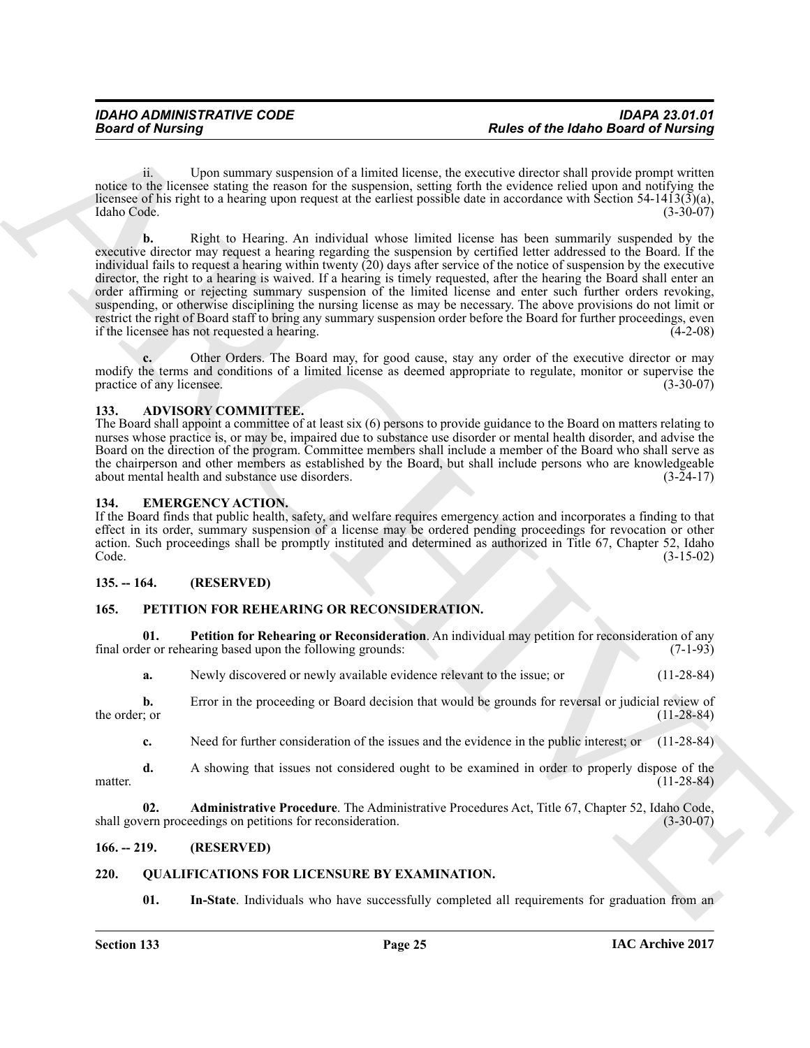ii. Upon summary suspension of a limited license, the executive director shall provide prompt written notice to the licensee stating the reason for the suspension, setting forth the evidence relied upon and notifying the licensee of his right to a hearing upon request at the earliest possible date in accordance with Section 54-1413(3)(a), Idaho Code. (3-30-07)

**b.** Right to Hearing. An individual whose limited license has been summarily suspended by the executive director may request a hearing regarding the suspension by certified letter addressed to the Board. If the individual fails to request a hearing within twenty (20) days after service of the notice of suspension by the executive director, the right to a hearing is waived. If a hearing is timely requested, after the hearing the Board shall enter an order affirming or rejecting summary suspension of the limited license and enter such further orders revoking, suspending, or otherwise disciplining the nursing license as may be necessary. The above provisions do not limit or restrict the right of Board staff to bring any summary suspension order before the Board for further proceedings, even if the licensee has not requested a hearing. (4-2-08)

**c.** Other Orders. The Board may, for good cause, stay any order of the executive director or may modify the terms and conditions of a limited license as deemed appropriate to regulate, monitor or supervise the practice of any licensee. (3-30-07)

## 133. ADVISORY COMMITTEE.

The Board shall appoint a committee of at least six (6) persons to provide guidance to the Board on matters relating to nurses whose practice is, or may be, impaired due to substance use disorder or mental health disorder, and advise the Board on the direction of the program. Committee members shall include a member of the Board who shall serve as the chairperson and other members as established by the Board, but shall include persons who are knowledgeable about mental health and substance use disorders. (3-24-17)

## 134. EMERGENCY ACTION.

If the Board finds that public health, safety, and welfare requires emergency action and incorporates a finding to that effect in its order, summary suspension of a license may be ordered pending proceedings for revocation or other action. Such proceedings shall be promptly instituted and determined as authorized in Title 67, Chapter 52, Idaho Code. (3-15-02)

## 135. -- 164. (RESERVED)

## 165. PETITION FOR REHEARING OR RECONSIDERATION.

**01. Petition for Rehearing or Reconsideration**. An individual may petition for reconsideration of any final order or rehearing based upon the following grounds: (7-1-93)

**a.** Newly discovered or newly available evidence relevant to the issue; or (11-28-84)

**b.** Error in the proceeding or Board decision that would be grounds for reversal or judicial review of the order; or (11-28-84)

**c.** Need for further consideration of the issues and the evidence in the public interest; or (11-28-84)

**d.** A showing that issues not considered ought to be examined in order to properly dispose of the matter. (11-28-84)

**02. Administrative Procedure**. The Administrative Procedures Act, Title 67, Chapter 52, Idaho Code, shall govern proceedings on petitions for reconsideration. (3-30-07)

## 166. -- 219. (RESERVED)

## 220. QUALIFICATIONS FOR LICENSURE BY EXAMINATION.

**01. In-State**. Individuals who have successfully completed all requirements for graduation from an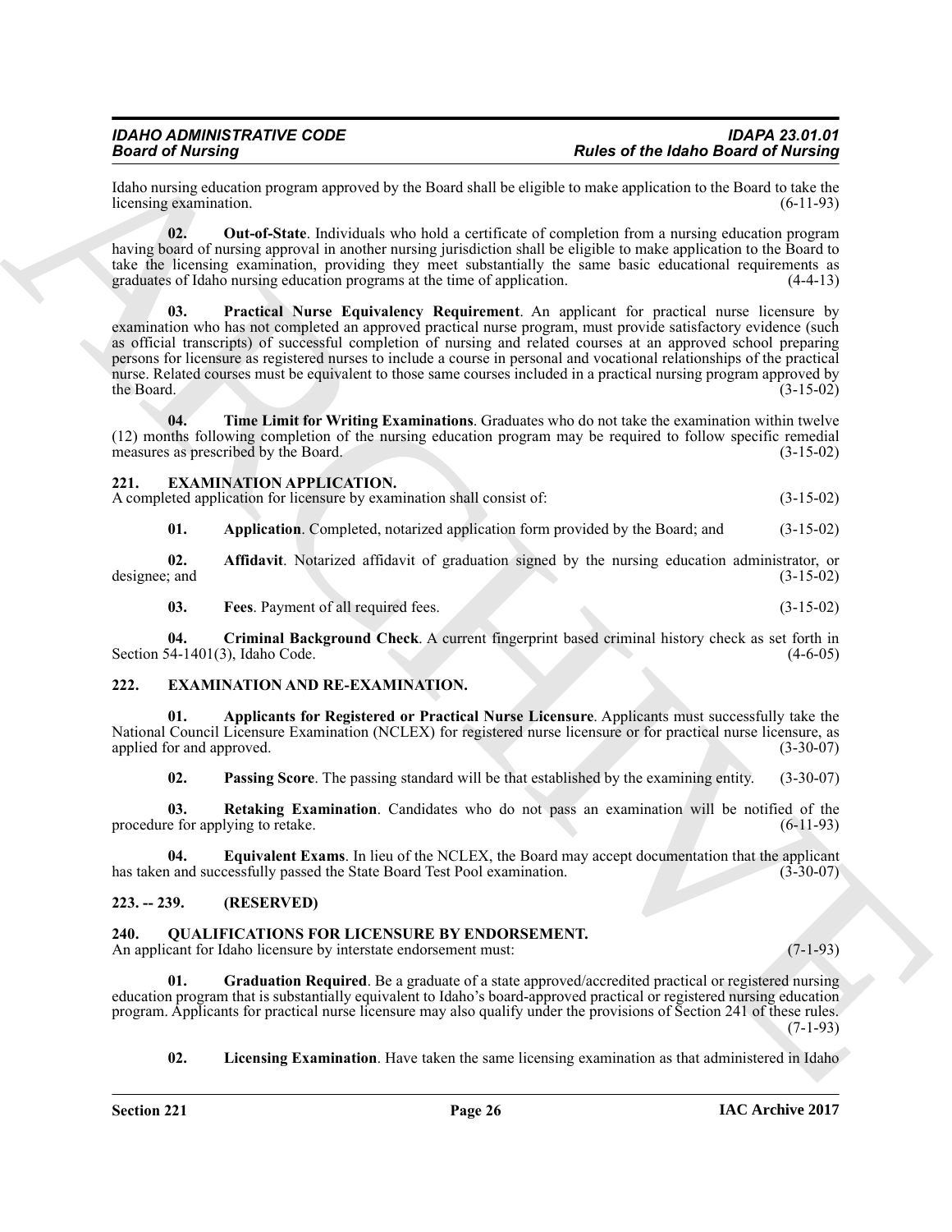Idaho nursing education program approved by the Board shall be eligible to make application to the Board to take the licensing examination. (6-11-93)

**02. Out-of-State**. Individuals who hold a certificate of completion from a nursing education program having board of nursing approval in another nursing jurisdiction shall be eligible to make application to the Board to take the licensing examination, providing they meet substantially the same basic educational requirements as graduates of Idaho nursing education programs at the time of application. (4-4-13)

**03. Practical Nurse Equivalency Requirement**. An applicant for practical nurse licensure by examination who has not completed an approved practical nurse program, must provide satisfactory evidence (such as official transcripts) of successful completion of nursing and related courses at an approved school preparing persons for licensure as registered nurses to include a course in personal and vocational relationships of the practical nurse. Related courses must be equivalent to those same courses included in a practical nursing program approved by the Board. (3-15-02)

**04. Time Limit for Writing Examinations**. Graduates who do not take the examination within twelve (12) months following completion of the nursing education program may be required to follow specific remedial measures as prescribed by the Board. (3-15-02)

## 221. EXAMINATION APPLICATION.

A completed application for licensure by examination shall consist of: (3-15-02)

**01. Application**. Completed, notarized application form provided by the Board; and (3-15-02)

**02. Affidavit**. Notarized affidavit of graduation signed by the nursing education administrator, or designee; and (3-15-02)

**03. Fees**. Payment of all required fees. (3-15-02)

**04. Criminal Background Check**. A current fingerprint based criminal history check as set forth in Section 54-1401(3), Idaho Code. (4-6-05)

## 222. EXAMINATION AND RE-EXAMINATION.

**01. Applicants for Registered or Practical Nurse Licensure**. Applicants must successfully take the National Council Licensure Examination (NCLEX) for registered nurse licensure or for practical nurse licensure, as applied for and approved. (3-30-07)

**02. Passing Score**. The passing standard will be that established by the examining entity. (3-30-07)

**03. Retaking Examination**. Candidates who do not pass an examination will be notified of the procedure for applying to retake. (6-11-93)

**04. Equivalent Exams**. In lieu of the NCLEX, the Board may accept documentation that the applicant has taken and successfully passed the State Board Test Pool examination. (3-30-07)

## 223. -- 239. (RESERVED)

## 240. QUALIFICATIONS FOR LICENSURE BY ENDORSEMENT.

An applicant for Idaho licensure by interstate endorsement must: (7-1-93)

**01. Graduation Required**. Be a graduate of a state approved/accredited practical or registered nursing education program that is substantially equivalent to Idaho's board-approved practical or registered nursing education program. Applicants for practical nurse licensure may also qualify under the provisions of Section 241 of these rules. (7-1-93)

**02. Licensing Examination**. Have taken the same licensing examination as that administered in Idaho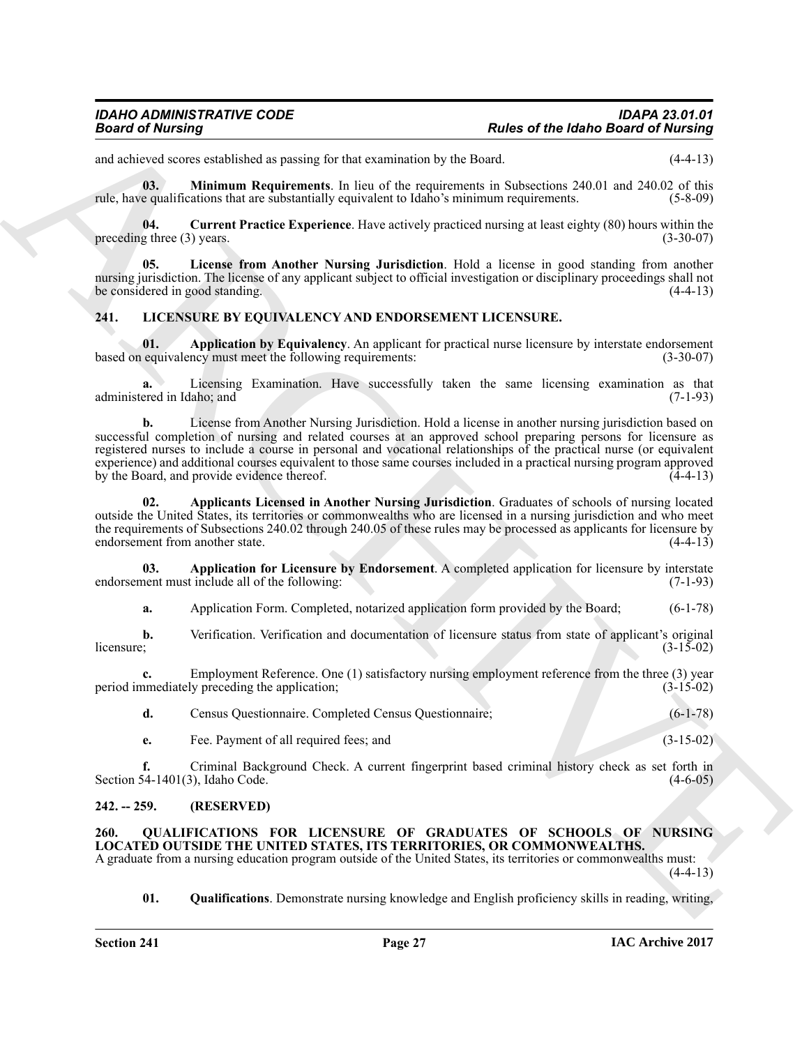and achieved scores established as passing for that examination by the Board. (4-4-13)

**03. Minimum Requirements**. In lieu of the requirements in Subsections 240.01 and 240.02 of this rule, have qualifications that are substantially equivalent to Idaho's minimum requirements. (5-8-09)

**04. Current Practice Experience**. Have actively practiced nursing at least eighty (80) hours within the preceding three (3) years. (3-30-07)

**05. License from Another Nursing Jurisdiction**. Hold a license in good standing from another nursing jurisdiction. The license of any applicant subject to official investigation or disciplinary proceedings shall not be considered in good standing. (4-4-13)

## 241. LICENSURE BY EQUIVALENCY AND ENDORSEMENT LICENSURE.

**01. Application by Equivalency**. An applicant for practical nurse licensure by interstate endorsement based on equivalency must meet the following requirements: (3-30-07)

**a.** Licensing Examination. Have successfully taken the same licensing examination as that administered in Idaho; and (7-1-93)

**b.** License from Another Nursing Jurisdiction. Hold a license in another nursing jurisdiction based on successful completion of nursing and related courses at an approved school preparing persons for licensure as registered nurses to include a course in personal and vocational relationships of the practical nurse (or equivalent experience) and additional courses equivalent to those same courses included in a practical nursing program approved by the Board, and provide evidence thereof. (4-4-13)

**02. Applicants Licensed in Another Nursing Jurisdiction**. Graduates of schools of nursing located outside the United States, its territories or commonwealths who are licensed in a nursing jurisdiction and who meet the requirements of Subsections 240.02 through 240.05 of these rules may be processed as applicants for licensure by endorsement from another state. (4-4-13)

**03. Application for Licensure by Endorsement**. A completed application for licensure by interstate endorsement must include all of the following: (7-1-93)

**a.** Application Form. Completed, notarized application form provided by the Board; (6-1-78)

**b.** Verification. Verification and documentation of licensure status from state of applicant's original licensure; (3-15-02)

**c.** Employment Reference. One (1) satisfactory nursing employment reference from the three (3) year period immediately preceding the application; (3-15-02)

**d.** Census Questionnaire. Completed Census Questionnaire; (6-1-78)

**e.** Fee. Payment of all required fees; and (3-15-02)

**f.** Criminal Background Check. A current fingerprint based criminal history check as set forth in Section 54-1401(3), Idaho Code. (4-6-05)

## 242. -- 259. (RESERVED)

## 260. QUALIFICATIONS FOR LICENSURE OF GRADUATES OF SCHOOLS OF NURSING LOCATED OUTSIDE THE UNITED STATES, ITS TERRITORIES, OR COMMONWEALTHS.

A graduate from a nursing education program outside of the United States, its territories or commonwealths must: (4-4-13)

**01. Qualifications**. Demonstrate nursing knowledge and English proficiency skills in reading, writing,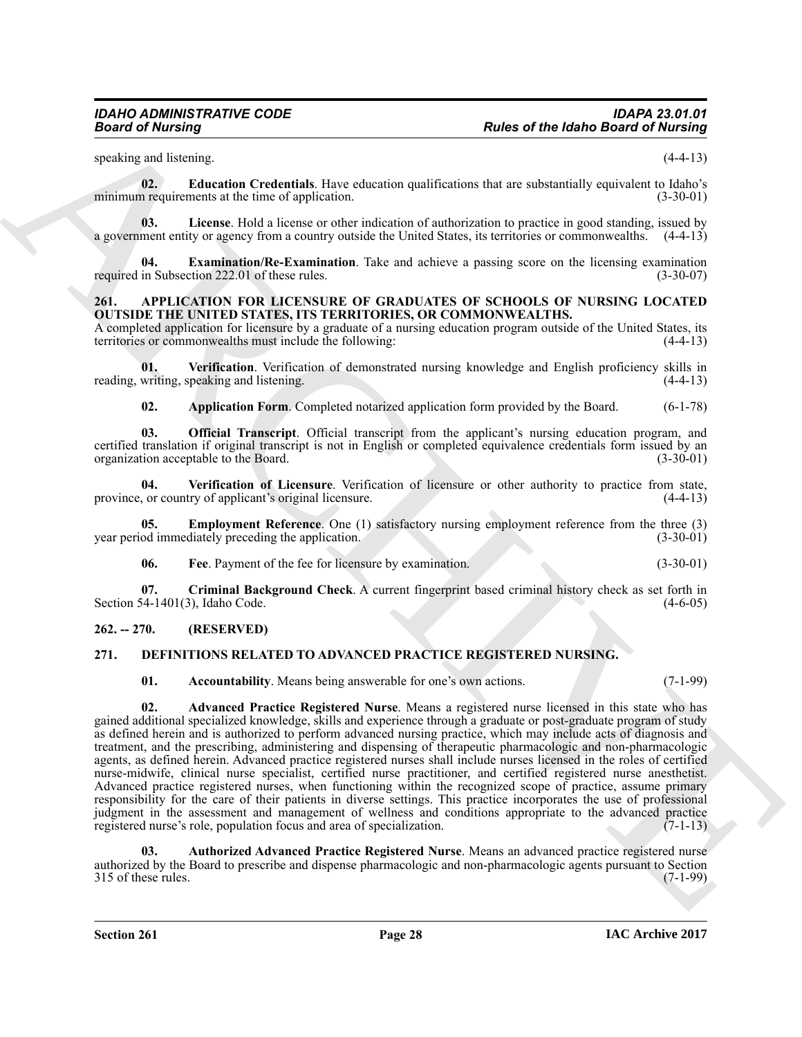speaking and listening. (4-4-13)

**02. Education Credentials**. Have education qualifications that are substantially equivalent to Idaho's minimum requirements at the time of application. (3-30-01)

**03. License**. Hold a license or other indication of authorization to practice in good standing, issued by a government entity or agency from a country outside the United States, its territories or commonwealths. (4-4-13)

**04. Examination/Re-Examination**. Take and achieve a passing score on the licensing examination required in Subsection 222.01 of these rules. (3-30-07)

## 261. APPLICATION FOR LICENSURE OF GRADUATES OF SCHOOLS OF NURSING LOCATED OUTSIDE THE UNITED STATES, ITS TERRITORIES, OR COMMONWEALTHS.

A completed application for licensure by a graduate of a nursing education program outside of the United States, its territories or commonwealths must include the following: (4-4-13)

**01. Verification**. Verification of demonstrated nursing knowledge and English proficiency skills in reading, writing, speaking and listening. (4-4-13)

**02. Application Form**. Completed notarized application form provided by the Board. (6-1-78)

**03. Official Transcript**. Official transcript from the applicant's nursing education program, and certified translation if original transcript is not in English or completed equivalence credentials form issued by an organization acceptable to the Board. (3-30-01)

**04. Verification of Licensure**. Verification of licensure or other authority to practice from state, province, or country of applicant's original licensure. (4-4-13)

**05. Employment Reference**. One (1) satisfactory nursing employment reference from the three (3) year period immediately preceding the application. (3-30-01)

**06. Fee**. Payment of the fee for licensure by examination. (3-30-01)

**07. Criminal Background Check**. A current fingerprint based criminal history check as set forth in Section 54-1401(3), Idaho Code. (4-6-05)

## 262. -- 270. (RESERVED)

## 271. DEFINITIONS RELATED TO ADVANCED PRACTICE REGISTERED NURSING.

**01. Accountability**. Means being answerable for one's own actions. (7-1-99)

**02. Advanced Practice Registered Nurse**. Means a registered nurse licensed in this state who has gained additional specialized knowledge, skills and experience through a graduate or post-graduate program of study as defined herein and is authorized to perform advanced nursing practice, which may include acts of diagnosis and treatment, and the prescribing, administering and dispensing of therapeutic pharmacologic and non-pharmacologic agents, as defined herein. Advanced practice registered nurses shall include nurses licensed in the roles of certified nurse-midwife, clinical nurse specialist, certified nurse practitioner, and certified registered nurse anesthetist. Advanced practice registered nurses, when functioning within the recognized scope of practice, assume primary responsibility for the care of their patients in diverse settings. This practice incorporates the use of professional judgment in the assessment and management of wellness and conditions appropriate to the advanced practice registered nurse's role, population focus and area of specialization. (7-1-13)

**03. Authorized Advanced Practice Registered Nurse**. Means an advanced practice registered nurse authorized by the Board to prescribe and dispense pharmacologic and non-pharmacologic agents pursuant to Section 315 of these rules. (7-1-99)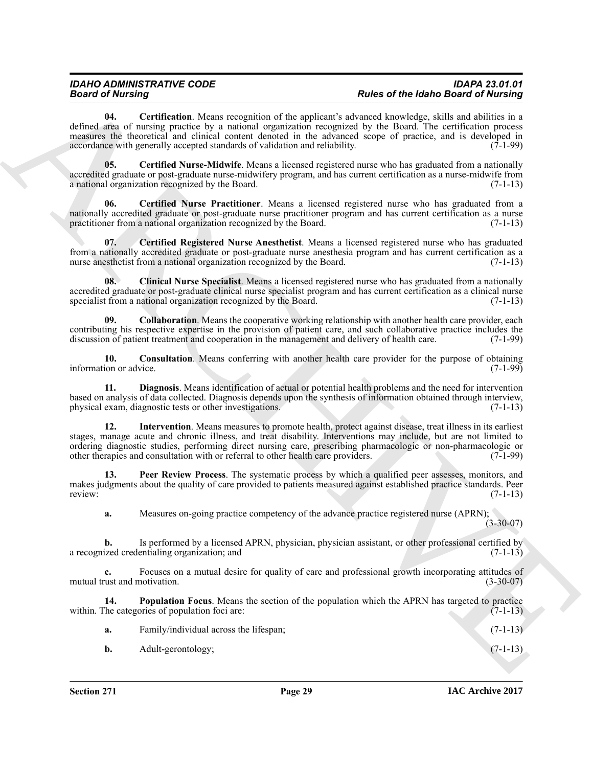**04. Certification**. Means recognition of the applicant's advanced knowledge, skills and abilities in a defined area of nursing practice by a national organization recognized by the Board. The certification process measures the theoretical and clinical content denoted in the advanced scope of practice, and is developed in accordance with generally accepted standards of validation and reliability. (7-1-99)

**05. Certified Nurse-Midwife**. Means a licensed registered nurse who has graduated from a nationally accredited graduate or post-graduate nurse-midwifery program, and has current certification as a nurse-midwife from a national organization recognized by the Board. (7-1-13)

**06. Certified Nurse Practitioner**. Means a licensed registered nurse who has graduated from a nationally accredited graduate or post-graduate nurse practitioner program and has current certification as a nurse practitioner from a national organization recognized by the Board. (7-1-13)

**07. Certified Registered Nurse Anesthetist**. Means a licensed registered nurse who has graduated from a nationally accredited graduate or post-graduate nurse anesthesia program and has current certification as a nurse anesthetist from a national organization recognized by the Board. (7-1-13)

**08. Clinical Nurse Specialist**. Means a licensed registered nurse who has graduated from a nationally accredited graduate or post-graduate clinical nurse specialist program and has current certification as a clinical nurse specialist from a national organization recognized by the Board. (7-1-13)

**09. Collaboration**. Means the cooperative working relationship with another health care provider, each contributing his respective expertise in the provision of patient care, and such collaborative practice includes the discussion of patient treatment and cooperation in the management and delivery of health care. (7-1-99)

**10. Consultation**. Means conferring with another health care provider for the purpose of obtaining information or advice. (7-1-99)

**11. Diagnosis**. Means identification of actual or potential health problems and the need for intervention based on analysis of data collected. Diagnosis depends upon the synthesis of information obtained through interview, physical exam, diagnostic tests or other investigations. (7-1-13)

**12. Intervention**. Means measures to promote health, protect against disease, treat illness in its earliest stages, manage acute and chronic illness, and treat disability. Interventions may include, but are not limited to ordering diagnostic studies, performing direct nursing care, prescribing pharmacologic or non-pharmacologic or other therapies and consultation with or referral to other health care providers. (7-1-99)

**13. Peer Review Process**. The systematic process by which a qualified peer assesses, monitors, and makes judgments about the quality of care provided to patients measured against established practice standards. Peer review: (7-1-13)

**a.** Measures on-going practice competency of the advance practice registered nurse (APRN); (3-30-07)

**b.** Is performed by a licensed APRN, physician, physician assistant, or other professional certified by a recognized credentialing organization; and (7-1-13)

**c.** Focuses on a mutual desire for quality of care and professional growth incorporating attitudes of mutual trust and motivation. (3-30-07)

**14. Population Focus**. Means the section of the population which the APRN has targeted to practice within. The categories of population foci are: (7-1-13)

**a.** Family/individual across the lifespan; (7-1-13)

**b.** Adult-gerontology; (7-1-13)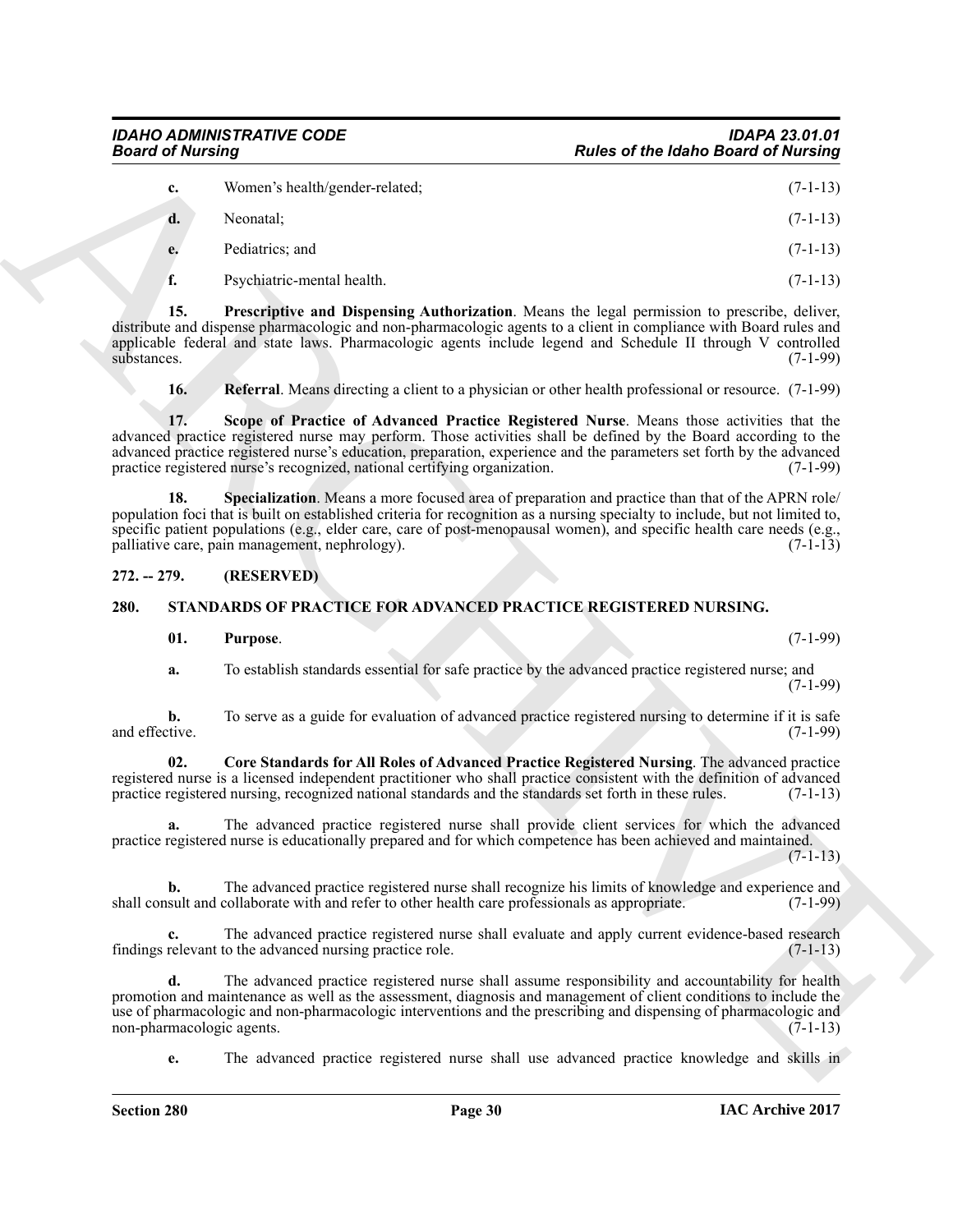**c.** Women's health/gender-related; (7-1-13)

**d.** Neonatal; (7-1-13)

**e.** Pediatrics; and (7-1-13)

**f.** Psychiatric-mental health. (7-1-13)

**15. Prescriptive and Dispensing Authorization**. Means the legal permission to prescribe, deliver, distribute and dispense pharmacologic and non-pharmacologic agents to a client in compliance with Board rules and applicable federal and state laws. Pharmacologic agents include legend and Schedule II through V controlled substances. (7-1-99)

**16. Referral**. Means directing a client to a physician or other health professional or resource. (7-1-99)

**17. Scope of Practice of Advanced Practice Registered Nurse**. Means those activities that the advanced practice registered nurse may perform. Those activities shall be defined by the Board according to the advanced practice registered nurse's education, preparation, experience and the parameters set forth by the advanced practice registered nurse's recognized, national certifying organization. (7-1-99)

**18. Specialization**. Means a more focused area of preparation and practice than that of the APRN role/population foci that is built on established criteria for recognition as a nursing specialty to include, but not limited to, specific patient populations (e.g., elder care, care of post-menopausal women), and specific health care needs (e.g., palliative care, pain management, nephrology). (7-1-13)

## 272. -- 279. (RESERVED)

## 280. STANDARDS OF PRACTICE FOR ADVANCED PRACTICE REGISTERED NURSING.

**01. Purpose**. (7-1-99)

**a.** To establish standards essential for safe practice by the advanced practice registered nurse; and (7-1-99)

**b.** To serve as a guide for evaluation of advanced practice registered nursing to determine if it is safe and effective. (7-1-99)

**02. Core Standards for All Roles of Advanced Practice Registered Nursing**. The advanced practice registered nurse is a licensed independent practitioner who shall practice consistent with the definition of advanced practice registered nursing, recognized national standards and the standards set forth in these rules. (7-1-13)

**a.** The advanced practice registered nurse shall provide client services for which the advanced practice registered nurse is educationally prepared and for which competence has been achieved and maintained. (7-1-13)

**b.** The advanced practice registered nurse shall recognize his limits of knowledge and experience and shall consult and collaborate with and refer to other health care professionals as appropriate. (7-1-99)

**c.** The advanced practice registered nurse shall evaluate and apply current evidence-based research findings relevant to the advanced nursing practice role. (7-1-13)

**d.** The advanced practice registered nurse shall assume responsibility and accountability for health promotion and maintenance as well as the assessment, diagnosis and management of client conditions to include the use of pharmacologic and non-pharmacologic interventions and the prescribing and dispensing of pharmacologic and non-pharmacologic agents. (7-1-13)

**e.** The advanced practice registered nurse shall use advanced practice knowledge and skills in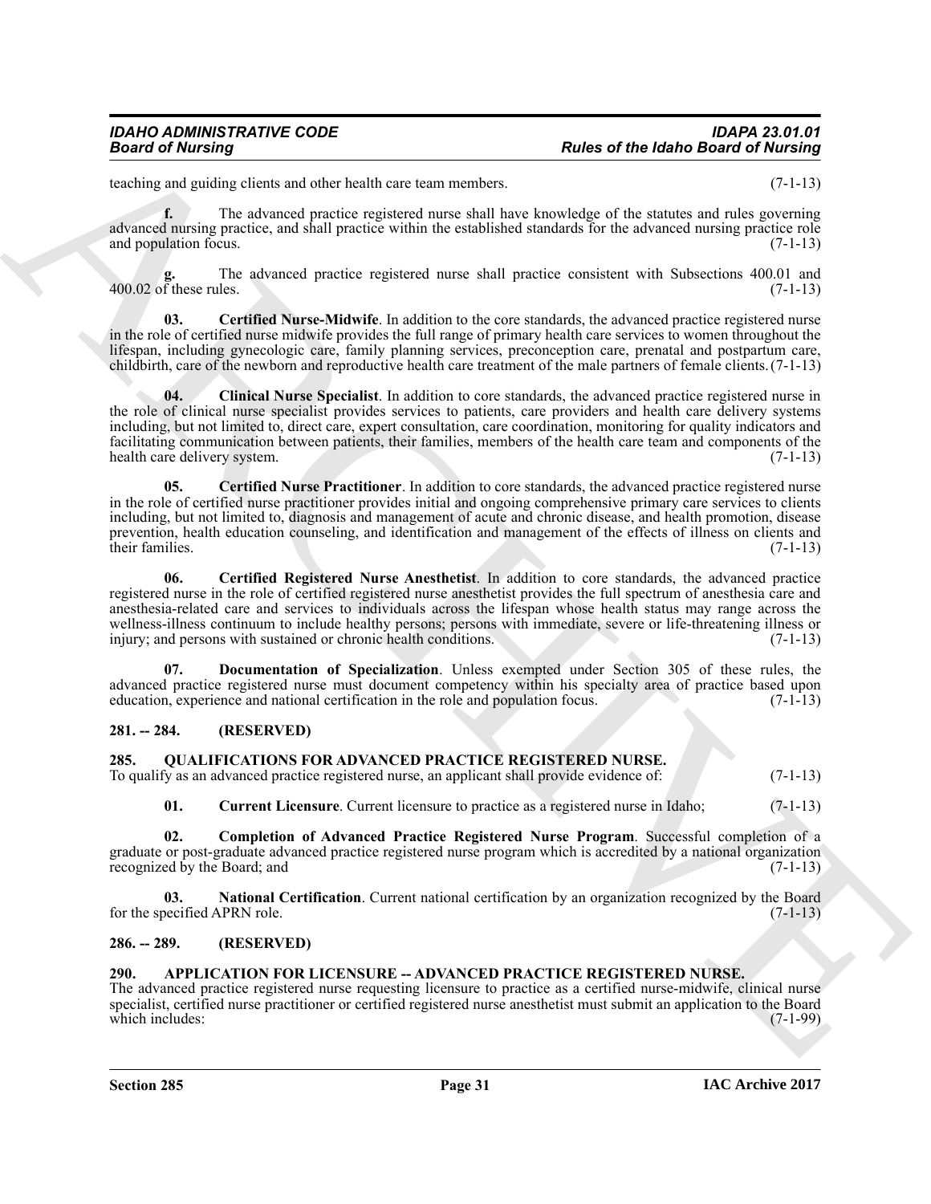teaching and guiding clients and other health care team members. (7-1-13)

**f.** The advanced practice registered nurse shall have knowledge of the statutes and rules governing advanced nursing practice, and shall practice within the established standards for the advanced nursing practice role and population focus. (7-1-13)

**g.** The advanced practice registered nurse shall practice consistent with Subsections 400.01 and 400.02 of these rules. (7-1-13)

**03. Certified Nurse-Midwife**. In addition to the core standards, the advanced practice registered nurse in the role of certified nurse midwife provides the full range of primary health care services to women throughout the lifespan, including gynecologic care, family planning services, preconception care, prenatal and postpartum care, childbirth, care of the newborn and reproductive health care treatment of the male partners of female clients. (7-1-13)

**04. Clinical Nurse Specialist**. In addition to core standards, the advanced practice registered nurse in the role of clinical nurse specialist provides services to patients, care providers and health care delivery systems including, but not limited to, direct care, expert consultation, care coordination, monitoring for quality indicators and facilitating communication between patients, their families, members of the health care team and components of the health care delivery system. (7-1-13)

**05. Certified Nurse Practitioner**. In addition to core standards, the advanced practice registered nurse in the role of certified nurse practitioner provides initial and ongoing comprehensive primary care services to clients including, but not limited to, diagnosis and management of acute and chronic disease, and health promotion, disease prevention, health education counseling, and identification and management of the effects of illness on clients and their families. (7-1-13)

**06. Certified Registered Nurse Anesthetist**. In addition to core standards, the advanced practice registered nurse in the role of certified registered nurse anesthetist provides the full spectrum of anesthesia care and anesthesia-related care and services to individuals across the lifespan whose health status may range across the wellness-illness continuum to include healthy persons; persons with immediate, severe or life-threatening illness or injury; and persons with sustained or chronic health conditions. (7-1-13)

**07. Documentation of Specialization**. Unless exempted under Section 305 of these rules, the advanced practice registered nurse must document competency within his specialty area of practice based upon education, experience and national certification in the role and population focus. (7-1-13)

## 281. -- 284. (RESERVED)

## 285. QUALIFICATIONS FOR ADVANCED PRACTICE REGISTERED NURSE.

To qualify as an advanced practice registered nurse, an applicant shall provide evidence of: (7-1-13)

**01. Current Licensure**. Current licensure to practice as a registered nurse in Idaho; (7-1-13)

**02. Completion of Advanced Practice Registered Nurse Program**. Successful completion of a graduate or post-graduate advanced practice registered nurse program which is accredited by a national organization recognized by the Board; and (7-1-13)

**03. National Certification**. Current national certification by an organization recognized by the Board for the specified APRN role. (7-1-13)

## 286. -- 289. (RESERVED)

## 290. APPLICATION FOR LICENSURE -- ADVANCED PRACTICE REGISTERED NURSE.

The advanced practice registered nurse requesting licensure to practice as a certified nurse-midwife, clinical nurse specialist, certified nurse practitioner or certified registered nurse anesthetist must submit an application to the Board which includes: (7-1-99)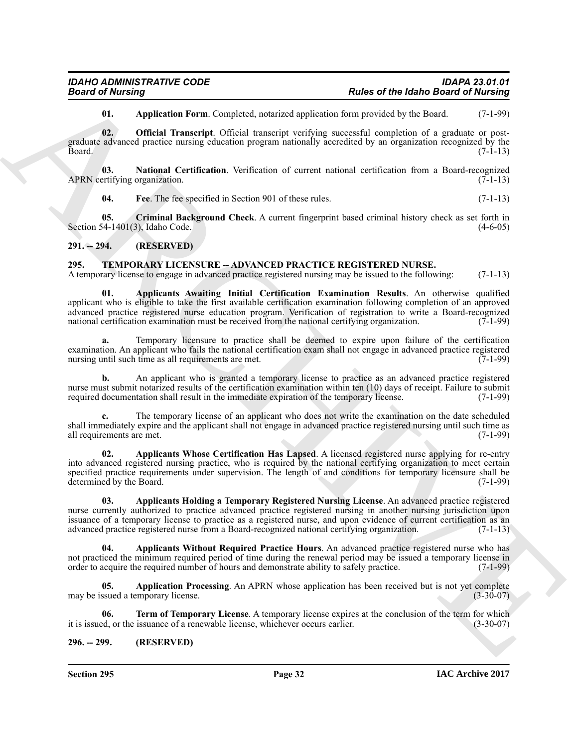**01. Application Form**. Completed, notarized application form provided by the Board. (7-1-99)

**02. Official Transcript**. Official transcript verifying successful completion of a graduate or post-graduate advanced practice nursing education program nationally accredited by an organization recognized by the Board. (7-1-13)

**03. National Certification**. Verification of current national certification from a Board-recognized APRN certifying organization. (7-1-13)

**04. Fee**. The fee specified in Section 901 of these rules. (7-1-13)

**05. Criminal Background Check**. A current fingerprint based criminal history check as set forth in Section 54-1401(3), Idaho Code. (4-6-05)

## 291. -- 294. (RESERVED)

## 295. TEMPORARY LICENSURE -- ADVANCED PRACTICE REGISTERED NURSE.

A temporary license to engage in advanced practice registered nursing may be issued to the following: (7-1-13)

**01. Applicants Awaiting Initial Certification Examination Results**. An otherwise qualified applicant who is eligible to take the first available certification examination following completion of an approved advanced practice registered nurse education program. Verification of registration to write a Board-recognized national certification examination must be received from the national certifying organization. (7-1-99)

**a.** Temporary licensure to practice shall be deemed to expire upon failure of the certification examination. An applicant who fails the national certification exam shall not engage in advanced practice registered nursing until such time as all requirements are met. (7-1-99)

**b.** An applicant who is granted a temporary license to practice as an advanced practice registered nurse must submit notarized results of the certification examination within ten (10) days of receipt. Failure to submit required documentation shall result in the immediate expiration of the temporary license. (7-1-99)

**c.** The temporary license of an applicant who does not write the examination on the date scheduled shall immediately expire and the applicant shall not engage in advanced practice registered nursing until such time as all requirements are met. (7-1-99)

**02. Applicants Whose Certification Has Lapsed**. A licensed registered nurse applying for re-entry into advanced registered nursing practice, who is required by the national certifying organization to meet certain specified practice requirements under supervision. The length of and conditions for temporary licensure shall be determined by the Board. (7-1-99)

**03. Applicants Holding a Temporary Registered Nursing License**. An advanced practice registered nurse currently authorized to practice advanced practice registered nursing in another nursing jurisdiction upon issuance of a temporary license to practice as a registered nurse, and upon evidence of current certification as an advanced practice registered nurse from a Board-recognized national certifying organization. (7-1-13)

**04. Applicants Without Required Practice Hours**. An advanced practice registered nurse who has not practiced the minimum required period of time during the renewal period may be issued a temporary license in order to acquire the required number of hours and demonstrate ability to safely practice. (7-1-99)

**05. Application Processing**. An APRN whose application has been received but is not yet complete may be issued a temporary license. (3-30-07)

**06. Term of Temporary License**. A temporary license expires at the conclusion of the term for which it is issued, or the issuance of a renewable license, whichever occurs earlier. (3-30-07)

## 296. -- 299. (RESERVED)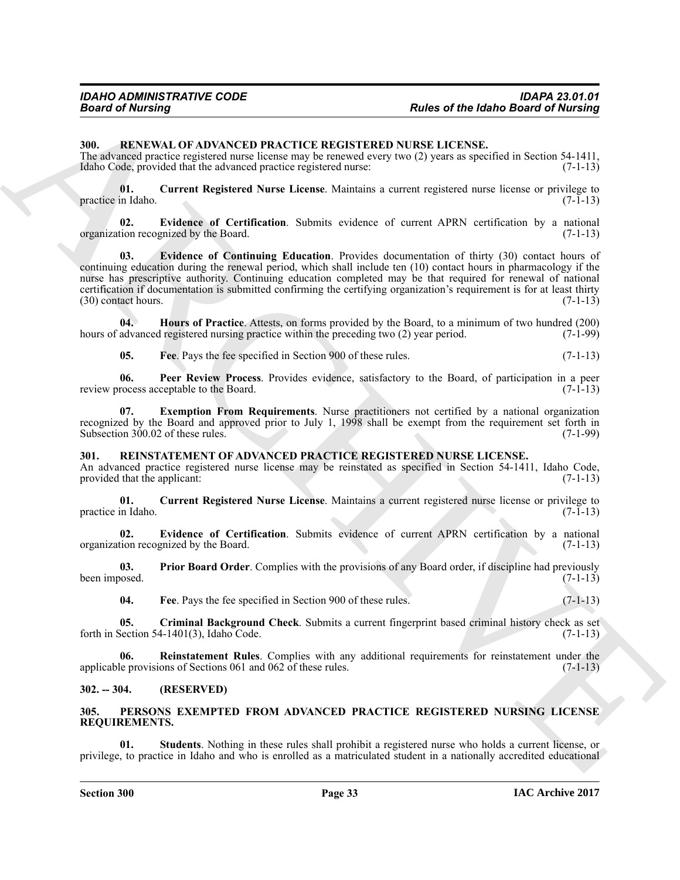## 300. RENEWAL OF ADVANCED PRACTICE REGISTERED NURSE LICENSE.

The advanced practice registered nurse license may be renewed every two (2) years as specified in Section 54-1411, Idaho Code, provided that the advanced practice registered nurse: (7-1-13)

**01. Current Registered Nurse License**. Maintains a current registered nurse license or privilege to practice in Idaho. (7-1-13)

**02. Evidence of Certification**. Submits evidence of current APRN certification by a national organization recognized by the Board. (7-1-13)

**03. Evidence of Continuing Education**. Provides documentation of thirty (30) contact hours of continuing education during the renewal period, which shall include ten (10) contact hours in pharmacology if the nurse has prescriptive authority. Continuing education completed may be that required for renewal of national certification if documentation is submitted confirming the certifying organization's requirement is for at least thirty (30) contact hours. (7-1-13)

**04. Hours of Practice**. Attests, on forms provided by the Board, to a minimum of two hundred (200) hours of advanced registered nursing practice within the preceding two (2) year period. (7-1-99)

**05. Fee**. Pays the fee specified in Section 900 of these rules. (7-1-13)

**06. Peer Review Process**. Provides evidence, satisfactory to the Board, of participation in a peer review process acceptable to the Board. (7-1-13)

**07. Exemption From Requirements**. Nurse practitioners not certified by a national organization recognized by the Board and approved prior to July 1, 1998 shall be exempt from the requirement set forth in Subsection 300.02 of these rules. (7-1-99)

## 301. REINSTATEMENT OF ADVANCED PRACTICE REGISTERED NURSE LICENSE.

An advanced practice registered nurse license may be reinstated as specified in Section 54-1411, Idaho Code, provided that the applicant: (7-1-13)

**01. Current Registered Nurse License**. Maintains a current registered nurse license or privilege to practice in Idaho. (7-1-13)

**02. Evidence of Certification**. Submits evidence of current APRN certification by a national organization recognized by the Board. (7-1-13)

**03. Prior Board Order**. Complies with the provisions of any Board order, if discipline had previously been imposed. (7-1-13)

**04. Fee**. Pays the fee specified in Section 900 of these rules. (7-1-13)

**05. Criminal Background Check**. Submits a current fingerprint based criminal history check as set forth in Section 54-1401(3), Idaho Code. (7-1-13)

**06. Reinstatement Rules**. Complies with any additional requirements for reinstatement under the applicable provisions of Sections 061 and 062 of these rules. (7-1-13)

## 302. -- 304. (RESERVED)

## 305. PERSONS EXEMPTED FROM ADVANCED PRACTICE REGISTERED NURSING LICENSE REQUIREMENTS.

**01. Students**. Nothing in these rules shall prohibit a registered nurse who holds a current license, or privilege, to practice in Idaho and who is enrolled as a matriculated student in a nationally accredited educational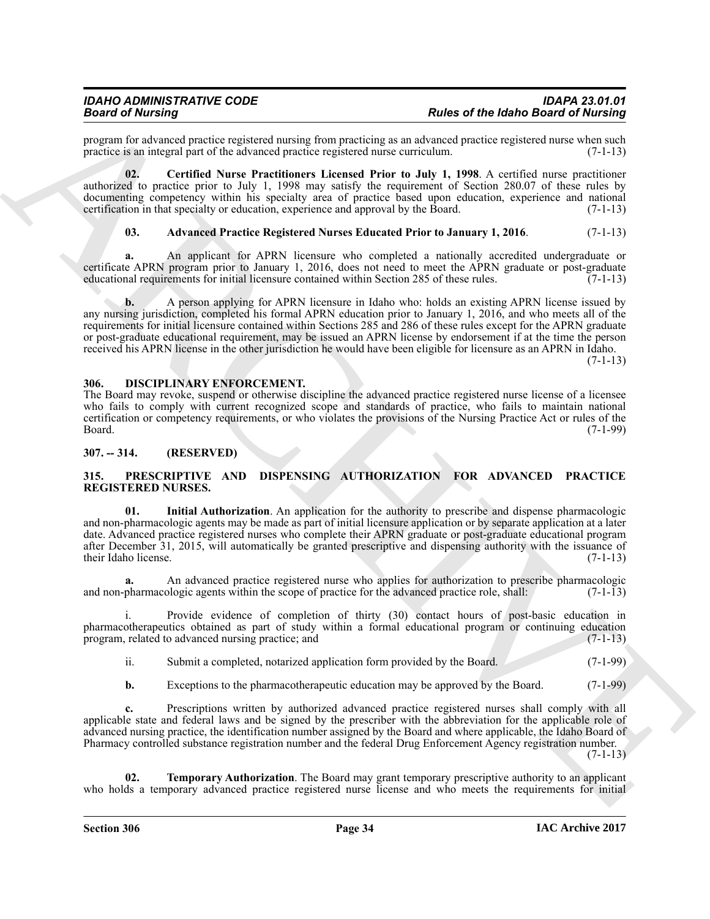program for advanced practice registered nursing from practicing as an advanced practice registered nurse when such practice is an integral part of the advanced practice registered nurse curriculum. (7-1-13)

**02. Certified Nurse Practitioners Licensed Prior to July 1, 1998**. A certified nurse practitioner authorized to practice prior to July 1, 1998 may satisfy the requirement of Section 280.07 of these rules by documenting competency within his specialty area of practice based upon education, experience and national certification in that specialty or education, experience and approval by the Board. (7-1-13)

**03. Advanced Practice Registered Nurses Educated Prior to January 1, 2016**. (7-1-13)

**a.** An applicant for APRN licensure who completed a nationally accredited undergraduate or certificate APRN program prior to January 1, 2016, does not need to meet the APRN graduate or post-graduate educational requirements for initial licensure contained within Section 285 of these rules. (7-1-13)

**b.** A person applying for APRN licensure in Idaho who: holds an existing APRN license issued by any nursing jurisdiction, completed his formal APRN education prior to January 1, 2016, and who meets all of the requirements for initial licensure contained within Sections 285 and 286 of these rules except for the APRN graduate or post-graduate educational requirement, may be issued an APRN license by endorsement if at the time the person received his APRN license in the other jurisdiction he would have been eligible for licensure as an APRN in Idaho. (7-1-13)

## 306. DISCIPLINARY ENFORCEMENT.

The Board may revoke, suspend or otherwise discipline the advanced practice registered nurse license of a licensee who fails to comply with current recognized scope and standards of practice, who fails to maintain national certification or competency requirements, or who violates the provisions of the Nursing Practice Act or rules of the Board. (7-1-99)

## 307. -- 314. (RESERVED)

## 315. PRESCRIPTIVE AND DISPENSING AUTHORIZATION FOR ADVANCED PRACTICE REGISTERED NURSES.

**01. Initial Authorization**. An application for the authority to prescribe and dispense pharmacologic and non-pharmacologic agents may be made as part of initial licensure application or by separate application at a later date. Advanced practice registered nurses who complete their APRN graduate or post-graduate educational program after December 31, 2015, will automatically be granted prescriptive and dispensing authority with the issuance of their Idaho license. (7-1-13)

**a.** An advanced practice registered nurse who applies for authorization to prescribe pharmacologic and non-pharmacologic agents within the scope of practice for the advanced practice role, shall: (7-1-13)

i. Provide evidence of completion of thirty (30) contact hours of post-basic education in pharmacotherapeutics obtained as part of study within a formal educational program or continuing education program, related to advanced nursing practice; and (7-1-13)

ii. Submit a completed, notarized application form provided by the Board. (7-1-99)

**b.** Exceptions to the pharmacotherapeutic education may be approved by the Board. (7-1-99)

**c.** Prescriptions written by authorized advanced practice registered nurses shall comply with all applicable state and federal laws and be signed by the prescriber with the abbreviation for the applicable role of advanced nursing practice, the identification number assigned by the Board and where applicable, the Idaho Board of Pharmacy controlled substance registration number and the federal Drug Enforcement Agency registration number. (7-1-13)

**02. Temporary Authorization**. The Board may grant temporary prescriptive authority to an applicant who holds a temporary advanced practice registered nurse license and who meets the requirements for initial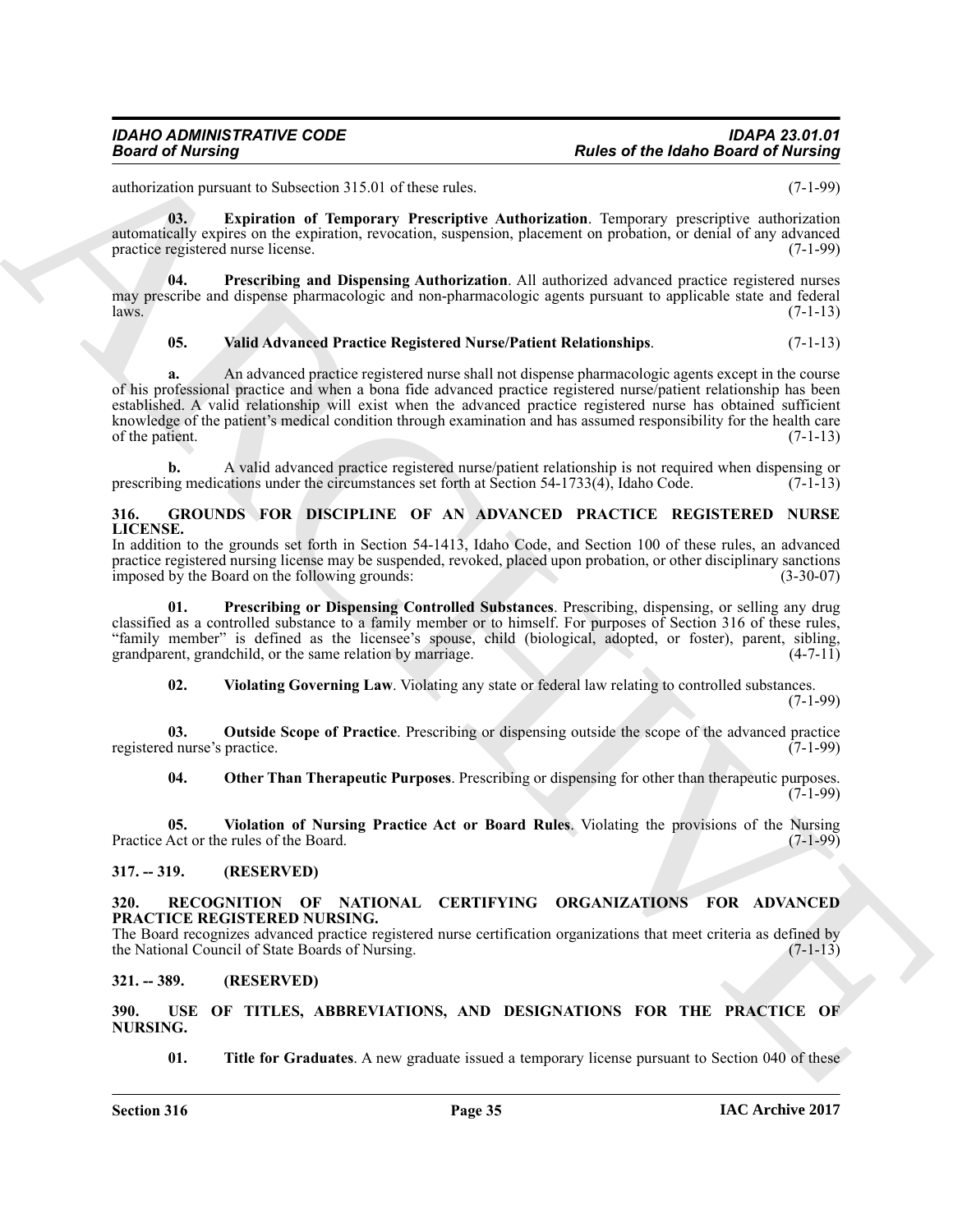authorization pursuant to Subsection 315.01 of these rules. (7-1-99)

**03. Expiration of Temporary Prescriptive Authorization**. Temporary prescriptive authorization automatically expires on the expiration, revocation, suspension, placement on probation, or denial of any advanced practice registered nurse license. (7-1-99)

**04. Prescribing and Dispensing Authorization**. All authorized advanced practice registered nurses may prescribe and dispense pharmacologic and non-pharmacologic agents pursuant to applicable state and federal laws. (7-1-13)

**05. Valid Advanced Practice Registered Nurse/Patient Relationships**. (7-1-13)

**a.** An advanced practice registered nurse shall not dispense pharmacologic agents except in the course of his professional practice and when a bona fide advanced practice registered nurse/patient relationship has been established. A valid relationship will exist when the advanced practice registered nurse has obtained sufficient knowledge of the patient's medical condition through examination and has assumed responsibility for the health care of the patient. (7-1-13)

**b.** A valid advanced practice registered nurse/patient relationship is not required when dispensing or prescribing medications under the circumstances set forth at Section 54-1733(4), Idaho Code. (7-1-13)

## 316. GROUNDS FOR DISCIPLINE OF AN ADVANCED PRACTICE REGISTERED NURSE LICENSE.

In addition to the grounds set forth in Section 54-1413, Idaho Code, and Section 100 of these rules, an advanced practice registered nursing license may be suspended, revoked, placed upon probation, or other disciplinary sanctions imposed by the Board on the following grounds: (3-30-07)

**01. Prescribing or Dispensing Controlled Substances**. Prescribing, dispensing, or selling any drug classified as a controlled substance to a family member or to himself. For purposes of Section 316 of these rules, "family member" is defined as the licensee's spouse, child (biological, adopted, or foster), parent, sibling, grandparent, grandchild, or the same relation by marriage. (4-7-11)

**02. Violating Governing Law**. Violating any state or federal law relating to controlled substances. (7-1-99)

**03. Outside Scope of Practice**. Prescribing or dispensing outside the scope of the advanced practice registered nurse's practice. (7-1-99)

**04. Other Than Therapeutic Purposes**. Prescribing or dispensing for other than therapeutic purposes. (7-1-99)

**05. Violation of Nursing Practice Act or Board Rules**. Violating the provisions of the Nursing Practice Act or the rules of the Board. (7-1-99)

## 317. -- 319. (RESERVED)

## 320. RECOGNITION OF NATIONAL CERTIFYING ORGANIZATIONS FOR ADVANCED PRACTICE REGISTERED NURSING.

The Board recognizes advanced practice registered nurse certification organizations that meet criteria as defined by the National Council of State Boards of Nursing. (7-1-13)

## 321. -- 389. (RESERVED)

## 390. USE OF TITLES, ABBREVIATIONS, AND DESIGNATIONS FOR THE PRACTICE OF NURSING.

**01. Title for Graduates**. A new graduate issued a temporary license pursuant to Section 040 of these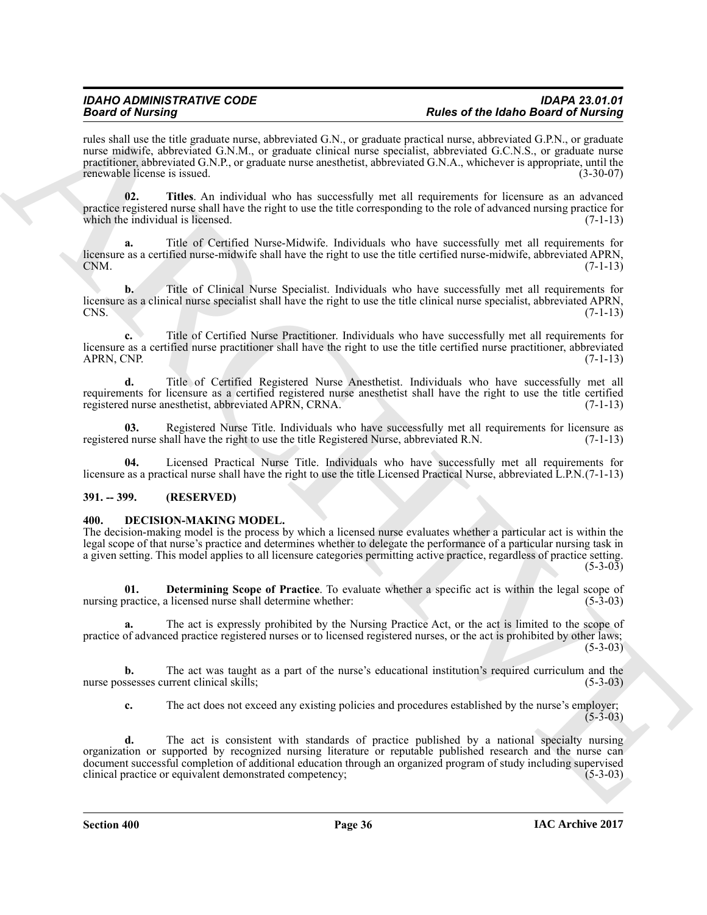rules shall use the title graduate nurse, abbreviated G.N., or graduate practical nurse, abbreviated G.P.N., or graduate nurse midwife, abbreviated G.N.M., or graduate clinical nurse specialist, abbreviated G.C.N.S., or graduate nurse practitioner, abbreviated G.N.P., or graduate nurse anesthetist, abbreviated G.N.A., whichever is appropriate, until the renewable license is issued. (3-30-07)

**02. Titles**. An individual who has successfully met all requirements for licensure as an advanced practice registered nurse shall have the right to use the title corresponding to the role of advanced nursing practice for which the individual is licensed. (7-1-13)

**a.** Title of Certified Nurse-Midwife. Individuals who have successfully met all requirements for licensure as a certified nurse-midwife shall have the right to use the title certified nurse-midwife, abbreviated APRN, CNM. (7-1-13)

**b.** Title of Clinical Nurse Specialist. Individuals who have successfully met all requirements for licensure as a clinical nurse specialist shall have the right to use the title clinical nurse specialist, abbreviated APRN, CNS. (7-1-13)

**c.** Title of Certified Nurse Practitioner. Individuals who have successfully met all requirements for licensure as a certified nurse practitioner shall have the right to use the title certified nurse practitioner, abbreviated APRN, CNP. (7-1-13)

**d.** Title of Certified Registered Nurse Anesthetist. Individuals who have successfully met all requirements for licensure as a certified registered nurse anesthetist shall have the right to use the title certified registered nurse anesthetist, abbreviated APRN, CRNA. (7-1-13)

**03.** Registered Nurse Title. Individuals who have successfully met all requirements for licensure as registered nurse shall have the right to use the title Registered Nurse, abbreviated R.N. (7-1-13)

**04.** Licensed Practical Nurse Title. Individuals who have successfully met all requirements for licensure as a practical nurse shall have the right to use the title Licensed Practical Nurse, abbreviated L.P.N.(7-1-13)

## 391. -- 399. (RESERVED)

## 400. DECISION-MAKING MODEL.

The decision-making model is the process by which a licensed nurse evaluates whether a particular act is within the legal scope of that nurse's practice and determines whether to delegate the performance of a particular nursing task in a given setting. This model applies to all licensure categories permitting active practice, regardless of practice setting. (5-3-03)

**01. Determining Scope of Practice**. To evaluate whether a specific act is within the legal scope of nursing practice, a licensed nurse shall determine whether: (5-3-03)

**a.** The act is expressly prohibited by the Nursing Practice Act, or the act is limited to the scope of practice of advanced practice registered nurses or to licensed registered nurses, or the act is prohibited by other laws; (5-3-03)

**b.** The act was taught as a part of the nurse's educational institution's required curriculum and the nurse possesses current clinical skills; (5-3-03)

**c.** The act does not exceed any existing policies and procedures established by the nurse's employer; (5-3-03)

**d.** The act is consistent with standards of practice published by a national specialty nursing organization or supported by recognized nursing literature or reputable published research and the nurse can document successful completion of additional education through an organized program of study including supervised clinical practice or equivalent demonstrated competency; (5-3-03)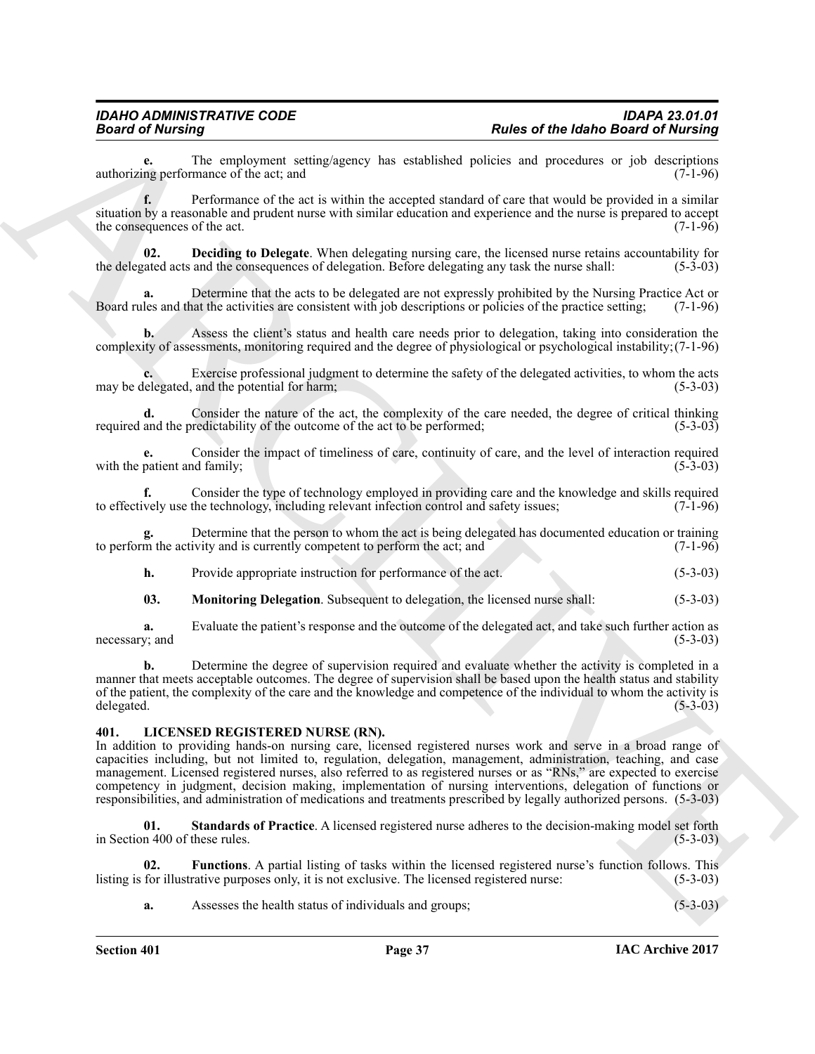**e.** The employment setting/agency has established policies and procedures or job descriptions authorizing performance of the act; and (7-1-96)

**f.** Performance of the act is within the accepted standard of care that would be provided in a similar situation by a reasonable and prudent nurse with similar education and experience and the nurse is prepared to accept the consequences of the act. (7-1-96)

**02. Deciding to Delegate**. When delegating nursing care, the licensed nurse retains accountability for the delegated acts and the consequences of delegation. Before delegating any task the nurse shall: (5-3-03)

**a.** Determine that the acts to be delegated are not expressly prohibited by the Nursing Practice Act or Board rules and that the activities are consistent with job descriptions or policies of the practice setting; (7-1-96)

**b.** Assess the client's status and health care needs prior to delegation, taking into consideration the complexity of assessments, monitoring required and the degree of physiological or psychological instability; (7-1-96)

**c.** Exercise professional judgment to determine the safety of the delegated activities, to whom the acts may be delegated, and the potential for harm; (5-3-03)

**d.** Consider the nature of the act, the complexity of the care needed, the degree of critical thinking required and the predictability of the outcome of the act to be performed; (5-3-03)

**e.** Consider the impact of timeliness of care, continuity of care, and the level of interaction required with the patient and family; (5-3-03)

**f.** Consider the type of technology employed in providing care and the knowledge and skills required to effectively use the technology, including relevant infection control and safety issues; (7-1-96)

**g.** Determine that the person to whom the act is being delegated has documented education or training to perform the activity and is currently competent to perform the act; and (7-1-96)

**h.** Provide appropriate instruction for performance of the act. (5-3-03)

**03. Monitoring Delegation**. Subsequent to delegation, the licensed nurse shall: (5-3-03)

**a.** Evaluate the patient's response and the outcome of the delegated act, and take such further action as necessary; and (5-3-03)

**b.** Determine the degree of supervision required and evaluate whether the activity is completed in a manner that meets acceptable outcomes. The degree of supervision shall be based upon the health status and stability of the patient, the complexity of the care and the knowledge and competence of the individual to whom the activity is delegated. (5-3-03)

## 401. LICENSED REGISTERED NURSE (RN).

In addition to providing hands-on nursing care, licensed registered nurses work and serve in a broad range of capacities including, but not limited to, regulation, delegation, management, administration, teaching, and case management. Licensed registered nurses, also referred to as registered nurses or as "RNs," are expected to exercise competency in judgment, decision making, implementation of nursing interventions, delegation of functions or responsibilities, and administration of medications and treatments prescribed by legally authorized persons. (5-3-03)

**01. Standards of Practice**. A licensed registered nurse adheres to the decision-making model set forth in Section 400 of these rules. (5-3-03)

**02. Functions**. A partial listing of tasks within the licensed registered nurse's function follows. This listing is for illustrative purposes only, it is not exclusive. The licensed registered nurse: (5-3-03)

**a.** Assesses the health status of individuals and groups; (5-3-03)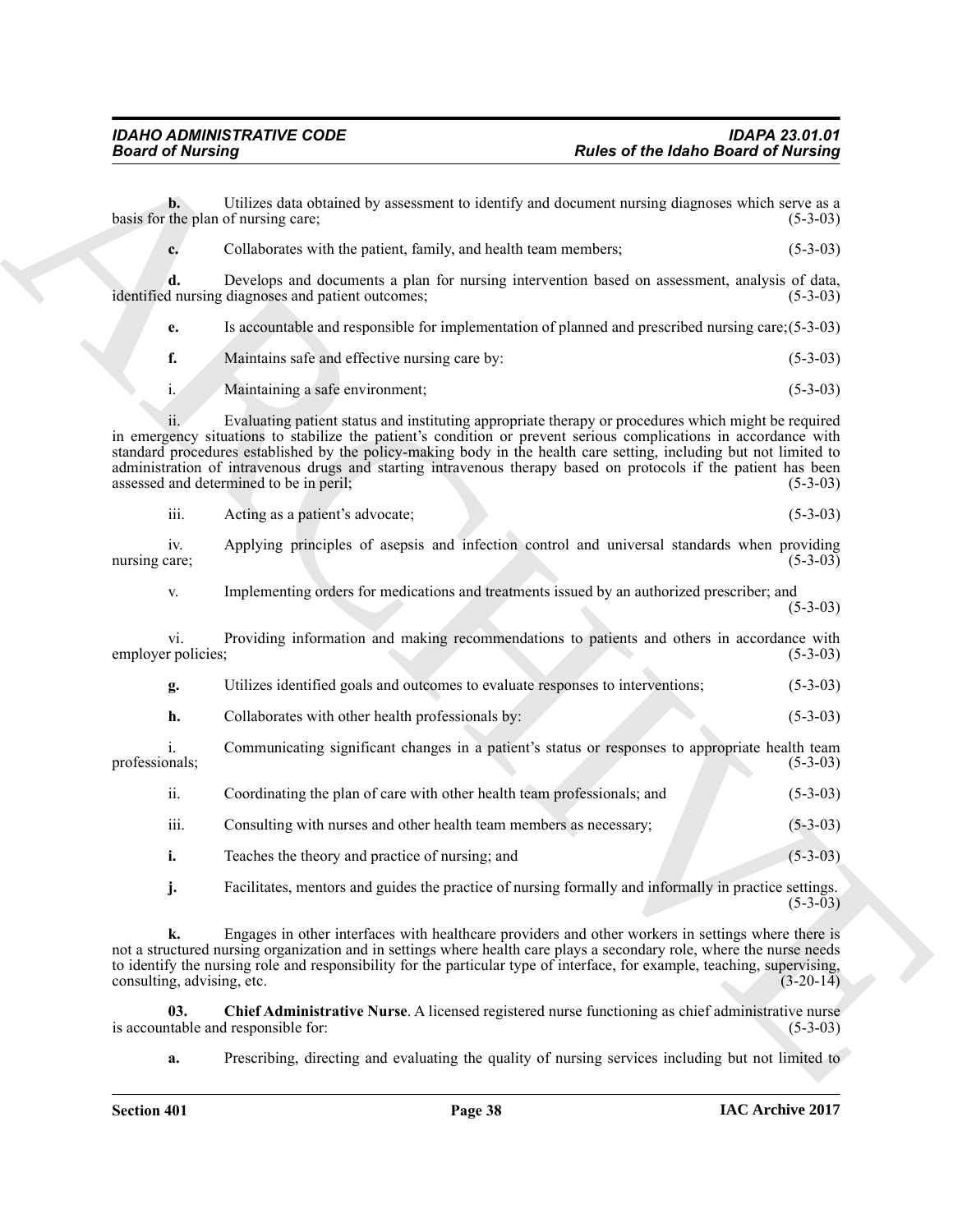**b.** Utilizes data obtained by assessment to identify and document nursing diagnoses which serve as a basis for the plan of nursing care; (5-3-03)

**c.** Collaborates with the patient, family, and health team members; (5-3-03)

**d.** Develops and documents a plan for nursing intervention based on assessment, analysis of data, identified nursing diagnoses and patient outcomes; (5-3-03)

**e.** Is accountable and responsible for implementation of planned and prescribed nursing care;(5-3-03)

**f.** Maintains safe and effective nursing care by: (5-3-03)

i. Maintaining a safe environment; (5-3-03)

ii. Evaluating patient status and instituting appropriate therapy or procedures which might be required in emergency situations to stabilize the patient's condition or prevent serious complications in accordance with standard procedures established by the policy-making body in the health care setting, including but not limited to administration of intravenous drugs and starting intravenous therapy based on protocols if the patient has been assessed and determined to be in peril; (5-3-03)

iii. Acting as a patient's advocate; (5-3-03)

iv. Applying principles of asepsis and infection control and universal standards when providing nursing care; (5-3-03)

v. Implementing orders for medications and treatments issued by an authorized prescriber; and (5-3-03)

vi. Providing information and making recommendations to patients and others in accordance with employer policies; (5-3-03)

**g.** Utilizes identified goals and outcomes to evaluate responses to interventions; (5-3-03)

**h.** Collaborates with other health professionals by: (5-3-03)

i. Communicating significant changes in a patient's status or responses to appropriate health team professionals; (5-3-03)

ii. Coordinating the plan of care with other health team professionals; and (5-3-03)

iii. Consulting with nurses and other health team members as necessary; (5-3-03)

**i.** Teaches the theory and practice of nursing; and (5-3-03)

**j.** Facilitates, mentors and guides the practice of nursing formally and informally in practice settings. (5-3-03)

**k.** Engages in other interfaces with healthcare providers and other workers in settings where there is not a structured nursing organization and in settings where health care plays a secondary role, where the nurse needs to identify the nursing role and responsibility for the particular type of interface, for example, teaching, supervising, consulting, advising, etc. (3-20-14)

**03. Chief Administrative Nurse**. A licensed registered nurse functioning as chief administrative nurse is accountable and responsible for: (5-3-03)

**a.** Prescribing, directing and evaluating the quality of nursing services including but not limited to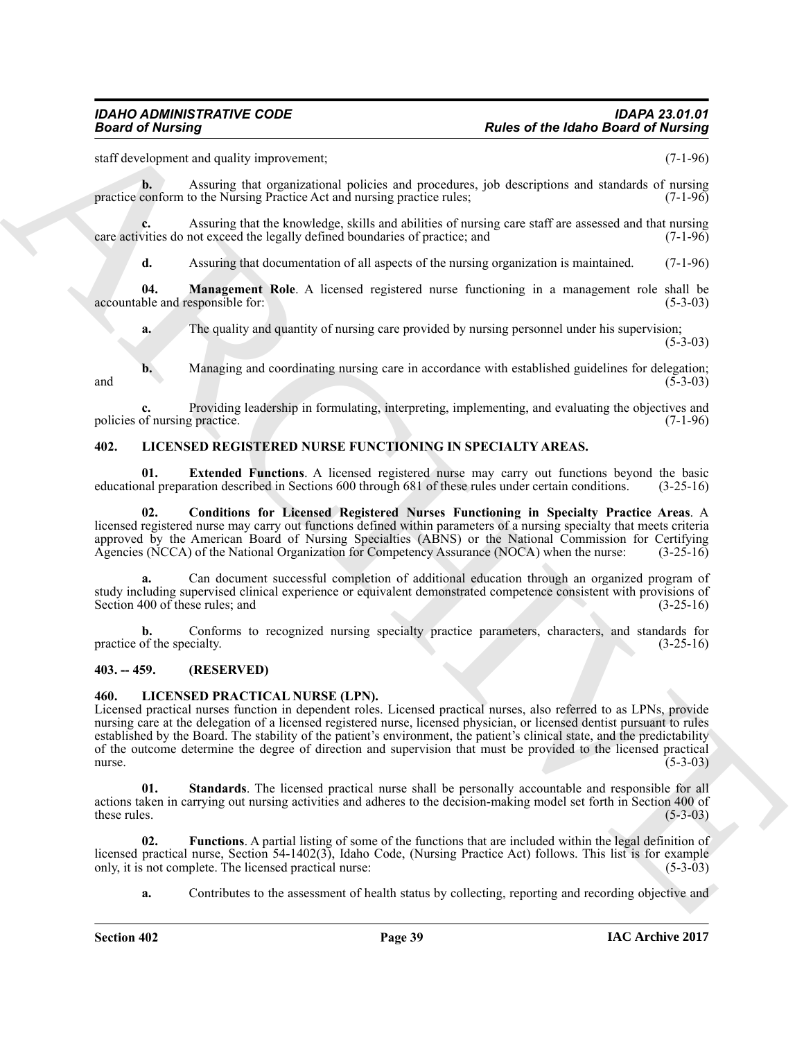staff development and quality improvement; (7-1-96)

**b.** Assuring that organizational policies and procedures, job descriptions and standards of nursing practice conform to the Nursing Practice Act and nursing practice rules; (7-1-96)

**c.** Assuring that the knowledge, skills and abilities of nursing care staff are assessed and that nursing care activities do not exceed the legally defined boundaries of practice; and (7-1-96)

**d.** Assuring that documentation of all aspects of the nursing organization is maintained. (7-1-96)

**04. Management Role**. A licensed registered nurse functioning in a management role shall be accountable and responsible for: (5-3-03)

**a.** The quality and quantity of nursing care provided by nursing personnel under his supervision; (5-3-03)

**b.** Managing and coordinating nursing care in accordance with established guidelines for delegation; and (5-3-03)

**c.** Providing leadership in formulating, interpreting, implementing, and evaluating the objectives and policies of nursing practice. (7-1-96)

## 402. LICENSED REGISTERED NURSE FUNCTIONING IN SPECIALTY AREAS.

**01. Extended Functions**. A licensed registered nurse may carry out functions beyond the basic educational preparation described in Sections 600 through 681 of these rules under certain conditions. (3-25-16)

**02. Conditions for Licensed Registered Nurses Functioning in Specialty Practice Areas**. A licensed registered nurse may carry out functions defined within parameters of a nursing specialty that meets criteria approved by the American Board of Nursing Specialties (ABNS) or the National Commission for Certifying Agencies (NCCA) of the National Organization for Competency Assurance (NOCA) when the nurse: (3-25-16)

**a.** Can document successful completion of additional education through an organized program of study including supervised clinical experience or equivalent demonstrated competence consistent with provisions of Section 400 of these rules; and (3-25-16)

**b.** Conforms to recognized nursing specialty practice parameters, characters, and standards for practice of the specialty. (3-25-16)

## 403. -- 459. (RESERVED)

## 460. LICENSED PRACTICAL NURSE (LPN).

Licensed practical nurses function in dependent roles. Licensed practical nurses, also referred to as LPNs, provide nursing care at the delegation of a licensed registered nurse, licensed physician, or licensed dentist pursuant to rules established by the Board. The stability of the patient's environment, the patient's clinical state, and the predictability of the outcome determine the degree of direction and supervision that must be provided to the licensed practical nurse. (5-3-03)

**01. Standards**. The licensed practical nurse shall be personally accountable and responsible for all actions taken in carrying out nursing activities and adheres to the decision-making model set forth in Section 400 of these rules. (5-3-03)

**02. Functions**. A partial listing of some of the functions that are included within the legal definition of licensed practical nurse, Section 54-1402(3), Idaho Code, (Nursing Practice Act) follows. This list is for example only, it is not complete. The licensed practical nurse: (5-3-03)

**a.** Contributes to the assessment of health status by collecting, reporting and recording objective and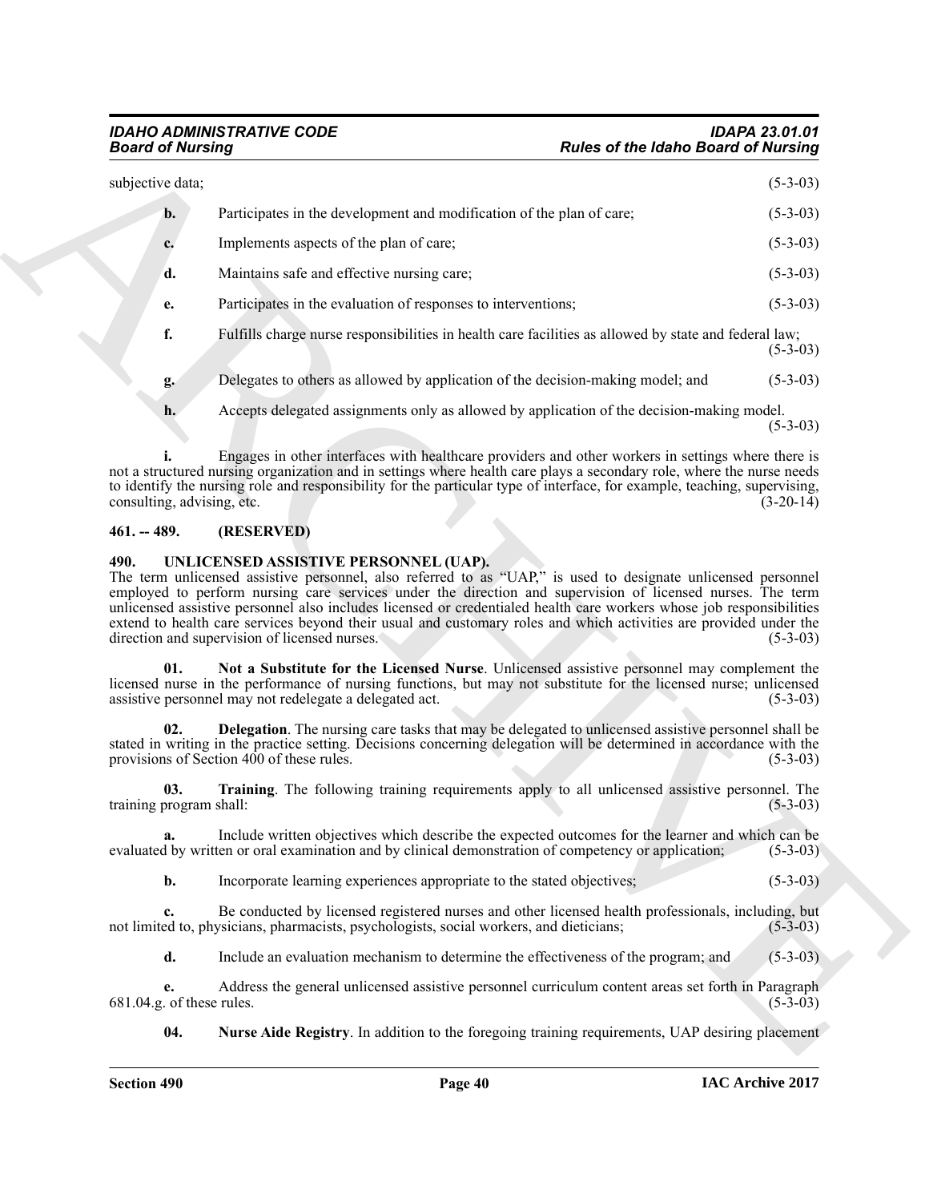subjective data; (5-3-03)

**b.** Participates in the development and modification of the plan of care; (5-3-03)

**c.** Implements aspects of the plan of care; (5-3-03)

**d.** Maintains safe and effective nursing care; (5-3-03)

**e.** Participates in the evaluation of responses to interventions; (5-3-03)

**f.** Fulfills charge nurse responsibilities in health care facilities as allowed by state and federal law; (5-3-03)

**g.** Delegates to others as allowed by application of the decision-making model; and (5-3-03)

**h.** Accepts delegated assignments only as allowed by application of the decision-making model. (5-3-03)

**i.** Engages in other interfaces with healthcare providers and other workers in settings where there is not a structured nursing organization and in settings where health care plays a secondary role, where the nurse needs to identify the nursing role and responsibility for the particular type of interface, for example, teaching, supervising, consulting, advising, etc. (3-20-14)

**461. -- 489. (RESERVED)**

**490. UNLICENSED ASSISTIVE PERSONNEL (UAP).**

The term unlicensed assistive personnel, also referred to as "UAP," is used to designate unlicensed personnel employed to perform nursing care services under the direction and supervision of licensed nurses. The term unlicensed assistive personnel also includes licensed or credentialed health care workers whose job responsibilities extend to health care services beyond their usual and customary roles and which activities are provided under the direction and supervision of licensed nurses. (5-3-03)

**01. Not a Substitute for the Licensed Nurse**. Unlicensed assistive personnel may complement the licensed nurse in the performance of nursing functions, but may not substitute for the licensed nurse; unlicensed assistive personnel may not redelegate a delegated act. (5-3-03)

**02. Delegation**. The nursing care tasks that may be delegated to unlicensed assistive personnel shall be stated in writing in the practice setting. Decisions concerning delegation will be determined in accordance with the provisions of Section 400 of these rules. (5-3-03)

**03. Training**. The following training requirements apply to all unlicensed assistive personnel. The training program shall: (5-3-03)

**a.** Include written objectives which describe the expected outcomes for the learner and which can be evaluated by written or oral examination and by clinical demonstration of competency or application; (5-3-03)

**b.** Incorporate learning experiences appropriate to the stated objectives; (5-3-03)

**c.** Be conducted by licensed registered nurses and other licensed health professionals, including, but not limited to, physicians, pharmacists, psychologists, social workers, and dieticians; (5-3-03)

**d.** Include an evaluation mechanism to determine the effectiveness of the program; and (5-3-03)

**e.** Address the general unlicensed assistive personnel curriculum content areas set forth in Paragraph 681.04.g. of these rules. (5-3-03)

**04. Nurse Aide Registry**. In addition to the foregoing training requirements, UAP desiring placement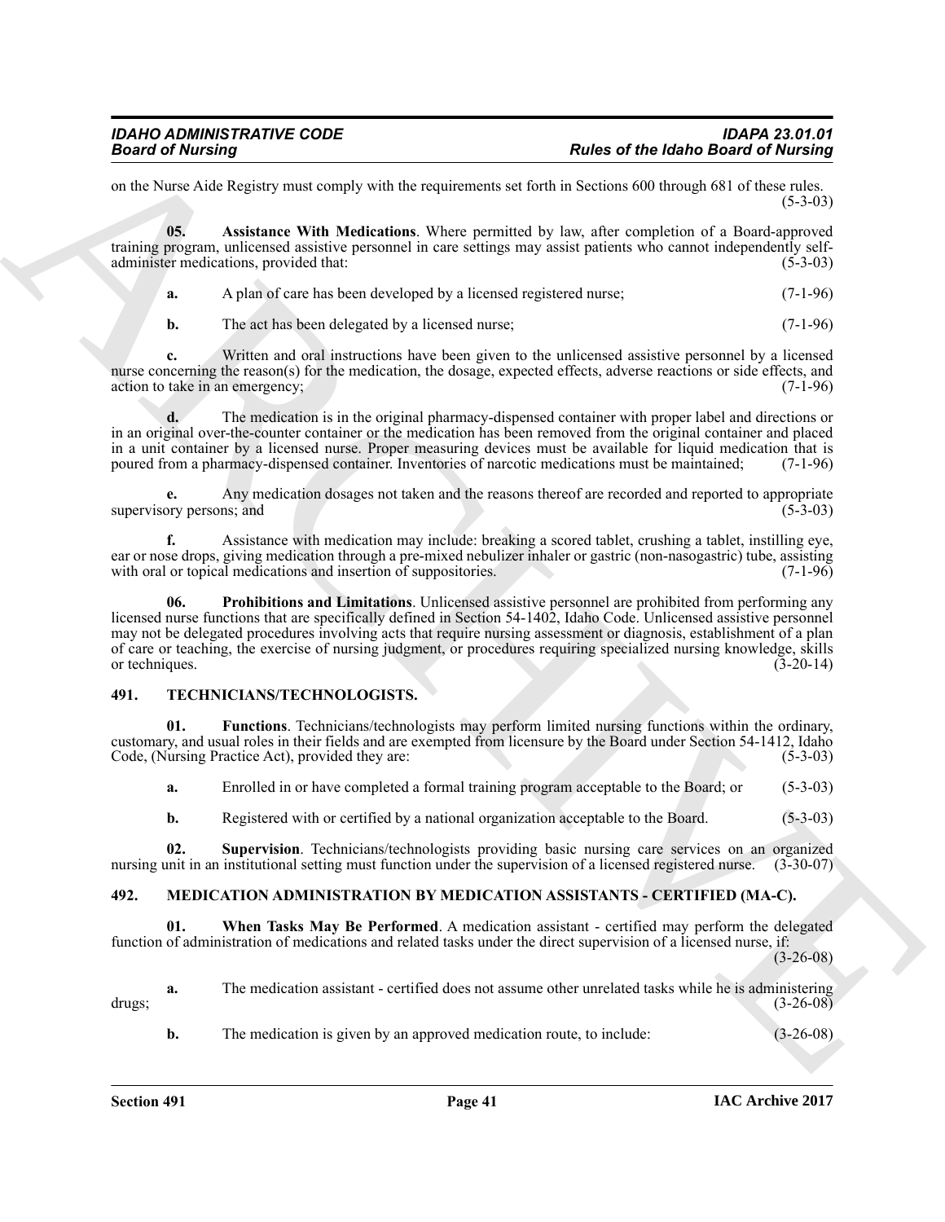on the Nurse Aide Registry must comply with the requirements set forth in Sections 600 through 681 of these rules. (5-3-03)

**05. Assistance With Medications**. Where permitted by law, after completion of a Board-approved training program, unlicensed assistive personnel in care settings may assist patients who cannot independently self-administer medications, provided that: (5-3-03)

**a.** A plan of care has been developed by a licensed registered nurse; (7-1-96)

**b.** The act has been delegated by a licensed nurse; (7-1-96)

**c.** Written and oral instructions have been given to the unlicensed assistive personnel by a licensed nurse concerning the reason(s) for the medication, the dosage, expected effects, adverse reactions or side effects, and action to take in an emergency; (7-1-96)

**d.** The medication is in the original pharmacy-dispensed container with proper label and directions or in an original over-the-counter container or the medication has been removed from the original container and placed in a unit container by a licensed nurse. Proper measuring devices must be available for liquid medication that is poured from a pharmacy-dispensed container. Inventories of narcotic medications must be maintained; (7-1-96)

**e.** Any medication dosages not taken and the reasons thereof are recorded and reported to appropriate supervisory persons; and (5-3-03)

**f.** Assistance with medication may include: breaking a scored tablet, crushing a tablet, instilling eye, ear or nose drops, giving medication through a pre-mixed nebulizer inhaler or gastric (non-nasogastric) tube, assisting with oral or topical medications and insertion of suppositories. (7-1-96)

**06. Prohibitions and Limitations**. Unlicensed assistive personnel are prohibited from performing any licensed nurse functions that are specifically defined in Section 54-1402, Idaho Code. Unlicensed assistive personnel may not be delegated procedures involving acts that require nursing assessment or diagnosis, establishment of a plan of care or teaching, the exercise of nursing judgment, or procedures requiring specialized nursing knowledge, skills or techniques. (3-20-14)

## 491. TECHNICIANS/TECHNOLOGISTS.

**01. Functions**. Technicians/technologists may perform limited nursing functions within the ordinary, customary, and usual roles in their fields and are exempted from licensure by the Board under Section 54-1412, Idaho Code, (Nursing Practice Act), provided they are: (5-3-03)

**a.** Enrolled in or have completed a formal training program acceptable to the Board; or (5-3-03)

**b.** Registered with or certified by a national organization acceptable to the Board. (5-3-03)

**02. Supervision**. Technicians/technologists providing basic nursing care services on an organized nursing unit in an institutional setting must function under the supervision of a licensed registered nurse. (3-30-07)

## 492. MEDICATION ADMINISTRATION BY MEDICATION ASSISTANTS - CERTIFIED (MA-C).

**01. When Tasks May Be Performed**. A medication assistant - certified may perform the delegated function of administration of medications and related tasks under the direct supervision of a licensed nurse, if: (3-26-08)

**a.** The medication assistant - certified does not assume other unrelated tasks while he is administering drugs; (3-26-08)

**b.** The medication is given by an approved medication route, to include: (3-26-08)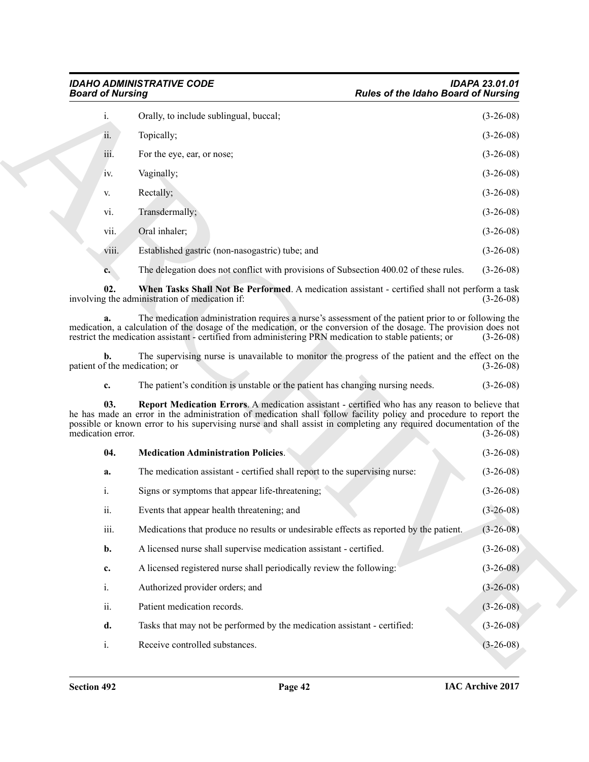i. Orally, to include sublingual, buccal; (3-26-08)

ii. Topically; (3-26-08)

iii. For the eye, ear, or nose; (3-26-08)

iv. Vaginally; (3-26-08)

v. Rectally; (3-26-08)

vi. Transdermally; (3-26-08)

vii. Oral inhaler; (3-26-08)

viii. Established gastric (non-nasogastric) tube; and (3-26-08)

**c.** The delegation does not conflict with provisions of Subsection 400.02 of these rules. (3-26-08)

**02. When Tasks Shall Not Be Performed**. A medication assistant - certified shall not perform a task involving the administration of medication if: (3-26-08)

**a.** The medication administration requires a nurse's assessment of the patient prior to or following the medication, a calculation of the dosage of the medication, or the conversion of the dosage. The provision does not restrict the medication assistant - certified from administering PRN medication to stable patients; or (3-26-08)

**b.** The supervising nurse is unavailable to monitor the progress of the patient and the effect on the patient of the medication; or (3-26-08)

**c.** The patient's condition is unstable or the patient has changing nursing needs. (3-26-08)

**03. Report Medication Errors**. A medication assistant - certified who has any reason to believe that he has made an error in the administration of medication shall follow facility policy and procedure to report the possible or known error to his supervising nurse and shall assist in completing any required documentation of the medication error. (3-26-08)

**04. Medication Administration Policies**. (3-26-08)

**a.** The medication assistant - certified shall report to the supervising nurse: (3-26-08)

i. Signs or symptoms that appear life-threatening; (3-26-08)

ii. Events that appear health threatening; and (3-26-08)

iii. Medications that produce no results or undesirable effects as reported by the patient. (3-26-08)

**b.** A licensed nurse shall supervise medication assistant - certified. (3-26-08)

**c.** A licensed registered nurse shall periodically review the following: (3-26-08)

i. Authorized provider orders; and (3-26-08)

ii. Patient medication records. (3-26-08)

**d.** Tasks that may not be performed by the medication assistant - certified: (3-26-08)

i. Receive controlled substances. (3-26-08)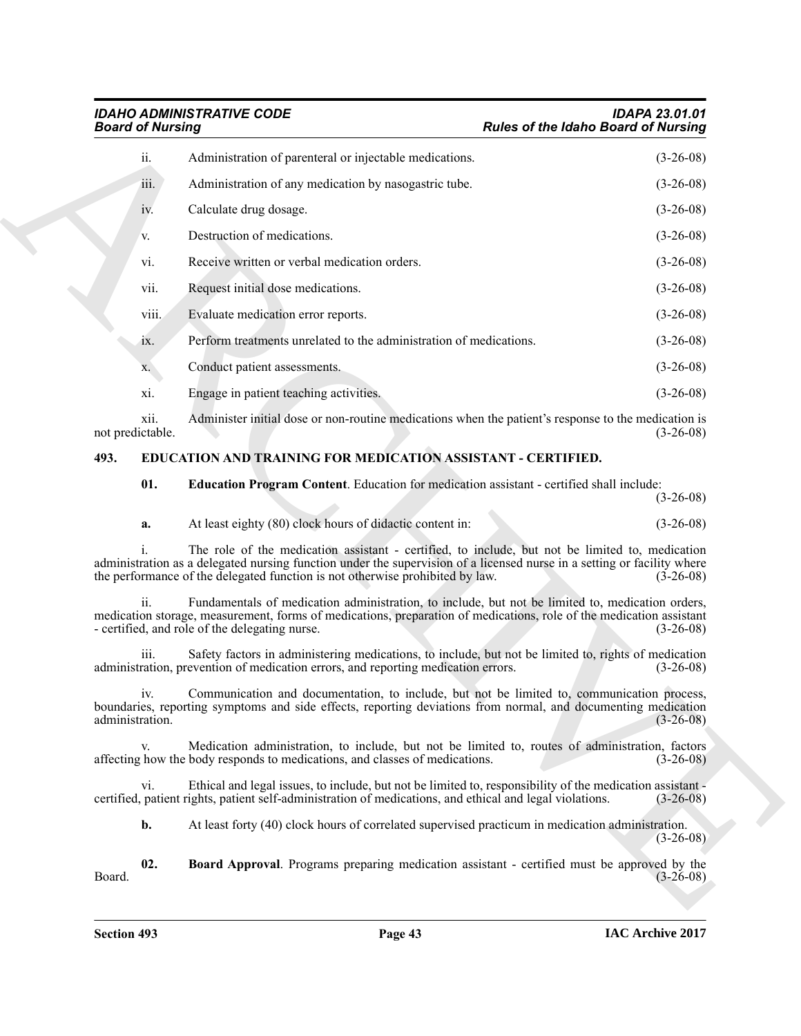ii. Administration of parenteral or injectable medications. (3-26-08)

iii. Administration of any medication by nasogastric tube. (3-26-08)

iv. Calculate drug dosage. (3-26-08)

v. Destruction of medications. (3-26-08)

vi. Receive written or verbal medication orders. (3-26-08)

vii. Request initial dose medications. (3-26-08)

viii. Evaluate medication error reports. (3-26-08)

ix. Perform treatments unrelated to the administration of medications. (3-26-08)

x. Conduct patient assessments. (3-26-08)

xi. Engage in patient teaching activities. (3-26-08)

xii. Administer initial dose or non-routine medications when the patient's response to the medication is not predictable. (3-26-08)

## 493. EDUCATION AND TRAINING FOR MEDICATION ASSISTANT - CERTIFIED.

**01. Education Program Content**. Education for medication assistant - certified shall include: (3-26-08)

**a.** At least eighty (80) clock hours of didactic content in: (3-26-08)

i. The role of the medication assistant - certified, to include, but not be limited to, medication administration as a delegated nursing function under the supervision of a licensed nurse in a setting or facility where the performance of the delegated function is not otherwise prohibited by law. (3-26-08)

ii. Fundamentals of medication administration, to include, but not be limited to, medication orders, medication storage, measurement, forms of medications, preparation of medications, role of the medication assistant - certified, and role of the delegating nurse. (3-26-08)

iii. Safety factors in administering medications, to include, but not be limited to, rights of medication administration, prevention of medication errors, and reporting medication errors. (3-26-08)

iv. Communication and documentation, to include, but not be limited to, communication process, boundaries, reporting symptoms and side effects, reporting deviations from normal, and documenting medication administration. (3-26-08)

v. Medication administration, to include, but not be limited to, routes of administration, factors affecting how the body responds to medications, and classes of medications. (3-26-08)

vi. Ethical and legal issues, to include, but not be limited to, responsibility of the medication assistant - certified, patient rights, patient self-administration of medications, and ethical and legal violations. (3-26-08)

**b.** At least forty (40) clock hours of correlated supervised practicum in medication administration. (3-26-08)

**02. Board Approval**. Programs preparing medication assistant - certified must be approved by the Board. (3-26-08)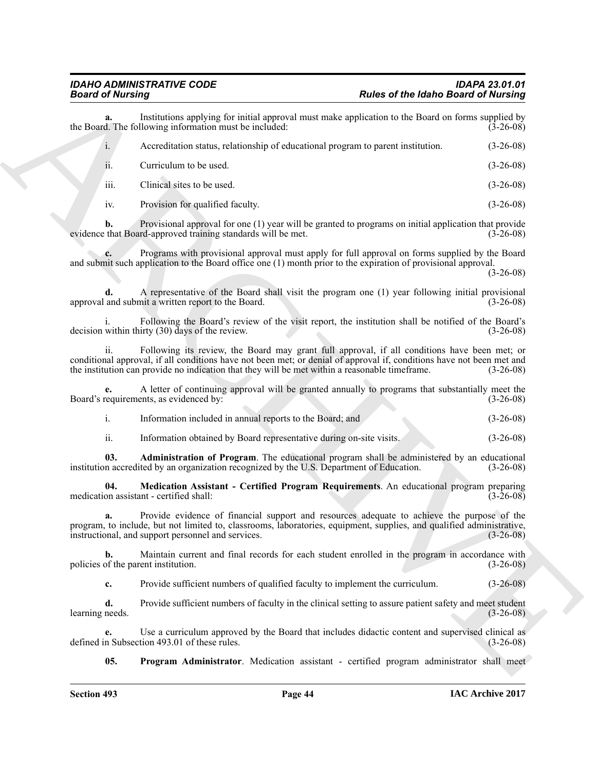**a.** Institutions applying for initial approval must make application to the Board on forms supplied by the Board. The following information must be included: (3-26-08)

i. Accreditation status, relationship of educational program to parent institution. (3-26-08)

ii. Curriculum to be used. (3-26-08)

iii. Clinical sites to be used. (3-26-08)

iv. Provision for qualified faculty. (3-26-08)

**b.** Provisional approval for one (1) year will be granted to programs on initial application that provide evidence that Board-approved training standards will be met. (3-26-08)

**c.** Programs with provisional approval must apply for full approval on forms supplied by the Board and submit such application to the Board office one (1) month prior to the expiration of provisional approval. (3-26-08)

**d.** A representative of the Board shall visit the program one (1) year following initial provisional approval and submit a written report to the Board. (3-26-08)

i. Following the Board's review of the visit report, the institution shall be notified of the Board's decision within thirty (30) days of the review. (3-26-08)

ii. Following its review, the Board may grant full approval, if all conditions have been met; or conditional approval, if all conditions have not been met; or denial of approval if, conditions have not been met and the institution can provide no indication that they will be met within a reasonable timeframe. (3-26-08)

**e.** A letter of continuing approval will be granted annually to programs that substantially meet the Board's requirements, as evidenced by: (3-26-08)

i. Information included in annual reports to the Board; and (3-26-08)

ii. Information obtained by Board representative during on-site visits. (3-26-08)

**03. Administration of Program**. The educational program shall be administered by an educational institution accredited by an organization recognized by the U.S. Department of Education. (3-26-08)

**04. Medication Assistant - Certified Program Requirements**. An educational program preparing medication assistant - certified shall: (3-26-08)

**a.** Provide evidence of financial support and resources adequate to achieve the purpose of the program, to include, but not limited to, classrooms, laboratories, equipment, supplies, and qualified administrative, instructional, and support personnel and services. (3-26-08)

**b.** Maintain current and final records for each student enrolled in the program in accordance with policies of the parent institution. (3-26-08)

**c.** Provide sufficient numbers of qualified faculty to implement the curriculum. (3-26-08)

**d.** Provide sufficient numbers of faculty in the clinical setting to assure patient safety and meet student learning needs. (3-26-08)

**e.** Use a curriculum approved by the Board that includes didactic content and supervised clinical as defined in Subsection 493.01 of these rules. (3-26-08)

**05. Program Administrator**. Medication assistant - certified program administrator shall meet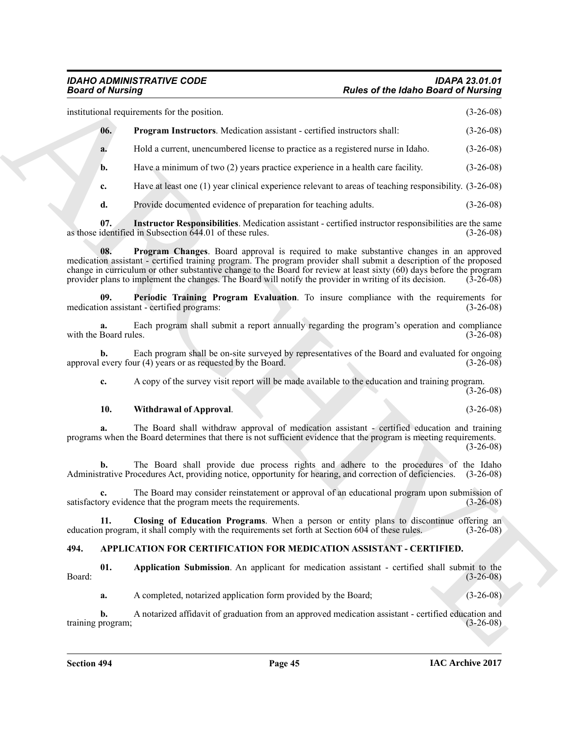institutional requirements for the position. (3-26-08)

**06. Program Instructors**. Medication assistant - certified instructors shall: (3-26-08)

**a.** Hold a current, unencumbered license to practice as a registered nurse in Idaho. (3-26-08)

**b.** Have a minimum of two (2) years practice experience in a health care facility. (3-26-08)

**c.** Have at least one (1) year clinical experience relevant to areas of teaching responsibility. (3-26-08)

**d.** Provide documented evidence of preparation for teaching adults. (3-26-08)

**07. Instructor Responsibilities**. Medication assistant - certified instructor responsibilities are the same as those identified in Subsection 644.01 of these rules. (3-26-08)

**08. Program Changes**. Board approval is required to make substantive changes in an approved medication assistant - certified training program. The program provider shall submit a description of the proposed change in curriculum or other substantive change to the Board for review at least sixty (60) days before the program provider plans to implement the changes. The Board will notify the provider in writing of its decision. (3-26-08)

**09. Periodic Training Program Evaluation**. To insure compliance with the requirements for medication assistant - certified programs: (3-26-08)

**a.** Each program shall submit a report annually regarding the program's operation and compliance with the Board rules. (3-26-08)

**b.** Each program shall be on-site surveyed by representatives of the Board and evaluated for ongoing approval every four (4) years or as requested by the Board. (3-26-08)

**c.** A copy of the survey visit report will be made available to the education and training program. (3-26-08)

**10. Withdrawal of Approval**. (3-26-08)

**a.** The Board shall withdraw approval of medication assistant - certified education and training programs when the Board determines that there is not sufficient evidence that the program is meeting requirements. (3-26-08)

**b.** The Board shall provide due process rights and adhere to the procedures of the Idaho Administrative Procedures Act, providing notice, opportunity for hearing, and correction of deficiencies. (3-26-08)

**c.** The Board may consider reinstatement or approval of an educational program upon submission of satisfactory evidence that the program meets the requirements. (3-26-08)

**11. Closing of Education Programs**. When a person or entity plans to discontinue offering an education program, it shall comply with the requirements set forth at Section 604 of these rules. (3-26-08)

## 494. APPLICATION FOR CERTIFICATION FOR MEDICATION ASSISTANT - CERTIFIED.

**01. Application Submission**. An applicant for medication assistant - certified shall submit to the Board: (3-26-08)

**a.** A completed, notarized application form provided by the Board; (3-26-08)

**b.** A notarized affidavit of graduation from an approved medication assistant - certified education and training program; (3-26-08)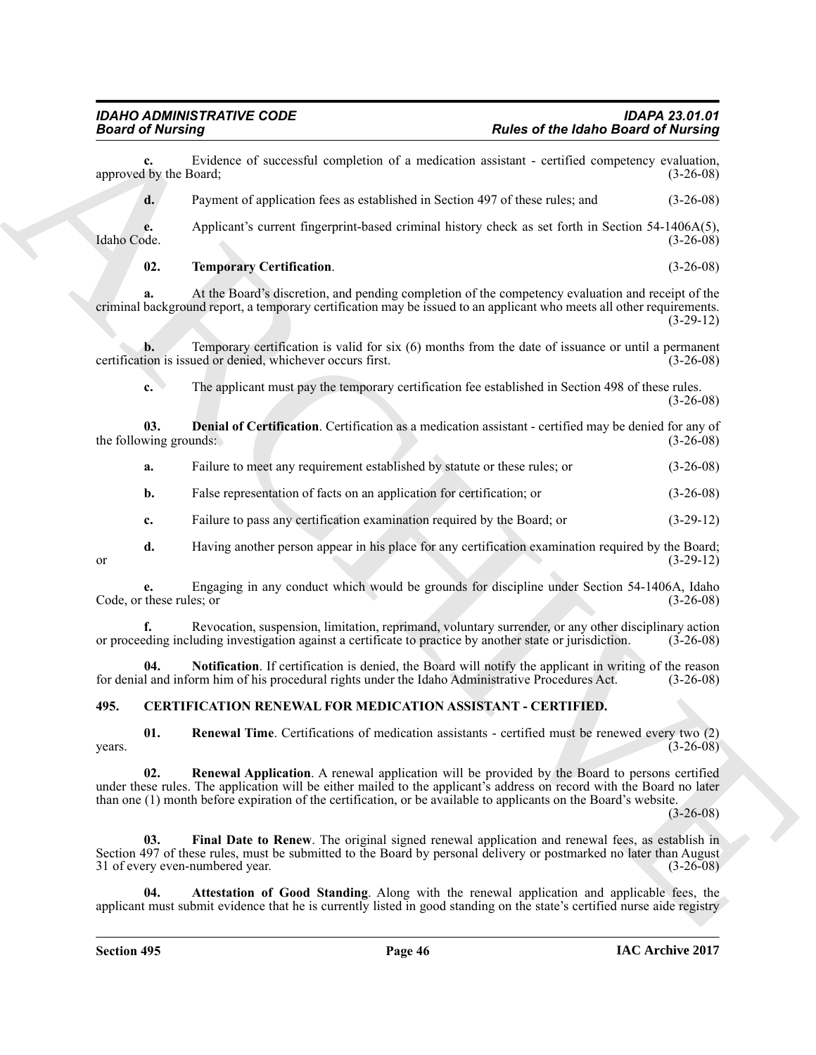**c.** Evidence of successful completion of a medication assistant - certified competency evaluation, approved by the Board; (3-26-08)

**d.** Payment of application fees as established in Section 497 of these rules; and (3-26-08)

**e.** Applicant's current fingerprint-based criminal history check as set forth in Section 54-1406A(5), Idaho Code. (3-26-08)

**02. Temporary Certification**. (3-26-08)

**a.** At the Board's discretion, and pending completion of the competency evaluation and receipt of the criminal background report, a temporary certification may be issued to an applicant who meets all other requirements. (3-29-12)

**b.** Temporary certification is valid for six (6) months from the date of issuance or until a permanent certification is issued or denied, whichever occurs first. (3-26-08)

**c.** The applicant must pay the temporary certification fee established in Section 498 of these rules. (3-26-08)

**03. Denial of Certification**. Certification as a medication assistant - certified may be denied for any of the following grounds: (3-26-08)

**a.** Failure to meet any requirement established by statute or these rules; or (3-26-08)

**b.** False representation of facts on an application for certification; or (3-26-08)

**c.** Failure to pass any certification examination required by the Board; or (3-29-12)

**d.** Having another person appear in his place for any certification examination required by the Board; or (3-29-12)

**e.** Engaging in any conduct which would be grounds for discipline under Section 54-1406A, Idaho Code, or these rules; or (3-26-08)

**f.** Revocation, suspension, limitation, reprimand, voluntary surrender, or any other disciplinary action or proceeding including investigation against a certificate to practice by another state or jurisdiction. (3-26-08)

**04. Notification**. If certification is denied, the Board will notify the applicant in writing of the reason for denial and inform him of his procedural rights under the Idaho Administrative Procedures Act. (3-26-08)

## 495. CERTIFICATION RENEWAL FOR MEDICATION ASSISTANT - CERTIFIED.

**01. Renewal Time**. Certifications of medication assistants - certified must be renewed every two (2) years. (3-26-08)

**02. Renewal Application**. A renewal application will be provided by the Board to persons certified under these rules. The application will be either mailed to the applicant's address on record with the Board no later than one (1) month before expiration of the certification, or be available to applicants on the Board's website. (3-26-08)

**03. Final Date to Renew**. The original signed renewal application and renewal fees, as establish in Section 497 of these rules, must be submitted to the Board by personal delivery or postmarked no later than August 31 of every even-numbered year. (3-26-08)

**04. Attestation of Good Standing**. Along with the renewal application and applicable fees, the applicant must submit evidence that he is currently listed in good standing on the state's certified nurse aide registry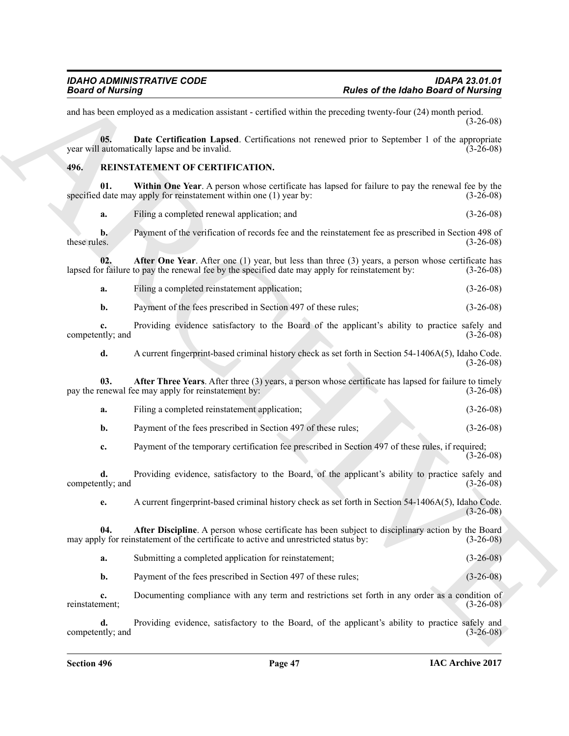and has been employed as a medication assistant - certified within the preceding twenty-four (24) month period. (3-26-08)

**05. Date Certification Lapsed**. Certifications not renewed prior to September 1 of the appropriate year will automatically lapse and be invalid. (3-26-08)

## 496. REINSTATEMENT OF CERTIFICATION.

**01. Within One Year**. A person whose certificate has lapsed for failure to pay the renewal fee by the specified date may apply for reinstatement within one (1) year by: (3-26-08)

**a.** Filing a completed renewal application; and (3-26-08)

**b.** Payment of the verification of records fee and the reinstatement fee as prescribed in Section 498 of these rules. (3-26-08)

**02. After One Year**. After one (1) year, but less than three (3) years, a person whose certificate has lapsed for failure to pay the renewal fee by the specified date may apply for reinstatement by: (3-26-08)

**a.** Filing a completed reinstatement application; (3-26-08)

**b.** Payment of the fees prescribed in Section 497 of these rules; (3-26-08)

**c.** Providing evidence satisfactory to the Board of the applicant's ability to practice safely and competently; and (3-26-08)

**d.** A current fingerprint-based criminal history check as set forth in Section 54-1406A(5), Idaho Code. (3-26-08)

**03. After Three Years**. After three (3) years, a person whose certificate has lapsed for failure to timely pay the renewal fee may apply for reinstatement by: (3-26-08)

**a.** Filing a completed reinstatement application; (3-26-08)

**b.** Payment of the fees prescribed in Section 497 of these rules; (3-26-08)

**c.** Payment of the temporary certification fee prescribed in Section 497 of these rules, if required; (3-26-08)

**d.** Providing evidence, satisfactory to the Board, of the applicant's ability to practice safely and competently; and (3-26-08)

**e.** A current fingerprint-based criminal history check as set forth in Section 54-1406A(5), Idaho Code. (3-26-08)

**04. After Discipline**. A person whose certificate has been subject to disciplinary action by the Board may apply for reinstatement of the certificate to active and unrestricted status by: (3-26-08)

**a.** Submitting a completed application for reinstatement; (3-26-08)

**b.** Payment of the fees prescribed in Section 497 of these rules; (3-26-08)

**c.** Documenting compliance with any term and restrictions set forth in any order as a condition of reinstatement; (3-26-08)

**d.** Providing evidence, satisfactory to the Board, of the applicant's ability to practice safely and competently; and (3-26-08)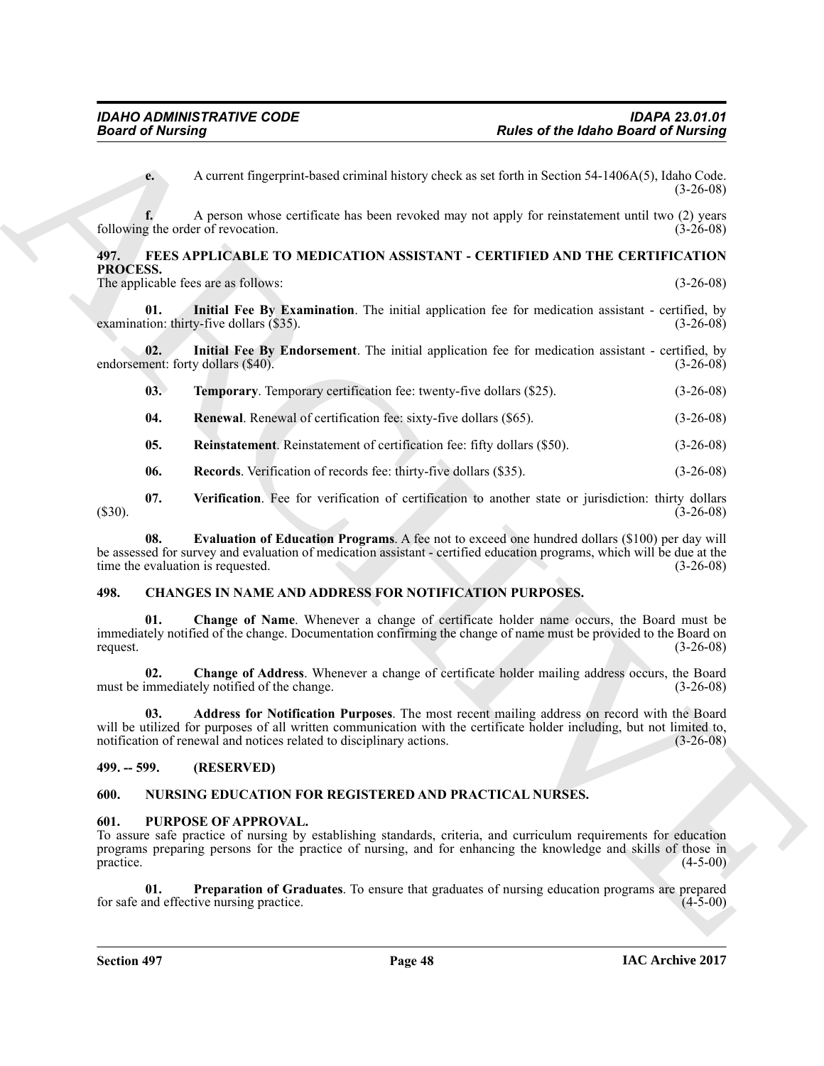**e.** A current fingerprint-based criminal history check as set forth in Section 54-1406A(5), Idaho Code. (3-26-08)

**f.** A person whose certificate has been revoked may not apply for reinstatement until two (2) years following the order of revocation. (3-26-08)

## 497. FEES APPLICABLE TO MEDICATION ASSISTANT - CERTIFIED AND THE CERTIFICATION PROCESS.

The applicable fees are as follows: (3-26-08)

**01. Initial Fee By Examination**. The initial application fee for medication assistant - certified, by examination: thirty-five dollars ($35). (3-26-08)

**02. Initial Fee By Endorsement**. The initial application fee for medication assistant - certified, by endorsement: forty dollars ($40). (3-26-08)

**03. Temporary**. Temporary certification fee: twenty-five dollars ($25). (3-26-08)

**04. Renewal**. Renewal of certification fee: sixty-five dollars ($65). (3-26-08)

**05. Reinstatement**. Reinstatement of certification fee: fifty dollars ($50). (3-26-08)

**06. Records**. Verification of records fee: thirty-five dollars ($35). (3-26-08)

**07. Verification**. Fee for verification of certification to another state or jurisdiction: thirty dollars ($30). (3-26-08)

**08. Evaluation of Education Programs**. A fee not to exceed one hundred dollars ($100) per day will be assessed for survey and evaluation of medication assistant - certified education programs, which will be due at the time the evaluation is requested. (3-26-08)

## 498. CHANGES IN NAME AND ADDRESS FOR NOTIFICATION PURPOSES.

**01. Change of Name**. Whenever a change of certificate holder name occurs, the Board must be immediately notified of the change. Documentation confirming the change of name must be provided to the Board on request. (3-26-08)

**02. Change of Address**. Whenever a change of certificate holder mailing address occurs, the Board must be immediately notified of the change. (3-26-08)

**03. Address for Notification Purposes**. The most recent mailing address on record with the Board will be utilized for purposes of all written communication with the certificate holder including, but not limited to, notification of renewal and notices related to disciplinary actions. (3-26-08)

## 499. -- 599. (RESERVED)

## 600. NURSING EDUCATION FOR REGISTERED AND PRACTICAL NURSES.

## 601. PURPOSE OF APPROVAL.

To assure safe practice of nursing by establishing standards, criteria, and curriculum requirements for education programs preparing persons for the practice of nursing, and for enhancing the knowledge and skills of those in practice. (4-5-00)

**01. Preparation of Graduates**. To ensure that graduates of nursing education programs are prepared for safe and effective nursing practice. (4-5-00)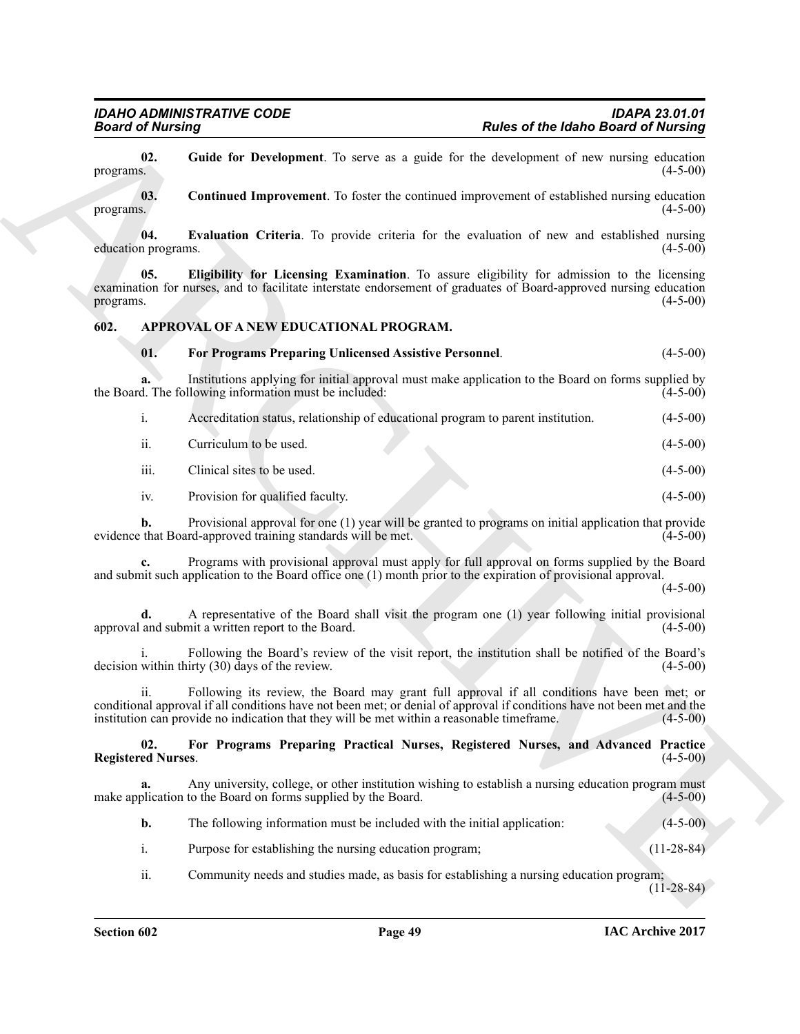**02. Guide for Development**. To serve as a guide for the development of new nursing education programs. (4-5-00)

**03. Continued Improvement**. To foster the continued improvement of established nursing education programs. (4-5-00)

**04. Evaluation Criteria**. To provide criteria for the evaluation of new and established nursing education programs. (4-5-00)

**05. Eligibility for Licensing Examination**. To assure eligibility for admission to the licensing examination for nurses, and to facilitate interstate endorsement of graduates of Board-approved nursing education programs. (4-5-00)

## 602. APPROVAL OF A NEW EDUCATIONAL PROGRAM.

**01. For Programs Preparing Unlicensed Assistive Personnel**. (4-5-00)

**a.** Institutions applying for initial approval must make application to the Board on forms supplied by the Board. The following information must be included: (4-5-00)

i. Accreditation status, relationship of educational program to parent institution. (4-5-00)

ii. Curriculum to be used. (4-5-00)

iii. Clinical sites to be used. (4-5-00)

iv. Provision for qualified faculty. (4-5-00)

**b.** Provisional approval for one (1) year will be granted to programs on initial application that provide evidence that Board-approved training standards will be met. (4-5-00)

**c.** Programs with provisional approval must apply for full approval on forms supplied by the Board and submit such application to the Board office one (1) month prior to the expiration of provisional approval. (4-5-00)

**d.** A representative of the Board shall visit the program one (1) year following initial provisional approval and submit a written report to the Board. (4-5-00)

i. Following the Board's review of the visit report, the institution shall be notified of the Board's decision within thirty (30) days of the review. (4-5-00)

ii. Following its review, the Board may grant full approval if all conditions have been met; or conditional approval if all conditions have not been met; or denial of approval if conditions have not been met and the institution can provide no indication that they will be met within a reasonable timeframe. (4-5-00)

**02. For Programs Preparing Practical Nurses, Registered Nurses, and Advanced Practice Registered Nurses**. (4-5-00)

**a.** Any university, college, or other institution wishing to establish a nursing education program must make application to the Board on forms supplied by the Board. (4-5-00)

**b.** The following information must be included with the initial application: (4-5-00)

i. Purpose for establishing the nursing education program; (11-28-84)

ii. Community needs and studies made, as basis for establishing a nursing education program; (11-28-84)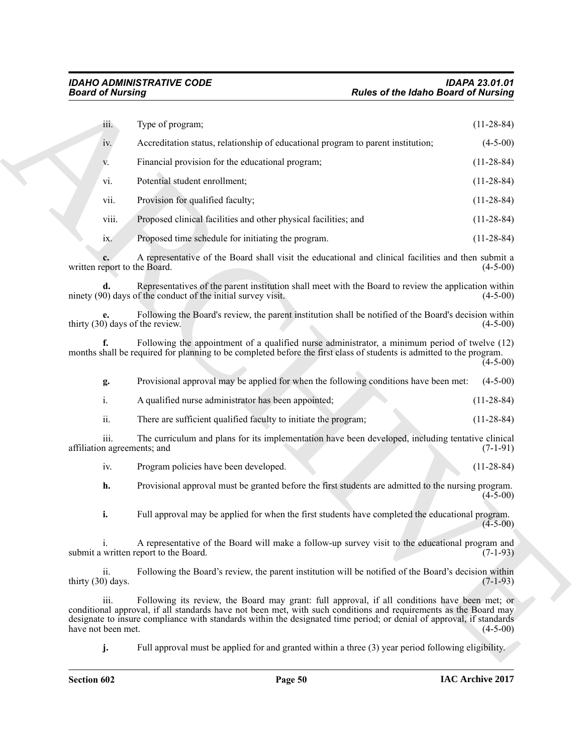iii. Type of program; (11-28-84)

iv. Accreditation status, relationship of educational program to parent institution; (4-5-00)

v. Financial provision for the educational program; (11-28-84)

vi. Potential student enrollment; (11-28-84)

vii. Provision for qualified faculty; (11-28-84)

viii. Proposed clinical facilities and other physical facilities; and (11-28-84)

ix. Proposed time schedule for initiating the program. (11-28-84)

**c.** A representative of the Board shall visit the educational and clinical facilities and then submit a written report to the Board. (4-5-00)

**d.** Representatives of the parent institution shall meet with the Board to review the application within ninety (90) days of the conduct of the initial survey visit. (4-5-00)

**e.** Following the Board's review, the parent institution shall be notified of the Board's decision within thirty (30) days of the review. (4-5-00)

**f.** Following the appointment of a qualified nurse administrator, a minimum period of twelve (12) months shall be required for planning to be completed before the first class of students is admitted to the program. (4-5-00)

**g.** Provisional approval may be applied for when the following conditions have been met: (4-5-00)

i. A qualified nurse administrator has been appointed; (11-28-84)

ii. There are sufficient qualified faculty to initiate the program; (11-28-84)

iii. The curriculum and plans for its implementation have been developed, including tentative clinical affiliation agreements; and (7-1-91)

iv. Program policies have been developed. (11-28-84)

**h.** Provisional approval must be granted before the first students are admitted to the nursing program. (4-5-00)

**i.** Full approval may be applied for when the first students have completed the educational program. (4-5-00)

i. A representative of the Board will make a follow-up survey visit to the educational program and submit a written report to the Board. (7-1-93)

ii. Following the Board's review, the parent institution will be notified of the Board's decision within thirty (30) days. (7-1-93)

iii. Following its review, the Board may grant: full approval, if all conditions have been met; or conditional approval, if all standards have not been met, with such conditions and requirements as the Board may designate to insure compliance with standards within the designated time period; or denial of approval, if standards have not been met. (4-5-00)

**j.** Full approval must be applied for and granted within a three (3) year period following eligibility.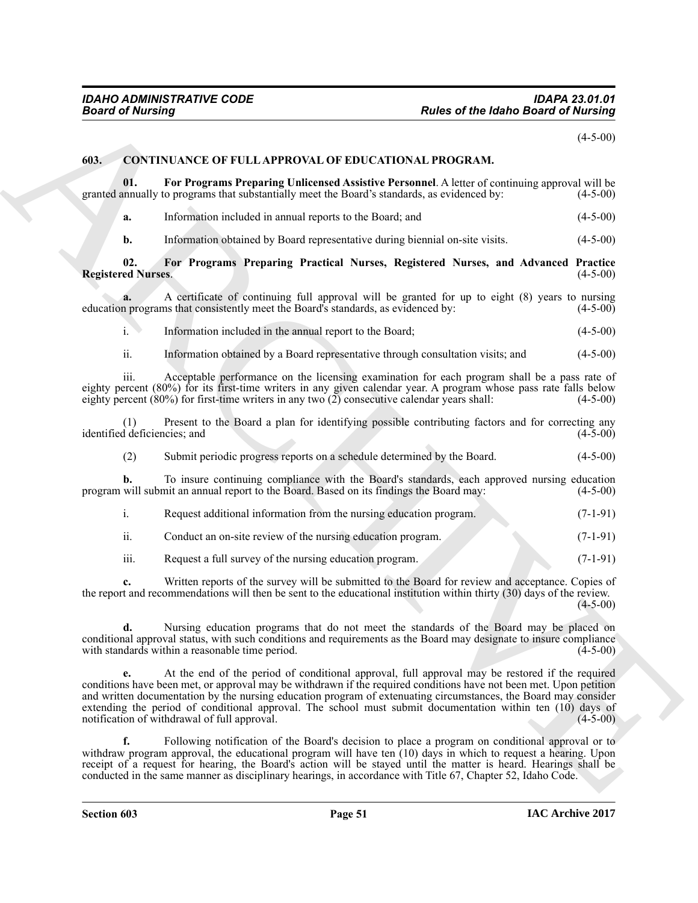(4-5-00)

## 603. CONTINUANCE OF FULL APPROVAL OF EDUCATIONAL PROGRAM.

**01. For Programs Preparing Unlicensed Assistive Personnel**. A letter of continuing approval will be granted annually to programs that substantially meet the Board's standards, as evidenced by: (4-5-00)

**a.** Information included in annual reports to the Board; and (4-5-00)

**b.** Information obtained by Board representative during biennial on-site visits. (4-5-00)

**02. For Programs Preparing Practical Nurses, Registered Nurses, and Advanced Practice Registered Nurses**. (4-5-00)

**a.** A certificate of continuing full approval will be granted for up to eight (8) years to nursing education programs that consistently meet the Board's standards, as evidenced by: (4-5-00)

i. Information included in the annual report to the Board; (4-5-00)

ii. Information obtained by a Board representative through consultation visits; and (4-5-00)

iii. Acceptable performance on the licensing examination for each program shall be a pass rate of eighty percent (80%) for its first-time writers in any given calendar year. A program whose pass rate falls below eighty percent (80%) for first-time writers in any two (2) consecutive calendar years shall: (4-5-00)

(1) Present to the Board a plan for identifying possible contributing factors and for correcting any identified deficiencies; and (4-5-00)

(2) Submit periodic progress reports on a schedule determined by the Board. (4-5-00)

**b.** To insure continuing compliance with the Board's standards, each approved nursing education program will submit an annual report to the Board. Based on its findings the Board may: (4-5-00)

i. Request additional information from the nursing education program. (7-1-91)

ii. Conduct an on-site review of the nursing education program. (7-1-91)

iii. Request a full survey of the nursing education program. (7-1-91)

**c.** Written reports of the survey will be submitted to the Board for review and acceptance. Copies of the report and recommendations will then be sent to the educational institution within thirty (30) days of the review. (4-5-00)

**d.** Nursing education programs that do not meet the standards of the Board may be placed on conditional approval status, with such conditions and requirements as the Board may designate to insure compliance with standards within a reasonable time period. (4-5-00)

**e.** At the end of the period of conditional approval, full approval may be restored if the required conditions have been met, or approval may be withdrawn if the required conditions have not been met. Upon petition and written documentation by the nursing education program of extenuating circumstances, the Board may consider extending the period of conditional approval. The school must submit documentation within ten (10) days of notification of withdrawal of full approval. (4-5-00)

**f.** Following notification of the Board's decision to place a program on conditional approval or to withdraw program approval, the educational program will have ten (10) days in which to request a hearing. Upon receipt of a request for hearing, the Board's action will be stayed until the matter is heard. Hearings shall be conducted in the same manner as disciplinary hearings, in accordance with Title 67, Chapter 52, Idaho Code.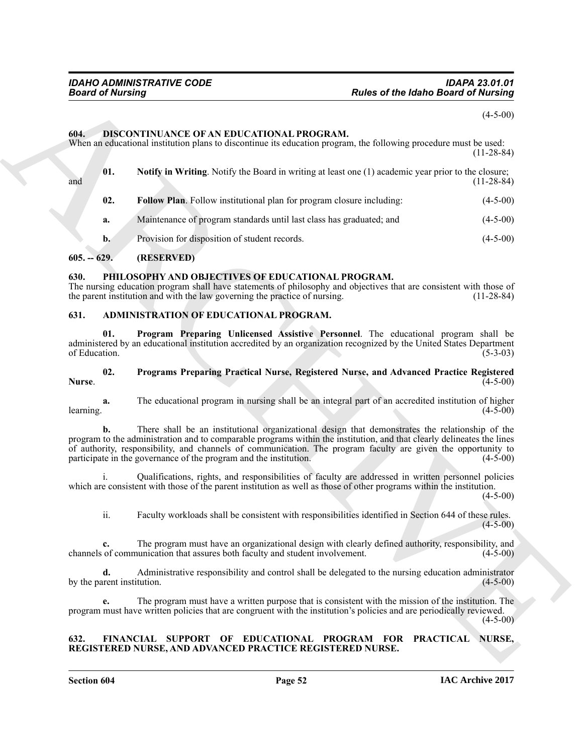(4-5-00)

### 604. DISCONTINUANCE OF AN EDUCATIONAL PROGRAM.

When an educational institution plans to discontinue its education program, the following procedure must be used: (11-28-84)

**01. Notify in Writing**. Notify the Board in writing at least one (1) academic year prior to the closure; and (11-28-84)

**02. Follow Plan**. Follow institutional plan for program closure including: (4-5-00)

**a.** Maintenance of program standards until last class has graduated; and (4-5-00)

**b.** Provision for disposition of student records. (4-5-00)

### 605. -- 629. (RESERVED)

### 630. PHILOSOPHY AND OBJECTIVES OF EDUCATIONAL PROGRAM.

The nursing education program shall have statements of philosophy and objectives that are consistent with those of the parent institution and with the law governing the practice of nursing. (11-28-84)

### 631. ADMINISTRATION OF EDUCATIONAL PROGRAM.

**01. Program Preparing Unlicensed Assistive Personnel**. The educational program shall be administered by an educational institution accredited by an organization recognized by the United States Department of Education. (5-3-03)

**02. Programs Preparing Practical Nurse, Registered Nurse, and Advanced Practice Registered Nurse**. (4-5-00)

**a.** The educational program in nursing shall be an integral part of an accredited institution of higher learning. (4-5-00)

**b.** There shall be an institutional organizational design that demonstrates the relationship of the program to the administration and to comparable programs within the institution, and that clearly delineates the lines of authority, responsibility, and channels of communication. The program faculty are given the opportunity to participate in the governance of the program and the institution. (4-5-00)

i. Qualifications, rights, and responsibilities of faculty are addressed in written personnel policies which are consistent with those of the parent institution as well as those of other programs within the institution. (4-5-00)

ii. Faculty workloads shall be consistent with responsibilities identified in Section 644 of these rules. (4-5-00)

**c.** The program must have an organizational design with clearly defined authority, responsibility, and channels of communication that assures both faculty and student involvement. (4-5-00)

**d.** Administrative responsibility and control shall be delegated to the nursing education administrator by the parent institution. (4-5-00)

**e.** The program must have a written purpose that is consistent with the mission of the institution. The program must have written policies that are congruent with the institution's policies and are periodically reviewed. (4-5-00)

### 632. FINANCIAL SUPPORT OF EDUCATIONAL PROGRAM FOR PRACTICAL NURSE, REGISTERED NURSE, AND ADVANCED PRACTICE REGISTERED NURSE.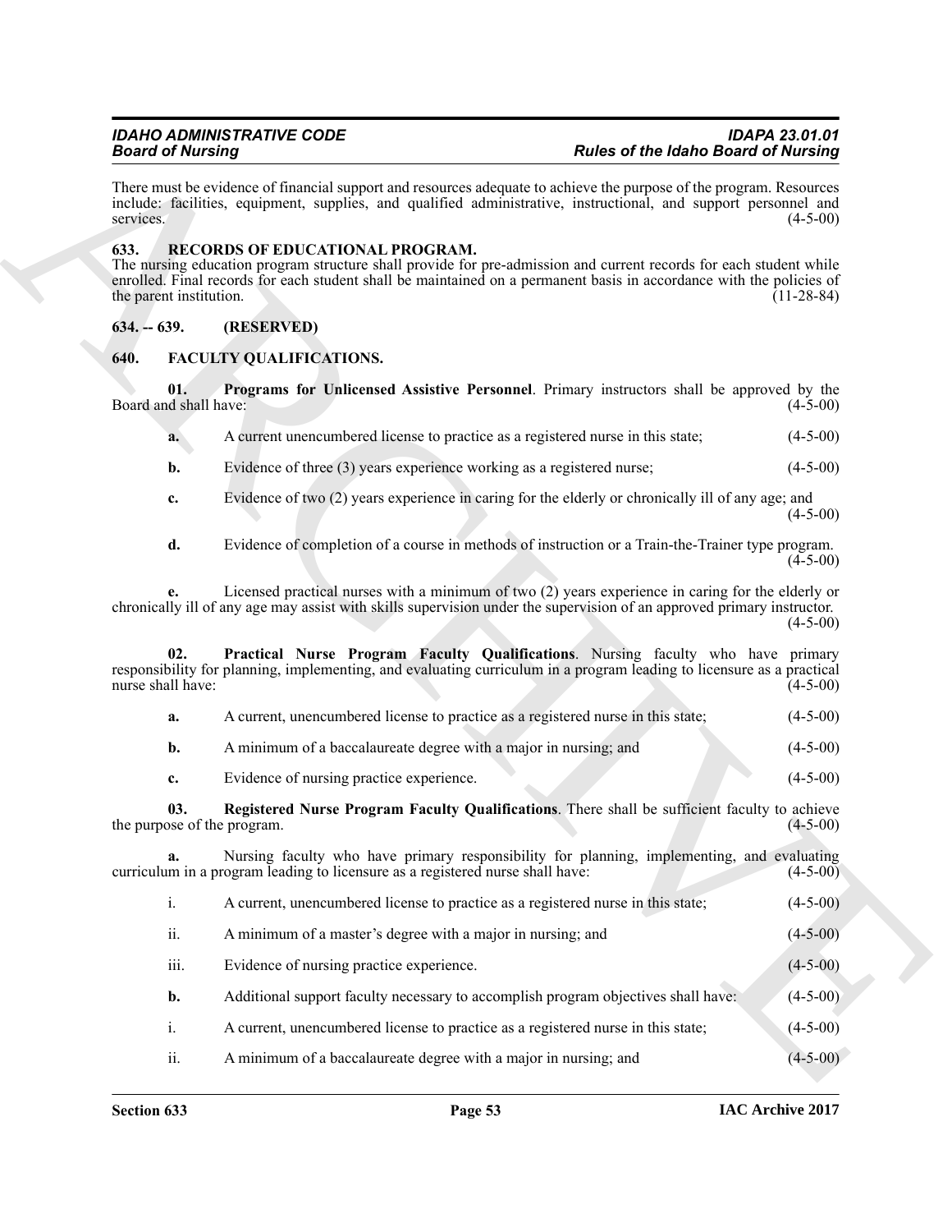There must be evidence of financial support and resources adequate to achieve the purpose of the program. Resources include: facilities, equipment, supplies, and qualified administrative, instructional, and support personnel and services. (4-5-00)

### 633. RECORDS OF EDUCATIONAL PROGRAM.

The nursing education program structure shall provide for pre-admission and current records for each student while enrolled. Final records for each student shall be maintained on a permanent basis in accordance with the policies of the parent institution. (11-28-84)

### 634. -- 639. (RESERVED)

### 640. FACULTY QUALIFICATIONS.

**01. Programs for Unlicensed Assistive Personnel**. Primary instructors shall be approved by the Board and shall have: (4-5-00)

**a.** A current unencumbered license to practice as a registered nurse in this state; (4-5-00)

**b.** Evidence of three (3) years experience working as a registered nurse; (4-5-00)

**c.** Evidence of two (2) years experience in caring for the elderly or chronically ill of any age; and (4-5-00)

**d.** Evidence of completion of a course in methods of instruction or a Train-the-Trainer type program. (4-5-00)

**e.** Licensed practical nurses with a minimum of two (2) years experience in caring for the elderly or chronically ill of any age may assist with skills supervision under the supervision of an approved primary instructor. (4-5-00)

**02. Practical Nurse Program Faculty Qualifications**. Nursing faculty who have primary responsibility for planning, implementing, and evaluating curriculum in a program leading to licensure as a practical nurse shall have: (4-5-00)

**a.** A current, unencumbered license to practice as a registered nurse in this state; (4-5-00)

**b.** A minimum of a baccalaureate degree with a major in nursing; and (4-5-00)

**c.** Evidence of nursing practice experience. (4-5-00)

**03. Registered Nurse Program Faculty Qualifications**. There shall be sufficient faculty to achieve the purpose of the program. (4-5-00)

**a.** Nursing faculty who have primary responsibility for planning, implementing, and evaluating curriculum in a program leading to licensure as a registered nurse shall have: (4-5-00)

i. A current, unencumbered license to practice as a registered nurse in this state; (4-5-00)

ii. A minimum of a master's degree with a major in nursing; and (4-5-00)

iii. Evidence of nursing practice experience. (4-5-00)

**b.** Additional support faculty necessary to accomplish program objectives shall have: (4-5-00)

i. A current, unencumbered license to practice as a registered nurse in this state; (4-5-00)

ii. A minimum of a baccalaureate degree with a major in nursing; and (4-5-00)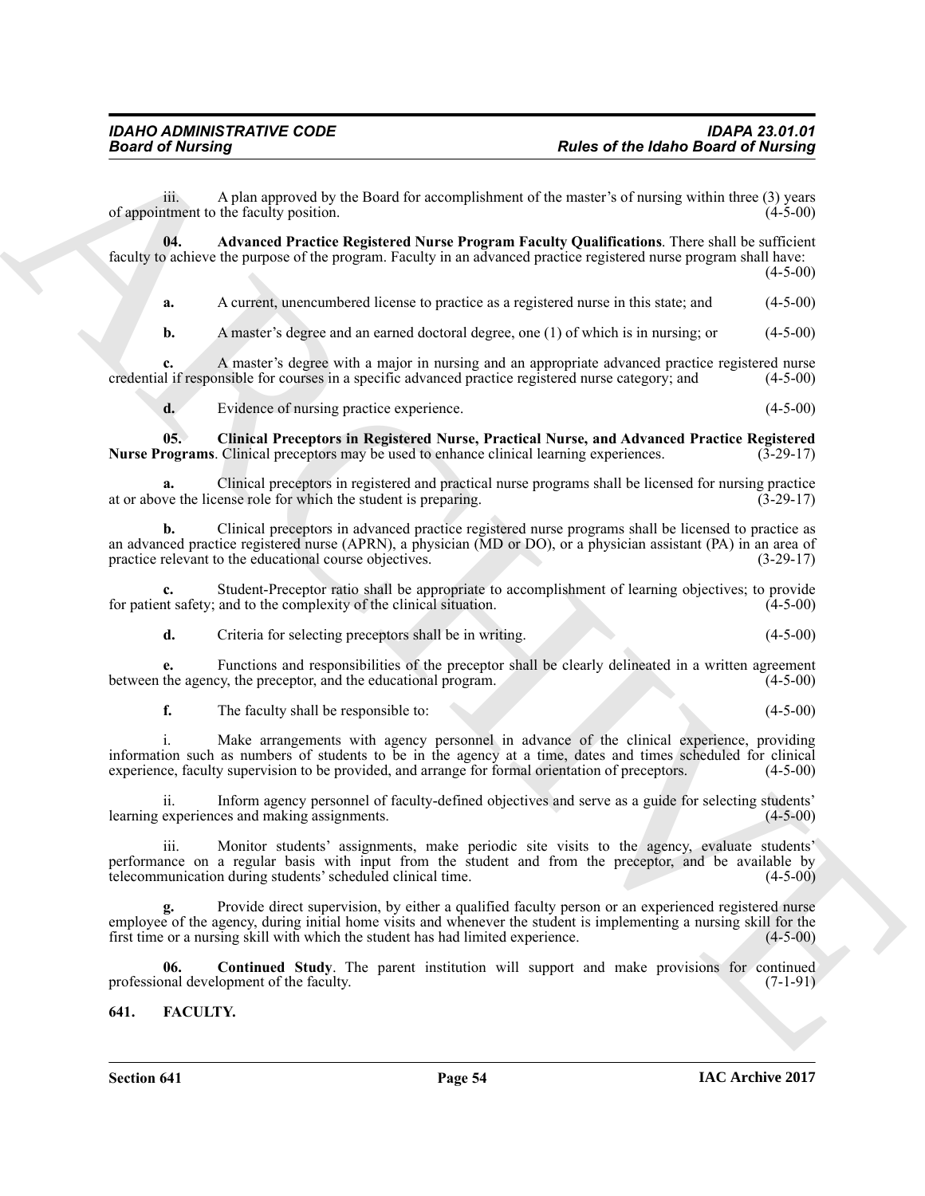iii. A plan approved by the Board for accomplishment of the master's of nursing within three (3) years of appointment to the faculty position. (4-5-00)

**04. Advanced Practice Registered Nurse Program Faculty Qualifications**. There shall be sufficient faculty to achieve the purpose of the program. Faculty in an advanced practice registered nurse program shall have: (4-5-00)

**a.** A current, unencumbered license to practice as a registered nurse in this state; and (4-5-00)

**b.** A master's degree and an earned doctoral degree, one (1) of which is in nursing; or (4-5-00)

**c.** A master's degree with a major in nursing and an appropriate advanced practice registered nurse credential if responsible for courses in a specific advanced practice registered nurse category; and (4-5-00)

**d.** Evidence of nursing practice experience. (4-5-00)

**05. Clinical Preceptors in Registered Nurse, Practical Nurse, and Advanced Practice Registered Nurse Programs**. Clinical preceptors may be used to enhance clinical learning experiences. (3-29-17)

**a.** Clinical preceptors in registered and practical nurse programs shall be licensed for nursing practice at or above the license role for which the student is preparing. (3-29-17)

**b.** Clinical preceptors in advanced practice registered nurse programs shall be licensed to practice as an advanced practice registered nurse (APRN), a physician (MD or DO), or a physician assistant (PA) in an area of practice relevant to the educational course objectives. (3-29-17)

**c.** Student-Preceptor ratio shall be appropriate to accomplishment of learning objectives; to provide for patient safety; and to the complexity of the clinical situation. (4-5-00)

**d.** Criteria for selecting preceptors shall be in writing. (4-5-00)

**e.** Functions and responsibilities of the preceptor shall be clearly delineated in a written agreement between the agency, the preceptor, and the educational program. (4-5-00)

**f.** The faculty shall be responsible to: (4-5-00)

i. Make arrangements with agency personnel in advance of the clinical experience, providing information such as numbers of students to be in the agency at a time, dates and times scheduled for clinical experience, faculty supervision to be provided, and arrange for formal orientation of preceptors. (4-5-00)

ii. Inform agency personnel of faculty-defined objectives and serve as a guide for selecting students' learning experiences and making assignments. (4-5-00)

iii. Monitor students' assignments, make periodic site visits to the agency, evaluate students' performance on a regular basis with input from the student and from the preceptor, and be available by telecommunication during students' scheduled clinical time. (4-5-00)

**g.** Provide direct supervision, by either a qualified faculty person or an experienced registered nurse employee of the agency, during initial home visits and whenever the student is implementing a nursing skill for the first time or a nursing skill with which the student has had limited experience. (4-5-00)

**06. Continued Study**. The parent institution will support and make provisions for continued professional development of the faculty. (7-1-91)

## 641. FACULTY.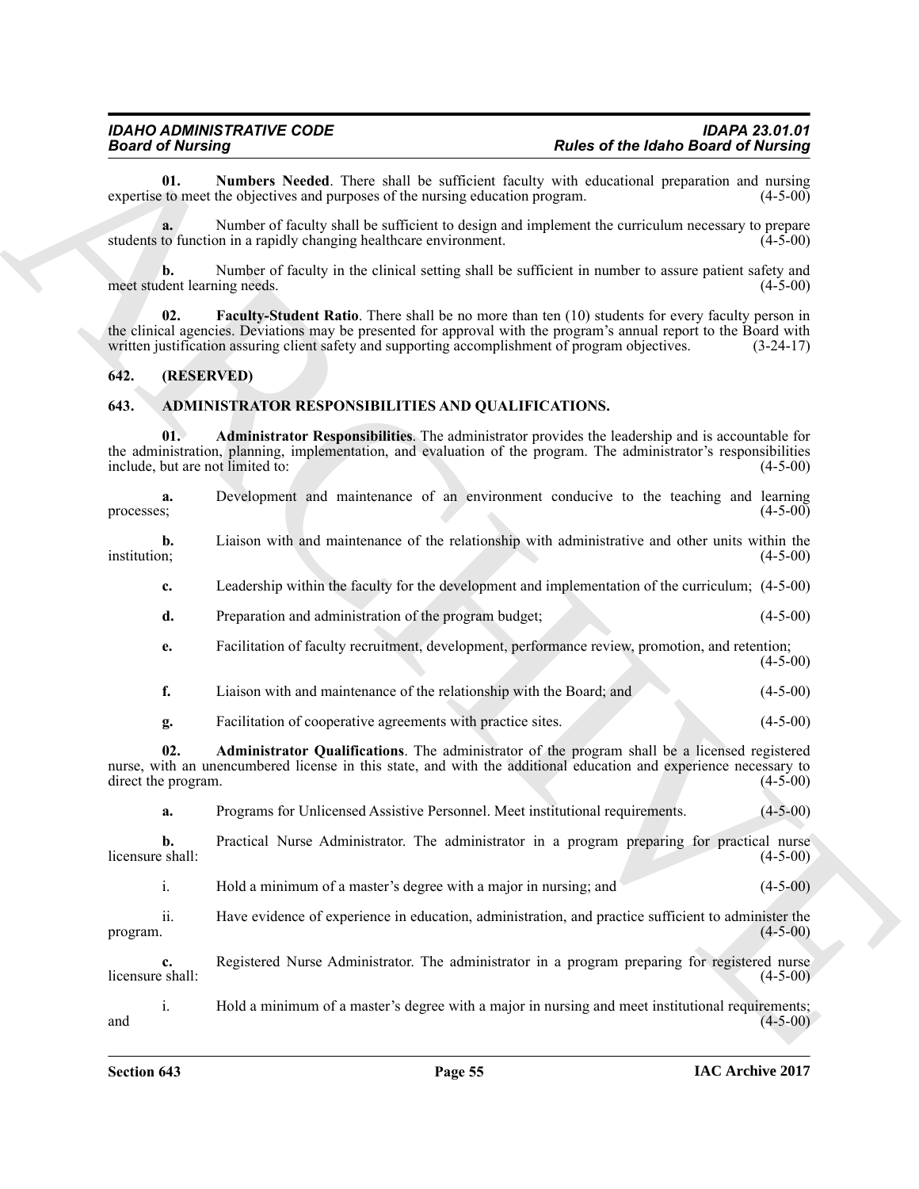**01. Numbers Needed**. There shall be sufficient faculty with educational preparation and nursing expertise to meet the objectives and purposes of the nursing education program. (4-5-00)

**a.** Number of faculty shall be sufficient to design and implement the curriculum necessary to prepare students to function in a rapidly changing healthcare environment. (4-5-00)

**b.** Number of faculty in the clinical setting shall be sufficient in number to assure patient safety and meet student learning needs. (4-5-00)

**02. Faculty-Student Ratio**. There shall be no more than ten (10) students for every faculty person in the clinical agencies. Deviations may be presented for approval with the program's annual report to the Board with written justification assuring client safety and supporting accomplishment of program objectives. (3-24-17)

## 642. (RESERVED)

## 643. ADMINISTRATOR RESPONSIBILITIES AND QUALIFICATIONS.

**01. Administrator Responsibilities**. The administrator provides the leadership and is accountable for the administration, planning, implementation, and evaluation of the program. The administrator's responsibilities include, but are not limited to: (4-5-00)

**a.** Development and maintenance of an environment conducive to the teaching and learning processes; (4-5-00)

**b.** Liaison with and maintenance of the relationship with administrative and other units within the institution; (4-5-00)

**c.** Leadership within the faculty for the development and implementation of the curriculum; (4-5-00)

**d.** Preparation and administration of the program budget; (4-5-00)

**e.** Facilitation of faculty recruitment, development, performance review, promotion, and retention; (4-5-00)

**f.** Liaison with and maintenance of the relationship with the Board; and (4-5-00)

**g.** Facilitation of cooperative agreements with practice sites. (4-5-00)

**02. Administrator Qualifications**. The administrator of the program shall be a licensed registered nurse, with an unencumbered license in this state, and with the additional education and experience necessary to direct the program. (4-5-00)

**a.** Programs for Unlicensed Assistive Personnel. Meet institutional requirements. (4-5-00)

**b.** Practical Nurse Administrator. The administrator in a program preparing for practical nurse licensure shall: (4-5-00)

i. Hold a minimum of a master's degree with a major in nursing; and (4-5-00)

ii. Have evidence of experience in education, administration, and practice sufficient to administer the program. (4-5-00)

**c.** Registered Nurse Administrator. The administrator in a program preparing for registered nurse licensure shall: (4-5-00)

i. Hold a minimum of a master's degree with a major in nursing and meet institutional requirements; and (4-5-00)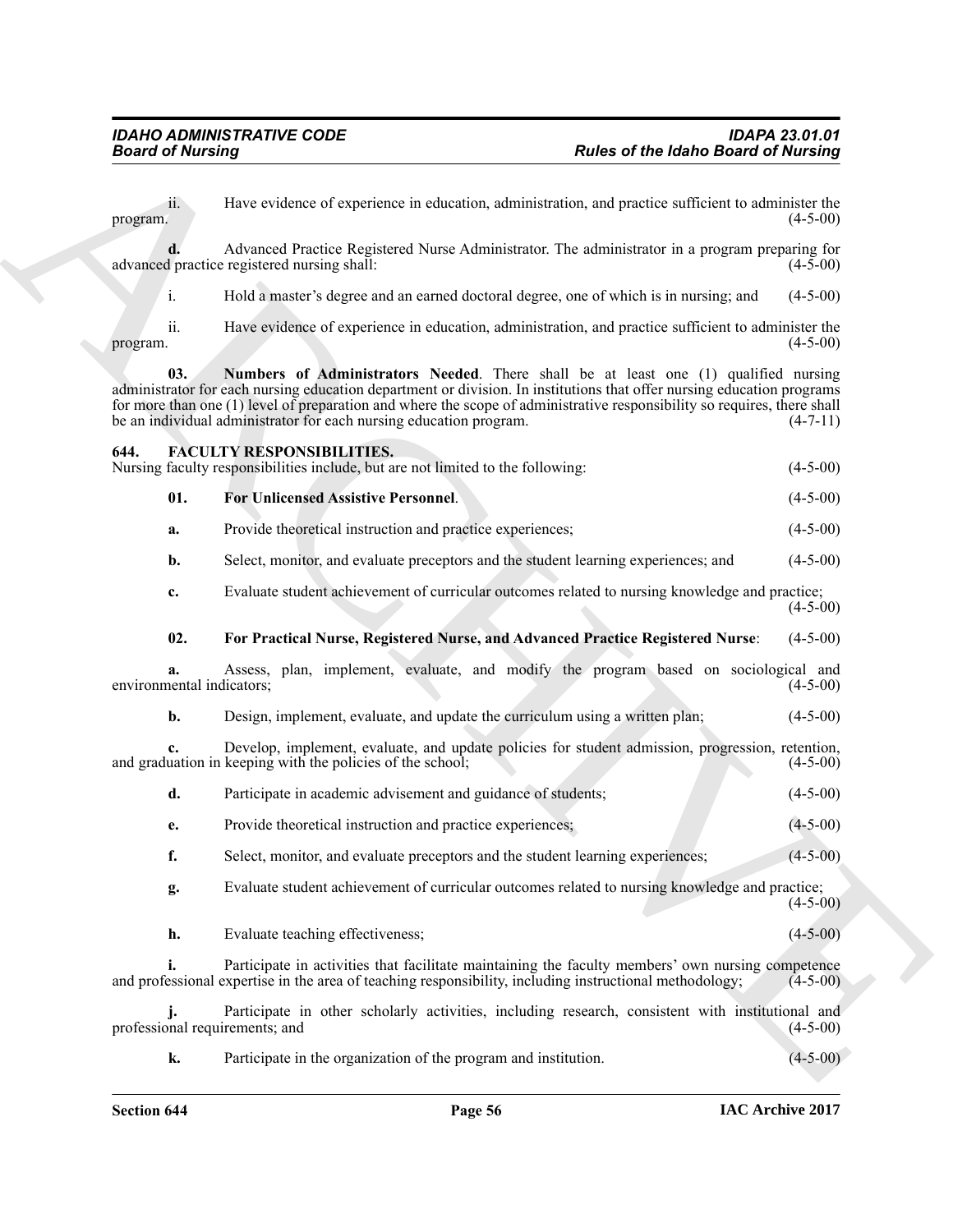ii. Have evidence of experience in education, administration, and practice sufficient to administer the program. (4-5-00)

**d.** Advanced Practice Registered Nurse Administrator. The administrator in a program preparing for advanced practice registered nursing shall: (4-5-00)

i. Hold a master's degree and an earned doctoral degree, one of which is in nursing; and (4-5-00)

ii. Have evidence of experience in education, administration, and practice sufficient to administer the program. (4-5-00)

**03. Numbers of Administrators Needed**. There shall be at least one (1) qualified nursing administrator for each nursing education department or division. In institutions that offer nursing education programs for more than one (1) level of preparation and where the scope of administrative responsibility so requires, there shall be an individual administrator for each nursing education program. (4-7-11)

## 644. FACULTY RESPONSIBILITIES.

Nursing faculty responsibilities include, but are not limited to the following: (4-5-00)

**01. For Unlicensed Assistive Personnel**. (4-5-00)

**a.** Provide theoretical instruction and practice experiences; (4-5-00)

**b.** Select, monitor, and evaluate preceptors and the student learning experiences; and (4-5-00)

**c.** Evaluate student achievement of curricular outcomes related to nursing knowledge and practice; (4-5-00)

**02. For Practical Nurse, Registered Nurse, and Advanced Practice Registered Nurse**: (4-5-00)

**a.** Assess, plan, implement, evaluate, and modify the program based on sociological and environmental indicators; (4-5-00)

**b.** Design, implement, evaluate, and update the curriculum using a written plan; (4-5-00)

**c.** Develop, implement, evaluate, and update policies for student admission, progression, retention, and graduation in keeping with the policies of the school; (4-5-00)

**d.** Participate in academic advisement and guidance of students; (4-5-00)

**e.** Provide theoretical instruction and practice experiences; (4-5-00)

**f.** Select, monitor, and evaluate preceptors and the student learning experiences; (4-5-00)

**g.** Evaluate student achievement of curricular outcomes related to nursing knowledge and practice; (4-5-00)

**h.** Evaluate teaching effectiveness; (4-5-00)

**i.** Participate in activities that facilitate maintaining the faculty members' own nursing competence and professional expertise in the area of teaching responsibility, including instructional methodology; (4-5-00)

**j.** Participate in other scholarly activities, including research, consistent with institutional and professional requirements; and (4-5-00)

**k.** Participate in the organization of the program and institution. (4-5-00)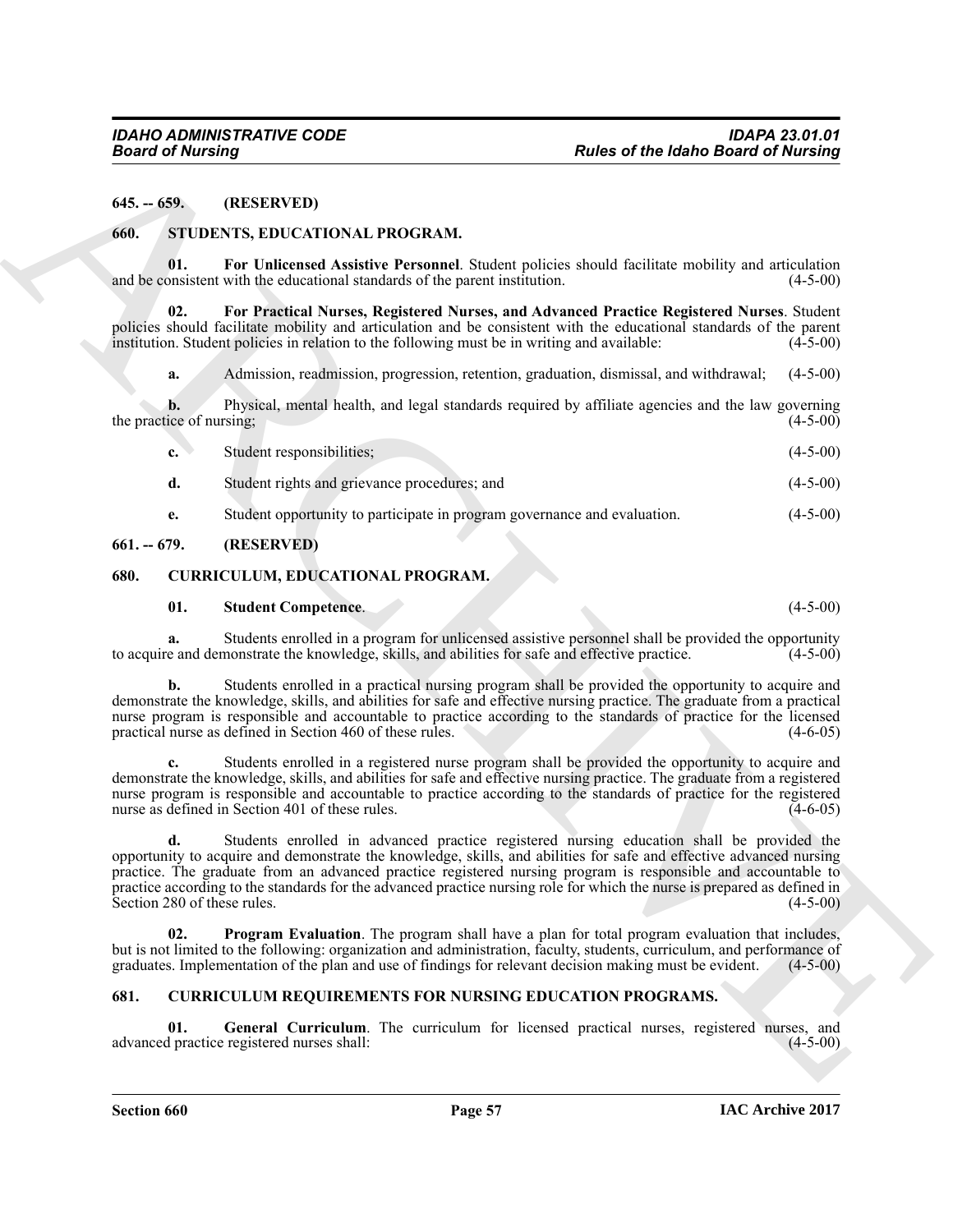**645. -- 659. (RESERVED)**

**660. STUDENTS, EDUCATIONAL PROGRAM.**

**01. For Unlicensed Assistive Personnel**. Student policies should facilitate mobility and articulation and be consistent with the educational standards of the parent institution. (4-5-00)

**02. For Practical Nurses, Registered Nurses, and Advanced Practice Registered Nurses**. Student policies should facilitate mobility and articulation and be consistent with the educational standards of the parent institution. Student policies in relation to the following must be in writing and available: (4-5-00)

**a.** Admission, readmission, progression, retention, graduation, dismissal, and withdrawal; (4-5-00)

**b.** Physical, mental health, and legal standards required by affiliate agencies and the law governing the practice of nursing; (4-5-00)

**c.** Student responsibilities; (4-5-00)

**d.** Student rights and grievance procedures; and (4-5-00)

**e.** Student opportunity to participate in program governance and evaluation. (4-5-00)

**661. -- 679. (RESERVED)**

**680. CURRICULUM, EDUCATIONAL PROGRAM.**

**01. Student Competence**. (4-5-00)

**a.** Students enrolled in a program for unlicensed assistive personnel shall be provided the opportunity to acquire and demonstrate the knowledge, skills, and abilities for safe and effective practice. (4-5-00)

**b.** Students enrolled in a practical nursing program shall be provided the opportunity to acquire and demonstrate the knowledge, skills, and abilities for safe and effective nursing practice. The graduate from a practical nurse program is responsible and accountable to practice according to the standards of practice for the licensed practical nurse as defined in Section 460 of these rules. (4-6-05)

**c.** Students enrolled in a registered nurse program shall be provided the opportunity to acquire and demonstrate the knowledge, skills, and abilities for safe and effective nursing practice. The graduate from a registered nurse program is responsible and accountable to practice according to the standards of practice for the registered nurse as defined in Section 401 of these rules. (4-6-05)

**d.** Students enrolled in advanced practice registered nursing education shall be provided the opportunity to acquire and demonstrate the knowledge, skills, and abilities for safe and effective advanced nursing practice. The graduate from an advanced practice registered nursing program is responsible and accountable to practice according to the standards for the advanced practice nursing role for which the nurse is prepared as defined in Section 280 of these rules. (4-5-00)

**02. Program Evaluation**. The program shall have a plan for total program evaluation that includes, but is not limited to the following: organization and administration, faculty, students, curriculum, and performance of graduates. Implementation of the plan and use of findings for relevant decision making must be evident. (4-5-00)

**681. CURRICULUM REQUIREMENTS FOR NURSING EDUCATION PROGRAMS.**

**01. General Curriculum**. The curriculum for licensed practical nurses, registered nurses, and advanced practice registered nurses shall: (4-5-00)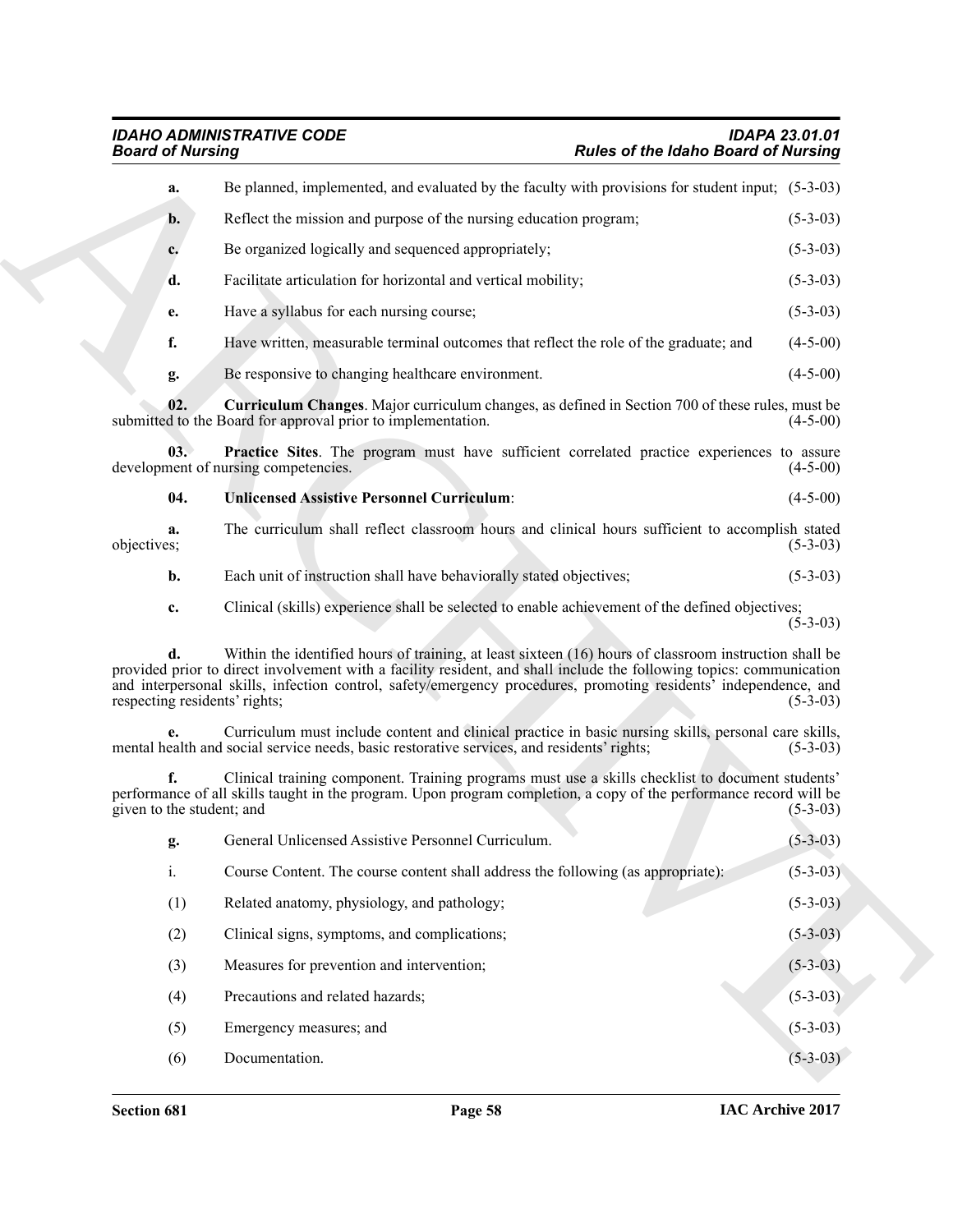**a.** Be planned, implemented, and evaluated by the faculty with provisions for student input; (5-3-03)

**b.** Reflect the mission and purpose of the nursing education program; (5-3-03)

**c.** Be organized logically and sequenced appropriately; (5-3-03)

**d.** Facilitate articulation for horizontal and vertical mobility; (5-3-03)

**e.** Have a syllabus for each nursing course; (5-3-03)

**f.** Have written, measurable terminal outcomes that reflect the role of the graduate; and (4-5-00)

**g.** Be responsive to changing healthcare environment. (4-5-00)

**02. Curriculum Changes**. Major curriculum changes, as defined in Section 700 of these rules, must be submitted to the Board for approval prior to implementation. (4-5-00)

**03. Practice Sites**. The program must have sufficient correlated practice experiences to assure development of nursing competencies. (4-5-00)

**04. Unlicensed Assistive Personnel Curriculum**: (4-5-00)

**a.** The curriculum shall reflect classroom hours and clinical hours sufficient to accomplish stated objectives; (5-3-03)

**b.** Each unit of instruction shall have behaviorally stated objectives; (5-3-03)

**c.** Clinical (skills) experience shall be selected to enable achievement of the defined objectives; (5-3-03)

**d.** Within the identified hours of training, at least sixteen (16) hours of classroom instruction shall be provided prior to direct involvement with a facility resident, and shall include the following topics: communication and interpersonal skills, infection control, safety/emergency procedures, promoting residents' independence, and respecting residents' rights; (5-3-03)

**e.** Curriculum must include content and clinical practice in basic nursing skills, personal care skills, mental health and social service needs, basic restorative services, and residents' rights; (5-3-03)

**f.** Clinical training component. Training programs must use a skills checklist to document students' performance of all skills taught in the program. Upon program completion, a copy of the performance record will be given to the student; and (5-3-03)

**g.** General Unlicensed Assistive Personnel Curriculum. (5-3-03)

i. Course Content. The course content shall address the following (as appropriate): (5-3-03)

(1) Related anatomy, physiology, and pathology; (5-3-03)

(2) Clinical signs, symptoms, and complications; (5-3-03)

(3) Measures for prevention and intervention; (5-3-03)

(4) Precautions and related hazards; (5-3-03)

(5) Emergency measures; and (5-3-03)

(6) Documentation. (5-3-03)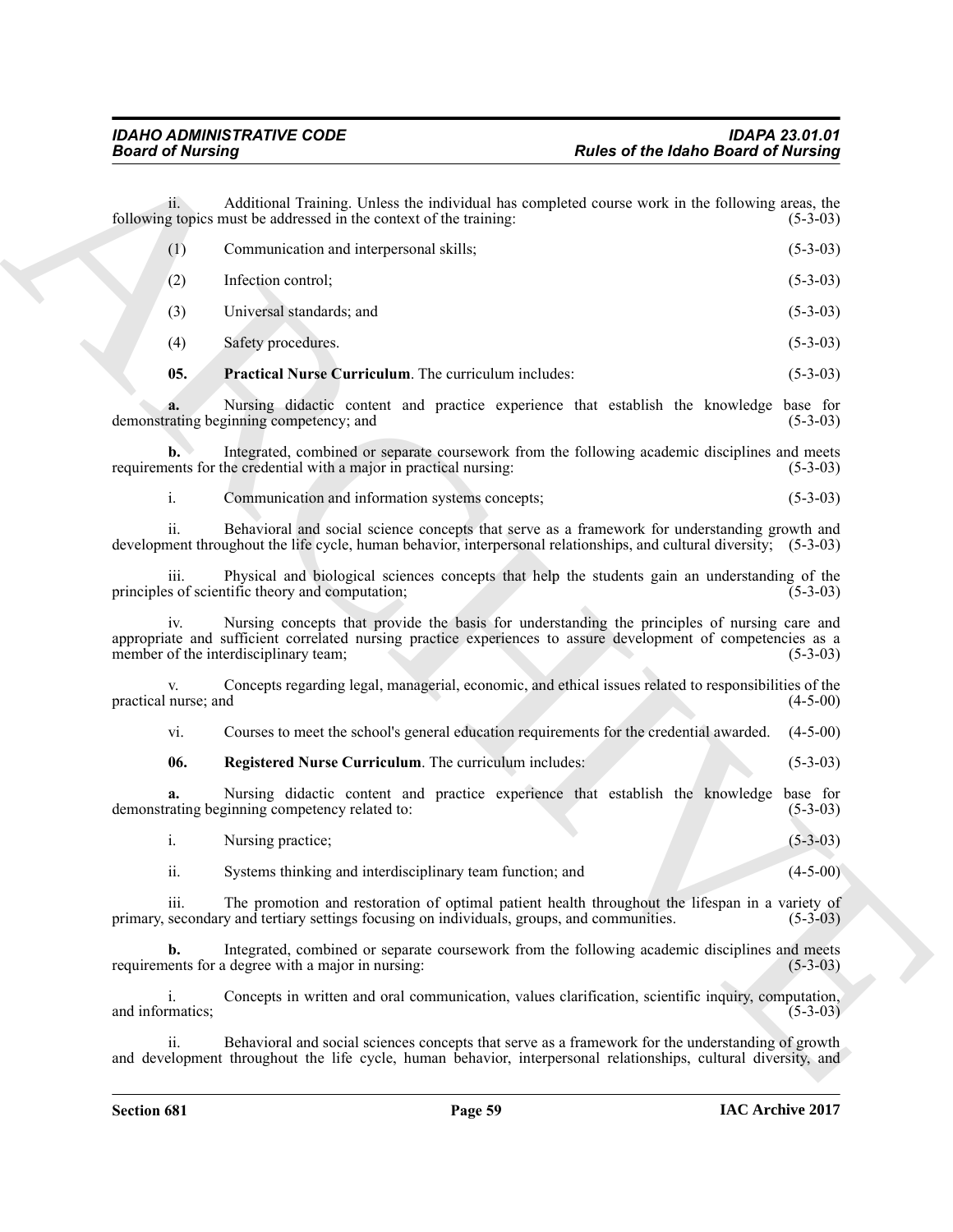ii. Additional Training. Unless the individual has completed course work in the following areas, the following topics must be addressed in the context of the training: (5-3-03)

(1) Communication and interpersonal skills; (5-3-03)

(2) Infection control; (5-3-03)

(3) Universal standards; and (5-3-03)

(4) Safety procedures. (5-3-03)

**05. Practical Nurse Curriculum**. The curriculum includes: (5-3-03)

**a.** Nursing didactic content and practice experience that establish the knowledge base for demonstrating beginning competency; and (5-3-03)

**b.** Integrated, combined or separate coursework from the following academic disciplines and meets requirements for the credential with a major in practical nursing: (5-3-03)

i. Communication and information systems concepts; (5-3-03)

ii. Behavioral and social science concepts that serve as a framework for understanding growth and development throughout the life cycle, human behavior, interpersonal relationships, and cultural diversity; (5-3-03)

iii. Physical and biological sciences concepts that help the students gain an understanding of the principles of scientific theory and computation; (5-3-03)

iv. Nursing concepts that provide the basis for understanding the principles of nursing care and appropriate and sufficient correlated nursing practice experiences to assure development of competencies as a member of the interdisciplinary team; (5-3-03)

v. Concepts regarding legal, managerial, economic, and ethical issues related to responsibilities of the practical nurse; and (4-5-00)

vi. Courses to meet the school's general education requirements for the credential awarded. (4-5-00)

**06. Registered Nurse Curriculum**. The curriculum includes: (5-3-03)

**a.** Nursing didactic content and practice experience that establish the knowledge base for demonstrating beginning competency related to: (5-3-03)

i. Nursing practice; (5-3-03)

ii. Systems thinking and interdisciplinary team function; and (4-5-00)

iii. The promotion and restoration of optimal patient health throughout the lifespan in a variety of primary, secondary and tertiary settings focusing on individuals, groups, and communities. (5-3-03)

**b.** Integrated, combined or separate coursework from the following academic disciplines and meets requirements for a degree with a major in nursing: (5-3-03)

i. Concepts in written and oral communication, values clarification, scientific inquiry, computation, and informatics; (5-3-03)

ii. Behavioral and social sciences concepts that serve as a framework for the understanding of growth and development throughout the life cycle, human behavior, interpersonal relationships, cultural diversity, and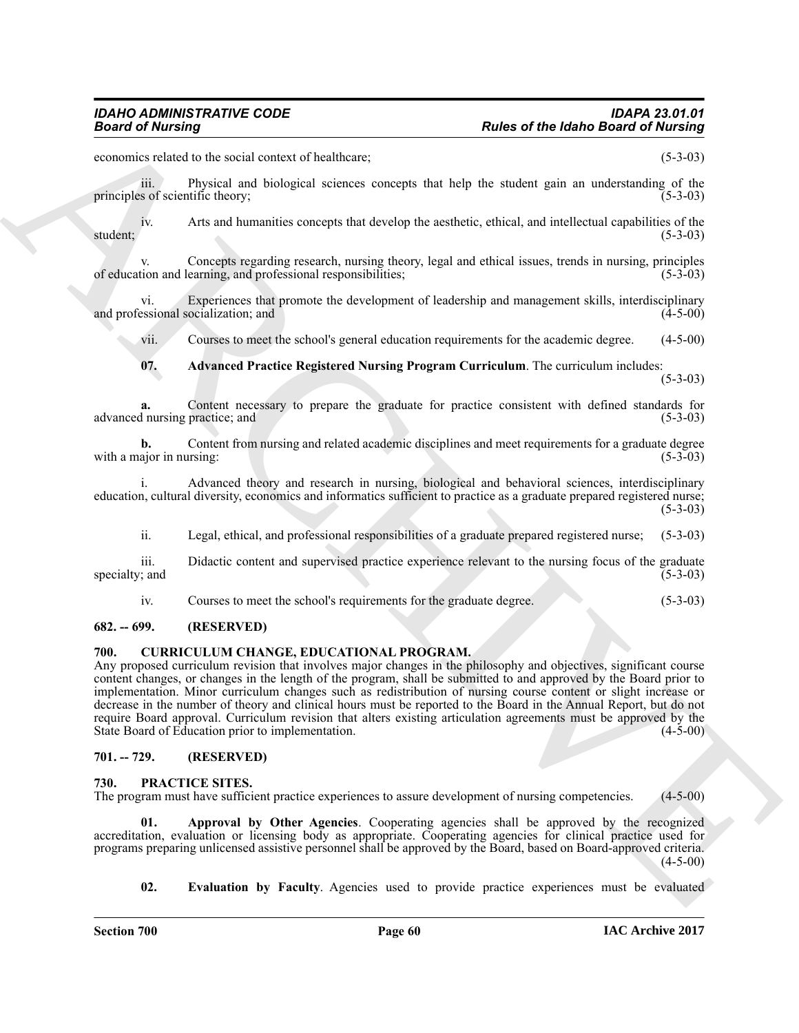economics related to the social context of healthcare; (5-3-03)

iii. Physical and biological sciences concepts that help the student gain an understanding of the principles of scientific theory; (5-3-03)

iv. Arts and humanities concepts that develop the aesthetic, ethical, and intellectual capabilities of the student; (5-3-03)

v. Concepts regarding research, nursing theory, legal and ethical issues, trends in nursing, principles of education and learning, and professional responsibilities; (5-3-03)

vi. Experiences that promote the development of leadership and management skills, interdisciplinary and professional socialization; and (4-5-00)

vii. Courses to meet the school's general education requirements for the academic degree. (4-5-00)

**07. Advanced Practice Registered Nursing Program Curriculum**. The curriculum includes: (5-3-03)

**a.** Content necessary to prepare the graduate for practice consistent with defined standards for advanced nursing practice; and (5-3-03)

**b.** Content from nursing and related academic disciplines and meet requirements for a graduate degree with a major in nursing: (5-3-03)

i. Advanced theory and research in nursing, biological and behavioral sciences, interdisciplinary education, cultural diversity, economics and informatics sufficient to practice as a graduate prepared registered nurse; (5-3-03)

ii. Legal, ethical, and professional responsibilities of a graduate prepared registered nurse; (5-3-03)

iii. Didactic content and supervised practice experience relevant to the nursing focus of the graduate specialty; and (5-3-03)

iv. Courses to meet the school's requirements for the graduate degree. (5-3-03)

## 682. -- 699. (RESERVED)

## 700. CURRICULUM CHANGE, EDUCATIONAL PROGRAM.

Any proposed curriculum revision that involves major changes in the philosophy and objectives, significant course content changes, or changes in the length of the program, shall be submitted to and approved by the Board prior to implementation. Minor curriculum changes such as redistribution of nursing course content or slight increase or decrease in the number of theory and clinical hours must be reported to the Board in the Annual Report, but do not require Board approval. Curriculum revision that alters existing articulation agreements must be approved by the State Board of Education prior to implementation. (4-5-00)

## 701. -- 729. (RESERVED)

## 730. PRACTICE SITES.

The program must have sufficient practice experiences to assure development of nursing competencies. (4-5-00)

**01. Approval by Other Agencies**. Cooperating agencies shall be approved by the recognized accreditation, evaluation or licensing body as appropriate. Cooperating agencies for clinical practice used for programs preparing unlicensed assistive personnel shall be approved by the Board, based on Board-approved criteria. (4-5-00)

**02. Evaluation by Faculty**. Agencies used to provide practice experiences must be evaluated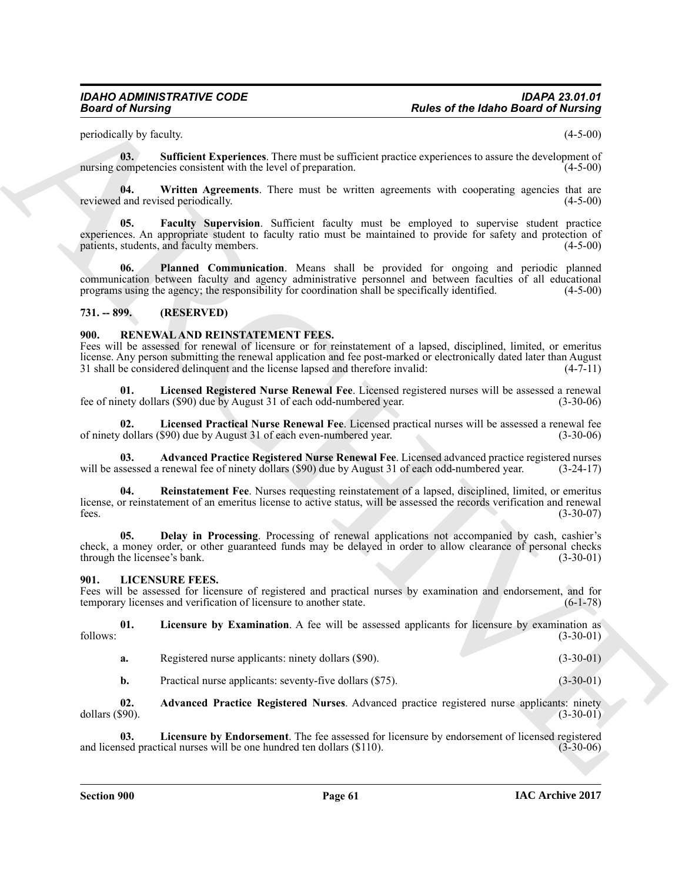periodically by faculty. (4-5-00)

**03. Sufficient Experiences**. There must be sufficient practice experiences to assure the development of nursing competencies consistent with the level of preparation. (4-5-00)

**04. Written Agreements**. There must be written agreements with cooperating agencies that are reviewed and revised periodically. (4-5-00)

**05. Faculty Supervision**. Sufficient faculty must be employed to supervise student practice experiences. An appropriate student to faculty ratio must be maintained to provide for safety and protection of patients, students, and faculty members. (4-5-00)

**06. Planned Communication**. Means shall be provided for ongoing and periodic planned communication between faculty and agency administrative personnel and between faculties of all educational programs using the agency; the responsibility for coordination shall be specifically identified. (4-5-00)

## 731. -- 899. (RESERVED)

## 900. RENEWAL AND REINSTATEMENT FEES.

Fees will be assessed for renewal of licensure or for reinstatement of a lapsed, disciplined, limited, or emeritus license. Any person submitting the renewal application and fee post-marked or electronically dated later than August 31 shall be considered delinquent and the license lapsed and therefore invalid: (4-7-11)

**01. Licensed Registered Nurse Renewal Fee**. Licensed registered nurses will be assessed a renewal fee of ninety dollars ($90) due by August 31 of each odd-numbered year. (3-30-06)

**02. Licensed Practical Nurse Renewal Fee**. Licensed practical nurses will be assessed a renewal fee of ninety dollars ($90) due by August 31 of each even-numbered year. (3-30-06)

**03. Advanced Practice Registered Nurse Renewal Fee**. Licensed advanced practice registered nurses will be assessed a renewal fee of ninety dollars ($90) due by August 31 of each odd-numbered year. (3-24-17)

**04. Reinstatement Fee**. Nurses requesting reinstatement of a lapsed, disciplined, limited, or emeritus license, or reinstatement of an emeritus license to active status, will be assessed the records verification and renewal fees. (3-30-07)

**05. Delay in Processing**. Processing of renewal applications not accompanied by cash, cashier's check, a money order, or other guaranteed funds may be delayed in order to allow clearance of personal checks through the licensee's bank. (3-30-01)

## 901. LICENSURE FEES.

Fees will be assessed for licensure of registered and practical nurses by examination and endorsement, and for temporary licenses and verification of licensure to another state. (6-1-78)

**01. Licensure by Examination**. A fee will be assessed applicants for licensure by examination as follows: (3-30-01)

**a.** Registered nurse applicants: ninety dollars ($90). (3-30-01)

**b.** Practical nurse applicants: seventy-five dollars ($75). (3-30-01)

**02. Advanced Practice Registered Nurses**. Advanced practice registered nurse applicants: ninety dollars ($90). (3-30-01)

**03. Licensure by Endorsement**. The fee assessed for licensure by endorsement of licensed registered and licensed practical nurses will be one hundred ten dollars ($110). (3-30-06)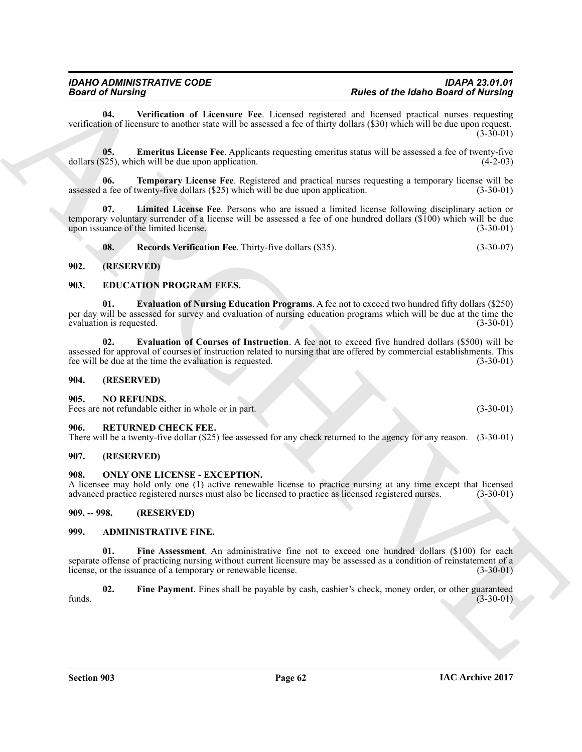**04. Verification of Licensure Fee**. Licensed registered and licensed practical nurses requesting verification of licensure to another state will be assessed a fee of thirty dollars ($30) which will be due upon request. (3-30-01)

**05. Emeritus License Fee**. Applicants requesting emeritus status will be assessed a fee of twenty-five dollars ($25), which will be due upon application. (4-2-03)

**06. Temporary License Fee**. Registered and practical nurses requesting a temporary license will be assessed a fee of twenty-five dollars ($25) which will be due upon application. (3-30-01)

**07. Limited License Fee**. Persons who are issued a limited license following disciplinary action or temporary voluntary surrender of a license will be assessed a fee of one hundred dollars ($100) which will be due upon issuance of the limited license. (3-30-01)

**08. Records Verification Fee**. Thirty-five dollars ($35). (3-30-07)

### 902. (RESERVED)

### 903. EDUCATION PROGRAM FEES.

**01. Evaluation of Nursing Education Programs**. A fee not to exceed two hundred fifty dollars ($250) per day will be assessed for survey and evaluation of nursing education programs which will be due at the time the evaluation is requested. (3-30-01)

**02. Evaluation of Courses of Instruction**. A fee not to exceed five hundred dollars ($500) will be assessed for approval of courses of instruction related to nursing that are offered by commercial establishments. This fee will be due at the time the evaluation is requested. (3-30-01)

### 904. (RESERVED)

### 905. NO REFUNDS.

Fees are not refundable either in whole or in part. (3-30-01)

### 906. RETURNED CHECK FEE.

There will be a twenty-five dollar ($25) fee assessed for any check returned to the agency for any reason. (3-30-01)

### 907. (RESERVED)

### 908. ONLY ONE LICENSE - EXCEPTION.

A licensee may hold only one (1) active renewable license to practice nursing at any time except that licensed advanced practice registered nurses must also be licensed to practice as licensed registered nurses. (3-30-01)

### 909. -- 998. (RESERVED)

### 999. ADMINISTRATIVE FINE.

**01. Fine Assessment**. An administrative fine not to exceed one hundred dollars ($100) for each separate offense of practicing nursing without current licensure may be assessed as a condition of reinstatement of a license, or the issuance of a temporary or renewable license. (3-30-01)

**02. Fine Payment**. Fines shall be payable by cash, cashier's check, money order, or other guaranteed funds. (3-30-01)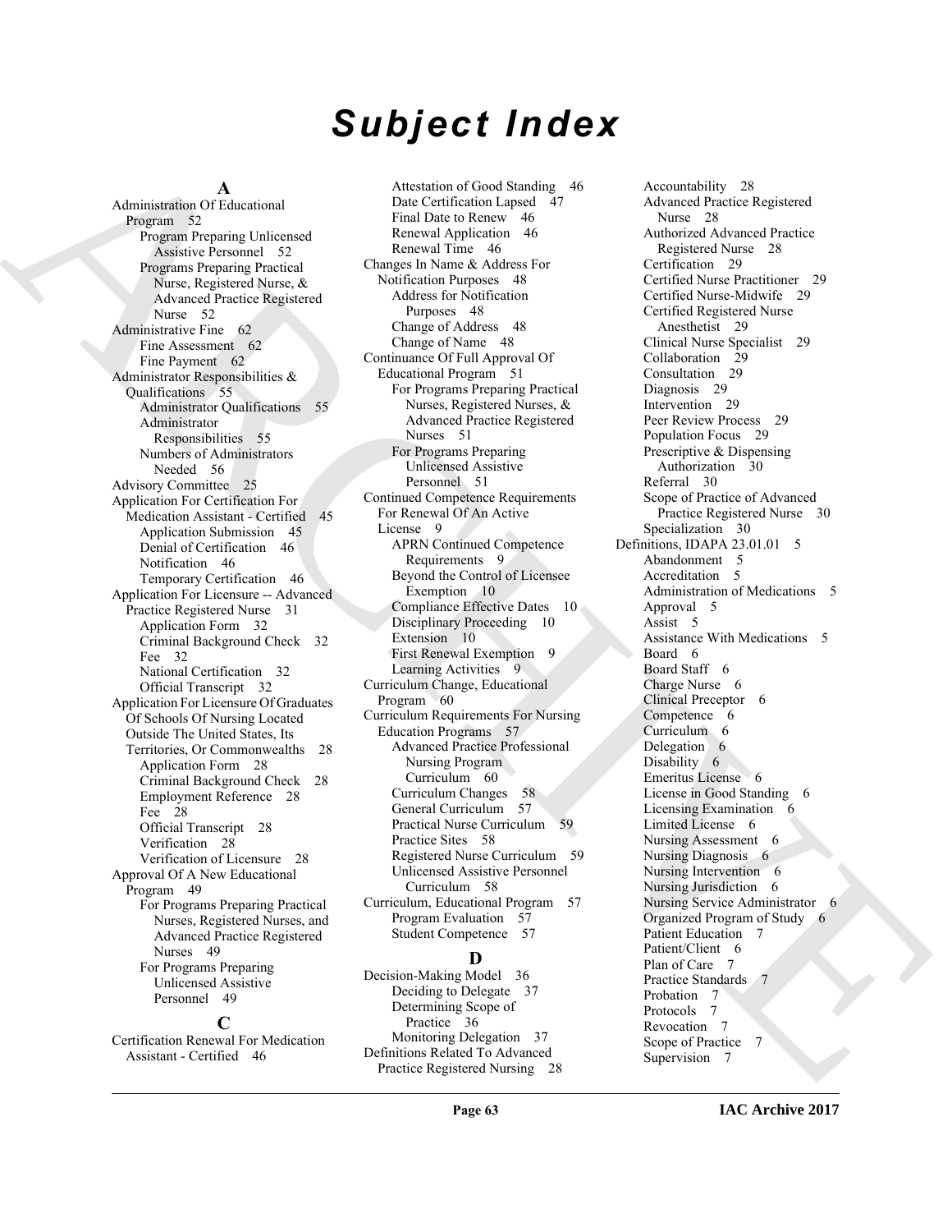# Subject Index

**A**

Administration Of Educational Program 52
- Program Preparing Unlicensed Assistive Personnel 52
- Programs Preparing Practical Nurse, Registered Nurse, & Advanced Practice Registered Nurse 52

Administrative Fine 62
- Fine Assessment 62
- Fine Payment 62

Administrator Responsibilities & Qualifications 55
- Administrator Qualifications 55
- Administrator Responsibilities 55
- Numbers of Administrators Needed 56

Advisory Committee 25

Application For Certification For Medication Assistant - Certified 45
- Application Submission 45
- Denial of Certification 46
- Notification 46
- Temporary Certification 46

Application For Licensure -- Advanced Practice Registered Nurse 31
- Application Form 32
- Criminal Background Check 32
- Fee 32
- National Certification 32
- Official Transcript 32

Application For Licensure Of Graduates Of Schools Of Nursing Located Outside The United States, Its Territories, Or Commonwealths 28
- Application Form 28
- Criminal Background Check 28
- Employment Reference 28
- Fee 28
- Official Transcript 28
- Verification 28
- Verification of Licensure 28

Approval Of A New Educational Program 49
- For Programs Preparing Practical Nurses, Registered Nurses, and Advanced Practice Registered Nurses 49
- For Programs Preparing Unlicensed Assistive Personnel 49

**C**

Certification Renewal For Medication Assistant - Certified 46
- Attestation of Good Standing 46
- Date Certification Lapsed 47
- Final Date to Renew 46
- Renewal Application 46
- Renewal Time 46

Changes In Name & Address For Notification Purposes 48
- Address for Notification Purposes 48
- Change of Address 48
- Change of Name 48

Continuance Of Full Approval Of Educational Program 51
- For Programs Preparing Practical Nurses, Registered Nurses, & Advanced Practice Registered Nurses 51
- For Programs Preparing Unlicensed Assistive Personnel 51

Continued Competence Requirements For Renewal Of An Active License 9
- APRN Continued Competence Requirements 9
- Beyond the Control of Licensee Exemption 10
- Compliance Effective Dates 10
- Disciplinary Proceeding 10
- Extension 10
- First Renewal Exemption 9
- Learning Activities 9

Curriculum Change, Educational Program 60

Curriculum Requirements For Nursing Education Programs 57
- Advanced Practice Professional Nursing Program Curriculum 60
- Curriculum Changes 58
- General Curriculum 57
- Practical Nurse Curriculum 59
- Practice Sites 58
- Registered Nurse Curriculum 59
- Unlicensed Assistive Personnel Curriculum 58

Curriculum, Educational Program 57
- Program Evaluation 57
- Student Competence 57

**D**

Decision-Making Model 36
- Deciding to Delegate 37
- Determining Scope of Practice 36
- Monitoring Delegation 37

Definitions Related To Advanced Practice Registered Nursing 28
- Accountability 28
- Advanced Practice Registered Nurse 28
- Authorized Advanced Practice Registered Nurse 28
- Certification 29
- Certified Nurse Practitioner 29
- Certified Nurse-Midwife 29
- Certified Registered Nurse Anesthetist 29
- Clinical Nurse Specialist 29
- Collaboration 29
- Consultation 29
- Diagnosis 29
- Intervention 29
- Peer Review Process 29
- Population Focus 29
- Prescriptive & Dispensing Authorization 30
- Referral 30
- Scope of Practice of Advanced Practice Registered Nurse 30
- Specialization 30

Definitions, IDAPA 23.01.01 5
- Abandonment 5
- Accreditation 5
- Administration of Medications 5
- Approval 5
- Assist 5
- Assistance With Medications 5
- Board 6
- Board Staff 6
- Charge Nurse 6
- Clinical Preceptor 6
- Competence 6
- Curriculum 6
- Delegation 6
- Disability 6
- Emeritus License 6
- License in Good Standing 6
- Licensing Examination 6
- Limited License 6
- Nursing Assessment 6
- Nursing Diagnosis 6
- Nursing Intervention 6
- Nursing Jurisdiction 6
- Nursing Service Administrator 6
- Organized Program of Study 6
- Patient Education 7
- Patient/Client 6
- Plan of Care 7
- Practice Standards 7
- Probation 7
- Protocols 7
- Revocation 7
- Scope of Practice 7
- Supervision 7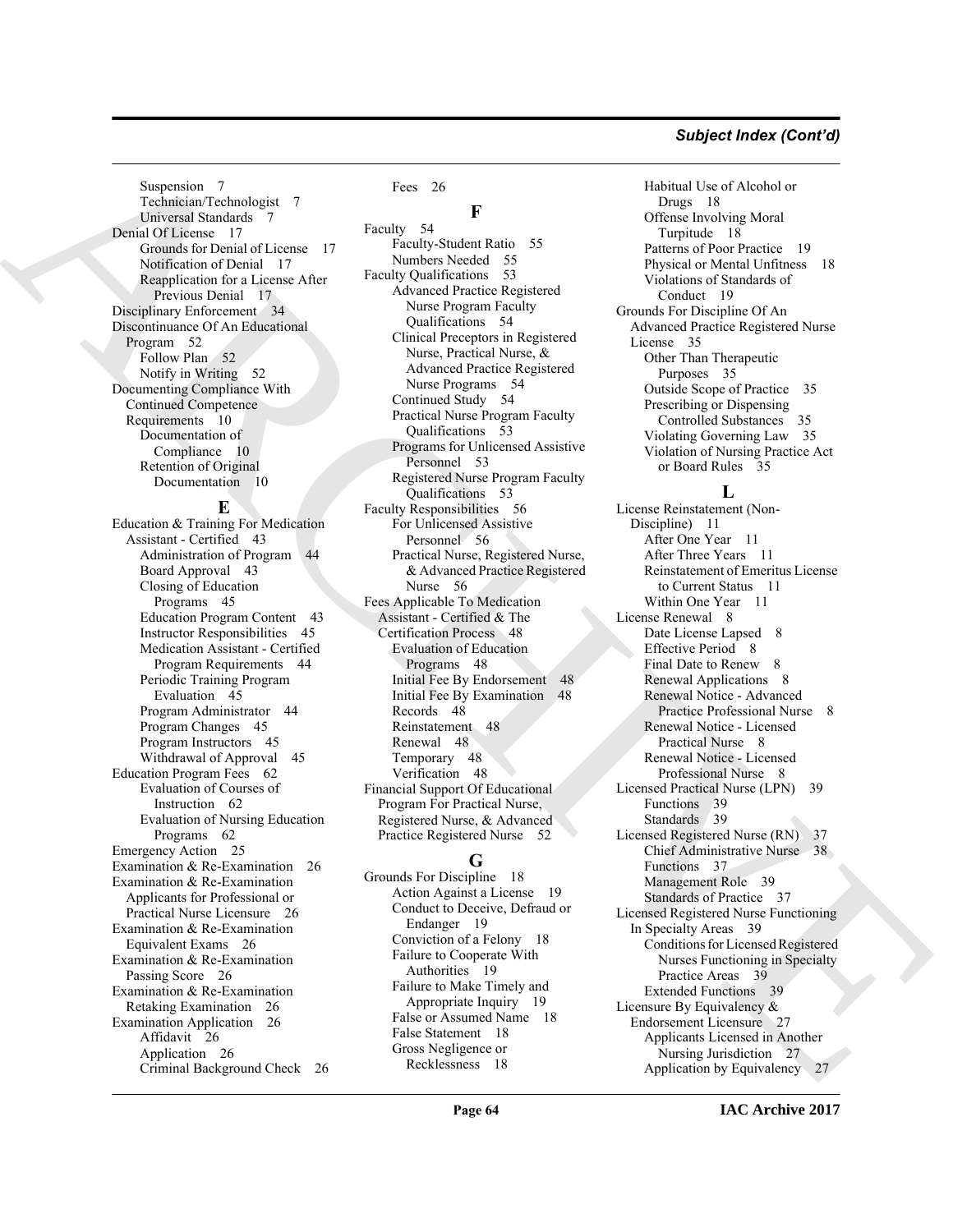Suspension 7
Technician/Technologist 7
Universal Standards 7

Denial Of License 17
Grounds for Denial of License 17
Notification of Denial 17
Reapplication for a License After Previous Denial 17

Disciplinary Enforcement 34

Discontinuance Of An Educational Program 52
Follow Plan 52
Notify in Writing 52

Documenting Compliance With Continued Competence Requirements 10
Documentation of Compliance 10
Retention of Original Documentation 10

## E

Education & Training For Medication Assistant - Certified 43
Administration of Program 44
Board Approval 43
Closing of Education Programs 45
Education Program Content 43
Instructor Responsibilities 45
Medication Assistant - Certified Program Requirements 44
Periodic Training Program Evaluation 45
Program Administrator 44
Program Changes 45
Program Instructors 45
Withdrawal of Approval 45

Education Program Fees 62
Evaluation of Courses of Instruction 62
Evaluation of Nursing Education Programs 62

Emergency Action 25

Examination & Re-Examination 26

Examination & Re-Examination Applicants for Professional or Practical Nurse Licensure 26

Examination & Re-Examination Equivalent Exams 26

Examination & Re-Examination Passing Score 26

Examination & Re-Examination Retaking Examination 26

Examination Application 26
Affidavit 26
Application 26
Criminal Background Check 26
Fees 26

## F

Faculty 54
Faculty-Student Ratio 55
Numbers Needed 55

Faculty Qualifications 53
Advanced Practice Registered Nurse Program Faculty Qualifications 54
Clinical Preceptors in Registered Nurse, Practical Nurse, & Advanced Practice Registered Nurse Programs 54
Continued Study 54
Practical Nurse Program Faculty Qualifications 53
Programs for Unlicensed Assistive Personnel 53
Registered Nurse Program Faculty Qualifications 53

Faculty Responsibilities 56
For Unlicensed Assistive Personnel 56
Practical Nurse, Registered Nurse, & Advanced Practice Registered Nurse 56

Fees Applicable To Medication Assistant - Certified & The Certification Process 48
Evaluation of Education Programs 48
Initial Fee By Endorsement 48
Initial Fee By Examination 48
Records 48
Reinstatement 48
Renewal 48
Temporary 48
Verification 48

Financial Support Of Educational Program For Practical Nurse, Registered Nurse, & Advanced Practice Registered Nurse 52

## G

Grounds For Discipline 18
Action Against a License 19
Conduct to Deceive, Defraud or Endanger 19
Conviction of a Felony 18
Failure to Cooperate With Authorities 19
Failure to Make Timely and Appropriate Inquiry 19
False or Assumed Name 18
False Statement 18
Gross Negligence or Recklessness 18
Habitual Use of Alcohol or Drugs 18
Offense Involving Moral Turpitude 18
Patterns of Poor Practice 19
Physical or Mental Unfitness 18
Violations of Standards of Conduct 19

Grounds For Discipline Of An Advanced Practice Registered Nurse License 35
Other Than Therapeutic Purposes 35
Outside Scope of Practice 35
Prescribing or Dispensing Controlled Substances 35
Violating Governing Law 35
Violation of Nursing Practice Act or Board Rules 35

## L

License Reinstatement (Non-Discipline) 11
After One Year 11
After Three Years 11
Reinstatement of Emeritus License to Current Status 11
Within One Year 11

License Renewal 8
Date License Lapsed 8
Effective Period 8
Final Date to Renew 8
Renewal Applications 8
Renewal Notice - Advanced Practice Professional Nurse 8
Renewal Notice - Licensed Practical Nurse 8
Renewal Notice - Licensed Professional Nurse 8

Licensed Practical Nurse (LPN) 39
Functions 39
Standards 39

Licensed Registered Nurse (RN) 37
Chief Administrative Nurse 38
Functions 37
Management Role 39
Standards of Practice 37

Licensed Registered Nurse Functioning In Specialty Areas 39
Conditions for Licensed Registered Nurses Functioning in Specialty Practice Areas 39
Extended Functions 39

Licensure By Equivalency & Endorsement Licensure 27
Applicants Licensed in Another Nursing Jurisdiction 27
Application by Equivalency 27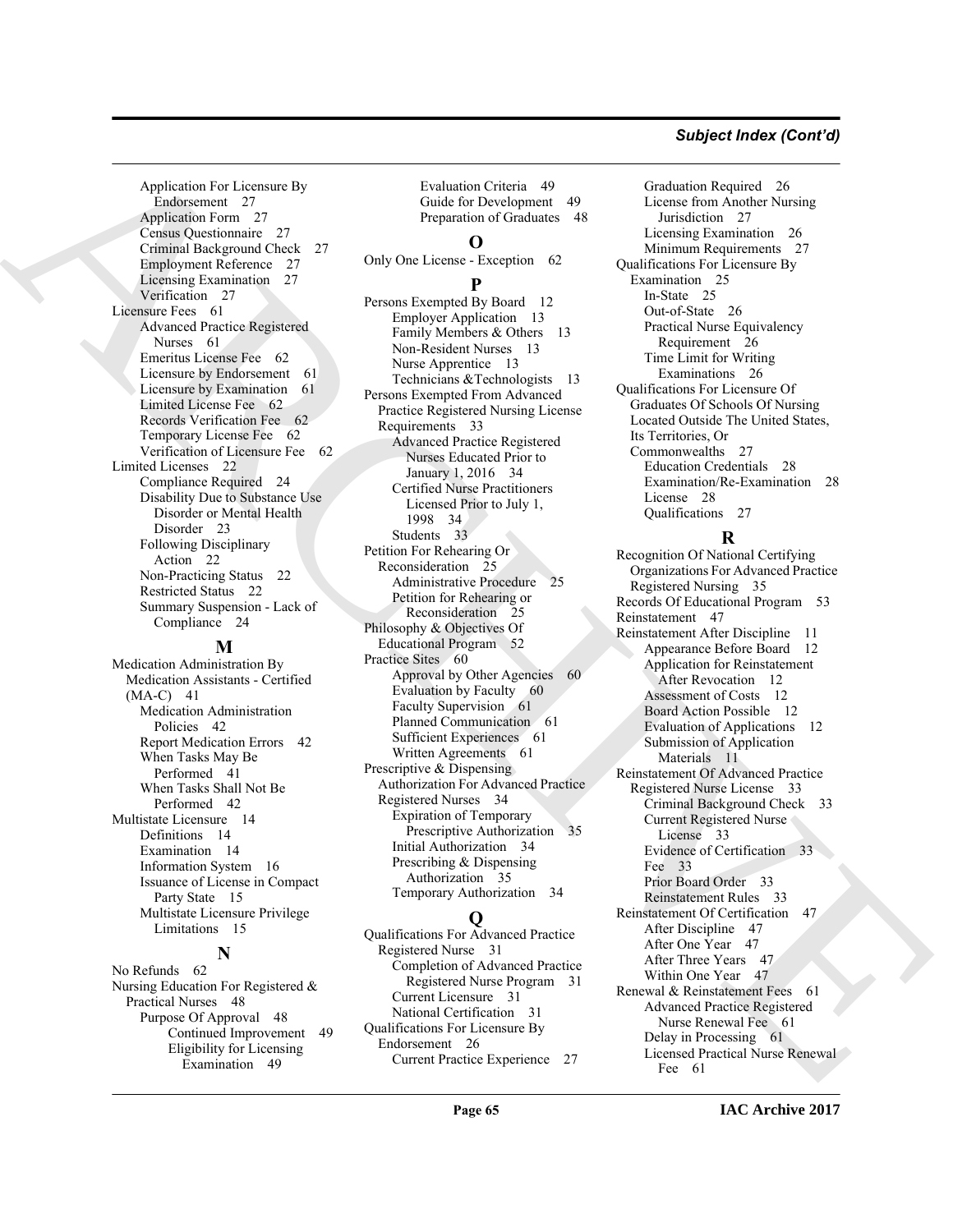Application For Licensure By Endorsement 27
- Application Form 27
- Census Questionnaire 27
- Criminal Background Check 27
- Employment Reference 27
- Licensing Examination 27
- Verification 27

Licensure Fees 61
- Advanced Practice Registered Nurses 61
- Emeritus License Fee 62
- Licensure by Endorsement 61
- Licensure by Examination 61
- Limited License Fee 62
- Records Verification Fee 62
- Temporary License Fee 62
- Verification of Licensure Fee 62

Limited Licenses 22
- Compliance Required 24
- Disability Due to Substance Use Disorder or Mental Health Disorder 23
- Following Disciplinary Action 22
- Non-Practicing Status 22
- Restricted Status 22
- Summary Suspension - Lack of Compliance 24

## M

Medication Administration By Medication Assistants - Certified (MA-C) 41
- Medication Administration Policies 42
- Report Medication Errors 42
- When Tasks May Be Performed 41
- When Tasks Shall Not Be Performed 42

Multistate Licensure 14
- Definitions 14
- Examination 14
- Information System 16
- Issuance of License in Compact Party State 15
- Multistate Licensure Privilege Limitations 15

## N

No Refunds 62

Nursing Education For Registered & Practical Nurses 48
- Purpose Of Approval 48
  - Continued Improvement 49
  - Eligibility for Licensing Examination 49
  - Evaluation Criteria 49
  - Guide for Development 49
  - Preparation of Graduates 48

## O

Only One License - Exception 62

## P

Persons Exempted By Board 12
- Employer Application 13
- Family Members & Others 13
- Non-Resident Nurses 13
- Nurse Apprentice 13
- Technicians &Technologists 13

Persons Exempted From Advanced Practice Registered Nursing License Requirements 33
- Advanced Practice Registered Nurses Educated Prior to January 1, 2016 34
- Certified Nurse Practitioners Licensed Prior to July 1, 1998 34
- Students 33

Petition For Rehearing Or Reconsideration 25
- Administrative Procedure 25
- Petition for Rehearing or Reconsideration 25

Philosophy & Objectives Of Educational Program 52

Practice Sites 60
- Approval by Other Agencies 60
- Evaluation by Faculty 60
- Faculty Supervision 61
- Planned Communication 61
- Sufficient Experiences 61
- Written Agreements 61

Prescriptive & Dispensing Authorization For Advanced Practice Registered Nurses 34
- Expiration of Temporary Prescriptive Authorization 35
- Initial Authorization 34
- Prescribing & Dispensing Authorization 35
- Temporary Authorization 34

## Q

Qualifications For Advanced Practice Registered Nurse 31
- Completion of Advanced Practice Registered Nurse Program 31
- Current Licensure 31
- National Certification 31

Qualifications For Licensure By Endorsement 26
- Current Practice Experience 27
- Graduation Required 26
- License from Another Nursing Jurisdiction 27
- Licensing Examination 26
- Minimum Requirements 27

Qualifications For Licensure By Examination 25
- In-State 25
- Out-of-State 26
- Practical Nurse Equivalency Requirement 26
- Time Limit for Writing Examinations 26

Qualifications For Licensure Of Graduates Of Schools Of Nursing Located Outside The United States, Its Territories, Or Commonwealths 27
- Education Credentials 28
- Examination/Re-Examination 28
- License 28
- Qualifications 27

## R

Recognition Of National Certifying Organizations For Advanced Practice Registered Nursing 35

Records Of Educational Program 53

Reinstatement 47

Reinstatement After Discipline 11
- Appearance Before Board 12
- Application for Reinstatement After Revocation 12
- Assessment of Costs 12
- Board Action Possible 12
- Evaluation of Applications 12
- Submission of Application Materials 11

Reinstatement Of Advanced Practice Registered Nurse License 33
- Criminal Background Check 33
- Current Registered Nurse License 33
- Evidence of Certification 33
- Fee 33
- Prior Board Order 33
- Reinstatement Rules 33

Reinstatement Of Certification 47
- After Discipline 47
- After One Year 47
- After Three Years 47
- Within One Year 47

Renewal & Reinstatement Fees 61
- Advanced Practice Registered Nurse Renewal Fee 61
- Delay in Processing 61
- Licensed Practical Nurse Renewal Fee 61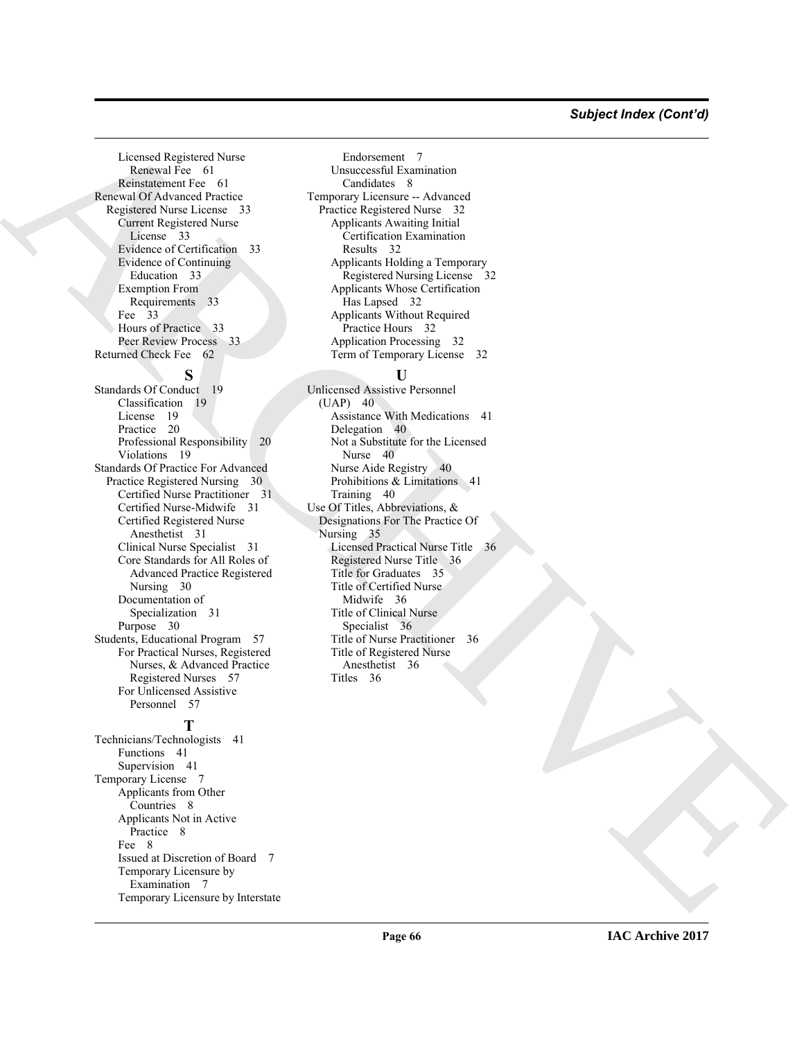Licensed Registered Nurse Renewal Fee 61
Reinstatement Fee 61

Renewal Of Advanced Practice Registered Nurse License 33
- Current Registered Nurse License 33
- Evidence of Certification 33
- Evidence of Continuing Education 33
- Exemption From Requirements 33
- Fee 33
- Hours of Practice 33
- Peer Review Process 33

Returned Check Fee 62

## S

Standards Of Conduct 19
- Classification 19
- License 19
- Practice 20
- Professional Responsibility 20
- Violations 19

Standards Of Practice For Advanced Practice Registered Nursing 30
- Certified Nurse Practitioner 31
- Certified Nurse-Midwife 31
- Certified Registered Nurse Anesthetist 31
- Clinical Nurse Specialist 31
- Core Standards for All Roles of Advanced Practice Registered Nursing 30
- Documentation of Specialization 31
- Purpose 30

Students, Educational Program 57
- For Practical Nurses, Registered Nurses, & Advanced Practice Registered Nurses 57
- For Unlicensed Assistive Personnel 57

## T

Technicians/Technologists 41
- Functions 41
- Supervision 41

Temporary License 7
- Applicants from Other Countries 8
- Applicants Not in Active Practice 8
- Fee 8
- Issued at Discretion of Board 7
- Temporary Licensure by Examination 7
- Temporary Licensure by Interstate Endorsement 7
- Unsuccessful Examination Candidates 8

Temporary Licensure -- Advanced Practice Registered Nurse 32
- Applicants Awaiting Initial Certification Examination Results 32
- Applicants Holding a Temporary Registered Nursing License 32
- Applicants Whose Certification Has Lapsed 32
- Applicants Without Required Practice Hours 32
- Application Processing 32
- Term of Temporary License 32

## U

Unlicensed Assistive Personnel (UAP) 40
- Assistance With Medications 41
- Delegation 40
- Not a Substitute for the Licensed Nurse 40
- Nurse Aide Registry 40
- Prohibitions & Limitations 41
- Training 40

Use Of Titles, Abbreviations, & Designations For The Practice Of Nursing 35
- Licensed Practical Nurse Title 36
- Registered Nurse Title 36
- Title for Graduates 35
- Title of Certified Nurse Midwife 36
- Title of Clinical Nurse Specialist 36
- Title of Nurse Practitioner 36
- Title of Registered Nurse Anesthetist 36
- Titles 36